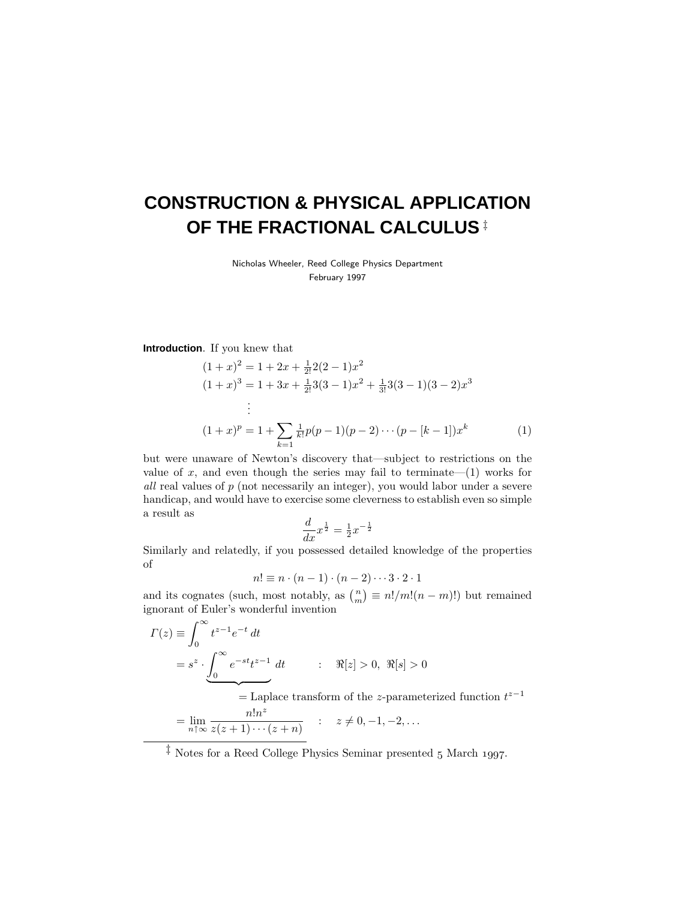# CONSTRUCTION & PHYSICAL APPLICATION OF THE FRACTIONAL CALCULUS [‡]

Nicholas Wheeler, Reed College Physics Department
February 1997

**Introduction**. If you knew that

$$
\begin{aligned}
(1+x)^2 &= 1 + 2x + \tfrac{1}{2!}2(2-1)x^2 \\
(1+x)^3 &= 1 + 3x + \tfrac{1}{2!}3(3-1)x^2 + \tfrac{1}{3!}3(3-1)(3-2)x^3 \\
&\;\;\vdots \\
(1+x)^p &= 1 + \sum_{k=1} \tfrac{1}{k!}p(p-1)(p-2)\cdots(p-[k-1])x^k
\end{aligned}
\tag{1}
$$

but were unaware of Newton's discovery that—subject to restrictions on the value of $x$, and even though the series may fail to terminate—(1) works for *all* real values of $p$ (not necessarily an integer), you would labor under a severe handicap, and would have to exercise some cleverness to establish even so simple a result as

$$
\frac{d}{dx}x^{\frac{1}{2}} = \tfrac{1}{2}x^{-\frac{1}{2}}
$$

Similarly and relatedly, if you possessed detailed knowledge of the properties of

$$
n! \equiv n \cdot (n-1) \cdot (n-2) \cdots 3 \cdot 2 \cdot 1
$$

and its cognates (such, most notably, as $\binom{n}{m} \equiv n!/m!(n-m)!$) but remained ignorant of Euler's wonderful invention

$$
\begin{aligned}
\Gamma(z) &\equiv \int_0^\infty t^{z-1}e^{-t}\,dt \\
&= s^z \cdot \underbrace{\int_0^\infty e^{-st}t^{z-1}\,dt}_{} \qquad : \quad \Re[z] > 0,\ \Re[s] > 0 \\
&\qquad\qquad = \text{Laplace transform of the } z\text{-parameterized function } t^{z-1} \\
&= \lim_{n\uparrow\infty} \frac{n!n^z}{z(z+1)\cdots(z+n)} \qquad : \quad z \neq 0, -1, -2, \ldots
\end{aligned}
$$

[‡] Notes for a Reed College Physics Seminar presented 5 March 1997.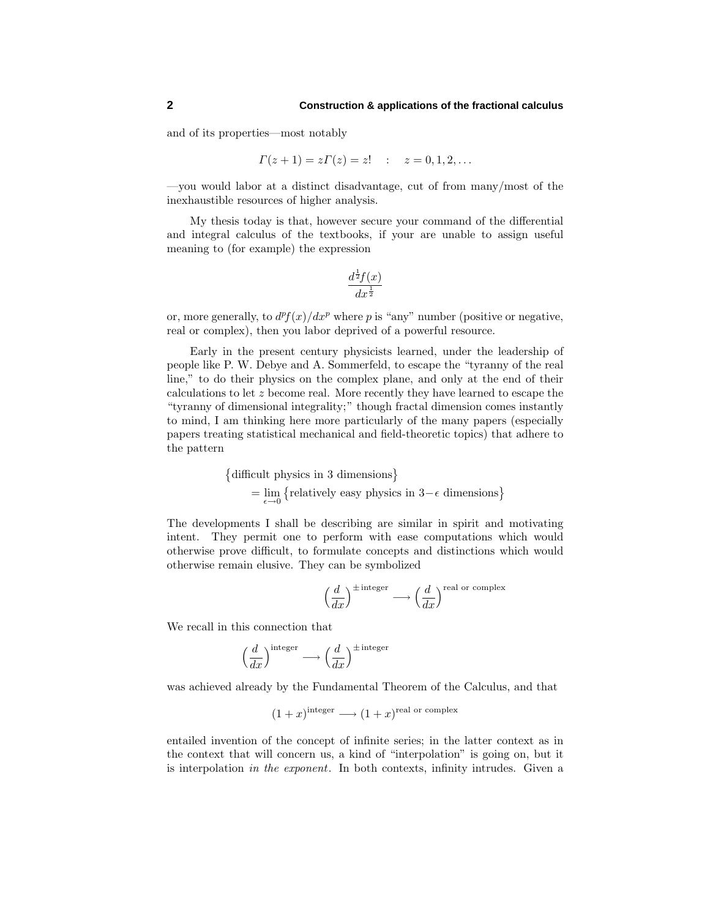and of its properties—most notably

$$\Gamma(z+1) = z\Gamma(z) = z! \quad : \quad z = 0, 1, 2, \ldots$$

—you would labor at a distinct disadvantage, cut of from many/most of the inexhaustible resources of higher analysis.

My thesis today is that, however secure your command of the differential and integral calculus of the textbooks, if your are unable to assign useful meaning to (for example) the expression

$$\frac{d^{\frac{1}{2}}f(x)}{dx^{\frac{1}{2}}}$$

or, more generally, to $d^p f(x)/dx^p$ where $p$ is "any" number (positive or negative, real or complex), then you labor deprived of a powerful resource.

Early in the present century physicists learned, under the leadership of people like P. W. Debye and A. Sommerfeld, to escape the "tyranny of the real line," to do their physics on the complex plane, and only at the end of their calculations to let $z$ become real. More recently they have learned to escape the "tyranny of dimensional integrality;" though fractal dimension comes instantly to mind, I am thinking here more particularly of the many papers (especially papers treating statistical mechanical and field-theoretic topics) that adhere to the pattern

$$\begin{aligned}&\big\{\text{difficult physics in 3 dimensions}\big\}\\ &\qquad = \lim_{\epsilon\to 0}\big\{\text{relatively easy physics in } 3-\epsilon \text{ dimensions}\big\}\end{aligned}$$

The developments I shall be describing are similar in spirit and motivating intent. They permit one to perform with ease computations which would otherwise prove difficult, to formulate concepts and distinctions which would otherwise remain elusive. They can be symbolized

$$\Big(\frac{d}{dx}\Big)^{\pm\,\text{integer}} \longrightarrow \Big(\frac{d}{dx}\Big)^{\text{real or complex}}$$

We recall in this connection that

$$\Big(\frac{d}{dx}\Big)^{\text{integer}} \longrightarrow \Big(\frac{d}{dx}\Big)^{\pm\,\text{integer}}$$

was achieved already by the Fundamental Theorem of the Calculus, and that

$$(1+x)^{\text{integer}} \longrightarrow (1+x)^{\text{real or complex}}$$

entailed invention of the concept of infinite series; in the latter context as in the context that will concern us, a kind of "interpolation" is going on, but it is interpolation *in the exponent*. In both contexts, infinity intrudes. Given a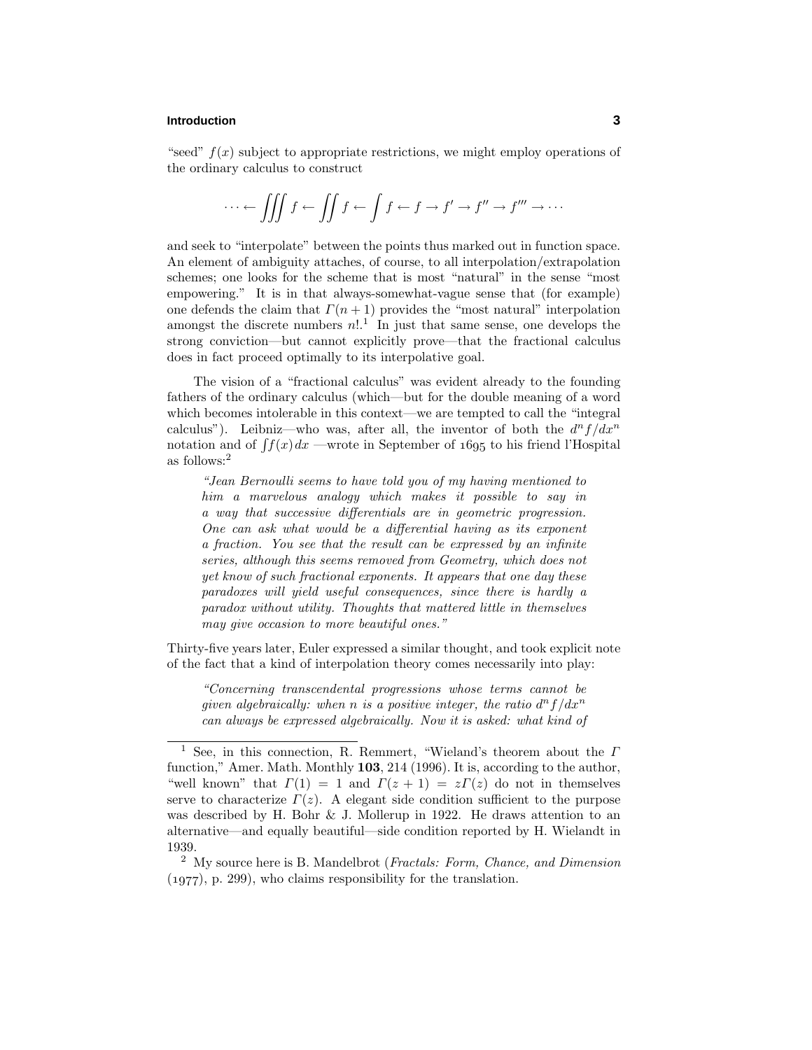"seed" $f(x)$ subject to appropriate restrictions, we might employ operations of the ordinary calculus to construct

$$\cdots \leftarrow \iiint f \leftarrow \iint f \leftarrow \int f \leftarrow f \rightarrow f' \rightarrow f'' \rightarrow f''' \rightarrow \cdots$$

and seek to "interpolate" between the points thus marked out in function space. An element of ambiguity attaches, of course, to all interpolation/extrapolation schemes; one looks for the scheme that is most "natural" in the sense "most empowering." It is in that always-somewhat-vague sense that (for example) one defends the claim that $\Gamma(n+1)$ provides the "most natural" interpolation amongst the discrete numbers $n!$.[1] In just that same sense, one develops the strong conviction—but cannot explicitly prove—that the fractional calculus does in fact proceed optimally to its interpolative goal.

The vision of a "fractional calculus" was evident already to the founding fathers of the ordinary calculus (which—but for the double meaning of a word which becomes intolerable in this context—we are tempted to call the "integral calculus"). Leibniz—who was, after all, the inventor of both the $d^n f/dx^n$ notation and of $\int f(x)\,dx$ —wrote in September of 1695 to his friend l'Hospital as follows:[2]

> *"Jean Bernoulli seems to have told you of my having mentioned to him a marvelous analogy which makes it possible to say in a way that successive differentials are in geometric progression. One can ask what would be a differential having as its exponent a fraction. You see that the result can be expressed by an infinite series, although this seems removed from Geometry, which does not yet know of such fractional exponents. It appears that one day these paradoxes will yield useful consequences, since there is hardly a paradox without utility. Thoughts that mattered little in themselves may give occasion to more beautiful ones."*

Thirty-five years later, Euler expressed a similar thought, and took explicit note of the fact that a kind of interpolation theory comes necessarily into play:

> *"Concerning transcendental progressions whose terms cannot be given algebraically: when n is a positive integer, the ratio $d^n f/dx^n$ can always be expressed algebraically. Now it is asked: what kind of*

---

[1] See, in this connection, R. Remmert, "Wieland's theorem about the $\Gamma$ function," Amer. Math. Monthly **103**, 214 (1996). It is, according to the author, "well known" that $\Gamma(1) = 1$ and $\Gamma(z+1) = z\Gamma(z)$ do not in themselves serve to characterize $\Gamma(z)$. A elegant side condition sufficient to the purpose was described by H. Bohr & J. Mollerup in 1922. He draws attention to an alternative—and equally beautiful—side condition reported by H. Wielandt in 1939.

[2] My source here is B. Mandelbrot (*Fractals: Form, Chance, and Dimension* (1977), p. 299), who claims responsibility for the translation.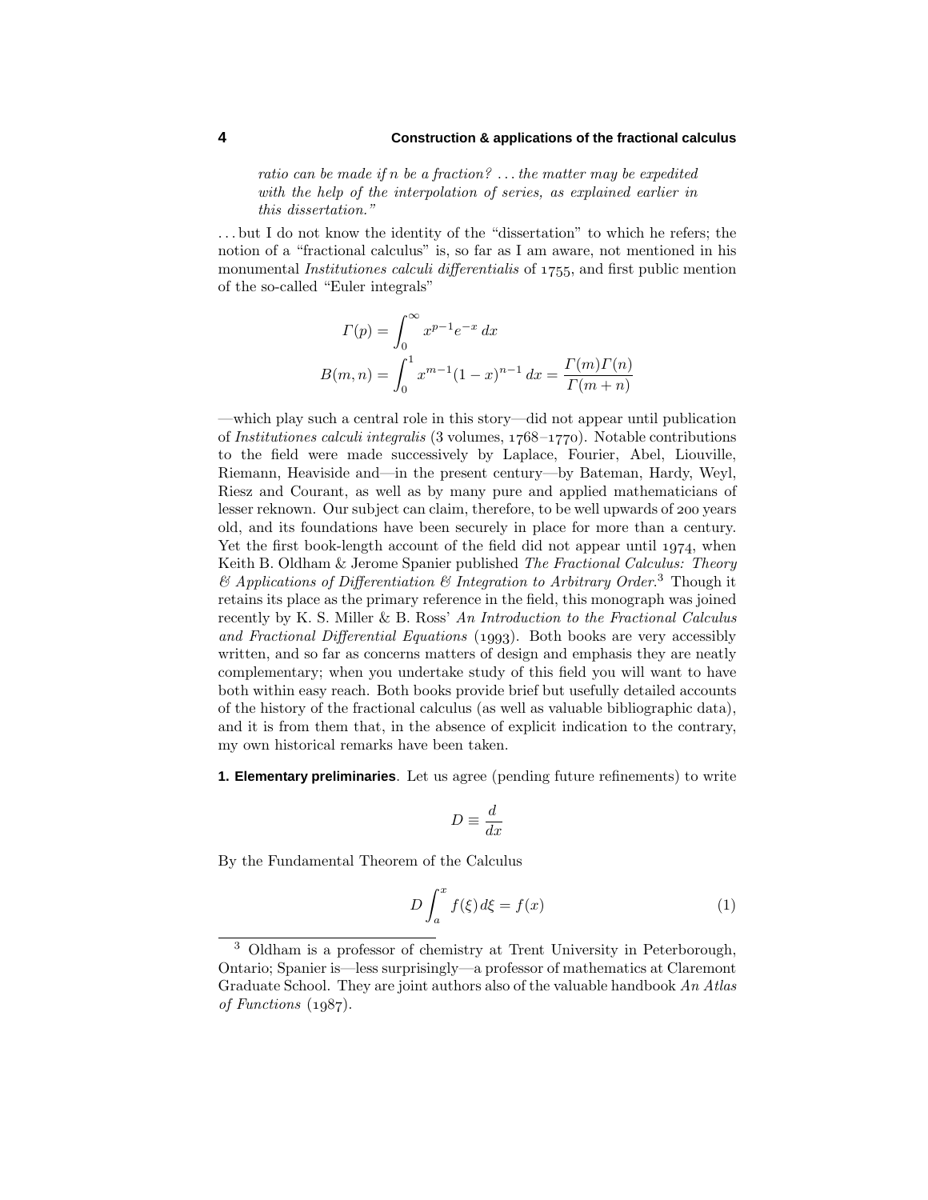*ratio can be made if n be a fraction? ... the matter may be expedited with the help of the interpolation of series, as explained earlier in this dissertation."*

... but I do not know the identity of the "dissertation" to which he refers; the notion of a "fractional calculus" is, so far as I am aware, not mentioned in his monumental *Institutiones calculi differentialis* of 1755, and first public mention of the so-called "Euler integrals"

$$\Gamma(p) = \int_0^\infty x^{p-1} e^{-x}\, dx$$

$$B(m,n) = \int_0^1 x^{m-1}(1-x)^{n-1}\, dx = \frac{\Gamma(m)\Gamma(n)}{\Gamma(m+n)}$$

—which play such a central role in this story—did not appear until publication of *Institutiones calculi integralis* (3 volumes, 1768–1770). Notable contributions to the field were made successively by Laplace, Fourier, Abel, Liouville, Riemann, Heaviside and—in the present century—by Bateman, Hardy, Weyl, Riesz and Courant, as well as by many pure and applied mathematicians of lesser reknown. Our subject can claim, therefore, to be well upwards of 200 years old, and its foundations have been securely in place for more than a century. Yet the first book-length account of the field did not appear until 1974, when Keith B. Oldham & Jerome Spanier published *The Fractional Calculus: Theory & Applications of Differentiation & Integration to Arbitrary Order*.[3] Though it retains its place as the primary reference in the field, this monograph was joined recently by K. S. Miller & B. Ross' *An Introduction to the Fractional Calculus and Fractional Differential Equations* (1993). Both books are very accessibly written, and so far as concerns matters of design and emphasis they are neatly complementary; when you undertake study of this field you will want to have both within easy reach. Both books provide brief but usefully detailed accounts of the history of the fractional calculus (as well as valuable bibliographic data), and it is from them that, in the absence of explicit indication to the contrary, my own historical remarks have been taken.

**1. Elementary preliminaries**. Let us agree (pending future refinements) to write

$$D \equiv \frac{d}{dx}$$

By the Fundamental Theorem of the Calculus

$$D \int_a^x f(\xi)\, d\xi = f(x) \tag{1}$$

[3] Oldham is a professor of chemistry at Trent University in Peterborough, Ontario; Spanier is—less surprisingly—a professor of mathematics at Claremont Graduate School. They are joint authors also of the valuable handbook *An Atlas of Functions* (1987).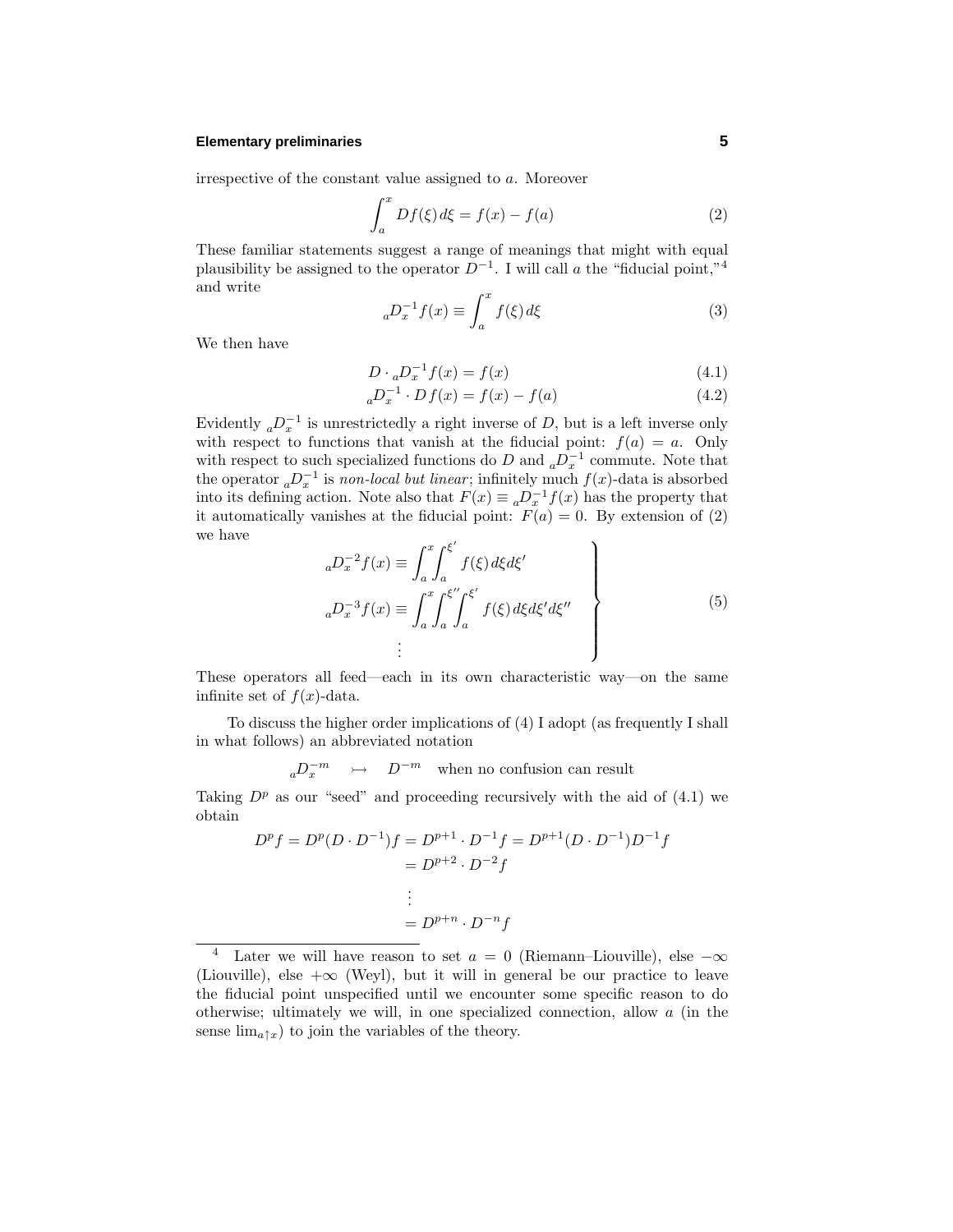irrespective of the constant value assigned to $a$. Moreover

$$\int_a^x Df(\xi)\,d\xi = f(x) - f(a) \tag{2}$$

These familiar statements suggest a range of meanings that might with equal plausibility be assigned to the operator $D^{-1}$. I will call $a$ the "fiducial point,"[4] and write

$${}_aD_x^{-1} f(x) \equiv \int_a^x f(\xi)\,d\xi \tag{3}$$

We then have

$$D \cdot {}_aD_x^{-1} f(x) = f(x) \tag{4.1}$$

$${}_aD_x^{-1} \cdot D\,f(x) = f(x) - f(a) \tag{4.2}$$

Evidently ${}_aD_x^{-1}$ is unrestrictedly a right inverse of $D$, but is a left inverse only with respect to functions that vanish at the fiducial point: $f(a) = a$. Only with respect to such specialized functions do $D$ and ${}_aD_x^{-1}$ commute. Note that the operator ${}_aD_x^{-1}$ is *non-local but linear*; infinitely much $f(x)$-data is absorbed into its defining action. Note also that $F(x) \equiv {}_aD_x^{-1} f(x)$ has the property that it automatically vanishes at the fiducial point: $F(a) = 0$. By extension of (2) we have

$$\left.\begin{aligned}
{}_aD_x^{-2} f(x) &\equiv \int_a^x \!\!\int_a^{\xi'} f(\xi)\,d\xi d\xi' \\
{}_aD_x^{-3} f(x) &\equiv \int_a^x \!\!\int_a^{\xi''} \!\!\int_a^{\xi'} f(\xi)\,d\xi d\xi' d\xi'' \\
&\;\;\vdots
\end{aligned}\right\} \tag{5}$$

These operators all feed—each in its own characteristic way—on the same infinite set of $f(x)$-data.

To discuss the higher order implications of (4) I adopt (as frequently I shall in what follows) an abbreviated notation

$${}_aD_x^{-m} \quad \rightarrowtail \quad D^{-m} \quad \text{when no confusion can result}$$

Taking $D^p$ as our "seed" and proceeding recursively with the aid of (4.1) we obtain

$$\begin{aligned}
D^p f = D^p(D \cdot D^{-1}) f &= D^{p+1} \cdot D^{-1} f = D^{p+1}(D \cdot D^{-1}) D^{-1} f \\
&= D^{p+2} \cdot D^{-2} f \\
&\;\;\vdots \\
&= D^{p+n} \cdot D^{-n} f
\end{aligned}$$

---

[4] Later we will have reason to set $a = 0$ (Riemann–Liouville), else $-\infty$ (Liouville), else $+\infty$ (Weyl), but it will in general be our practice to leave the fiducial point unspecified until we encounter some specific reason to do otherwise; ultimately we will, in one specialized connection, allow $a$ (in the sense $\lim_{a\uparrow x}$) to join the variables of the theory.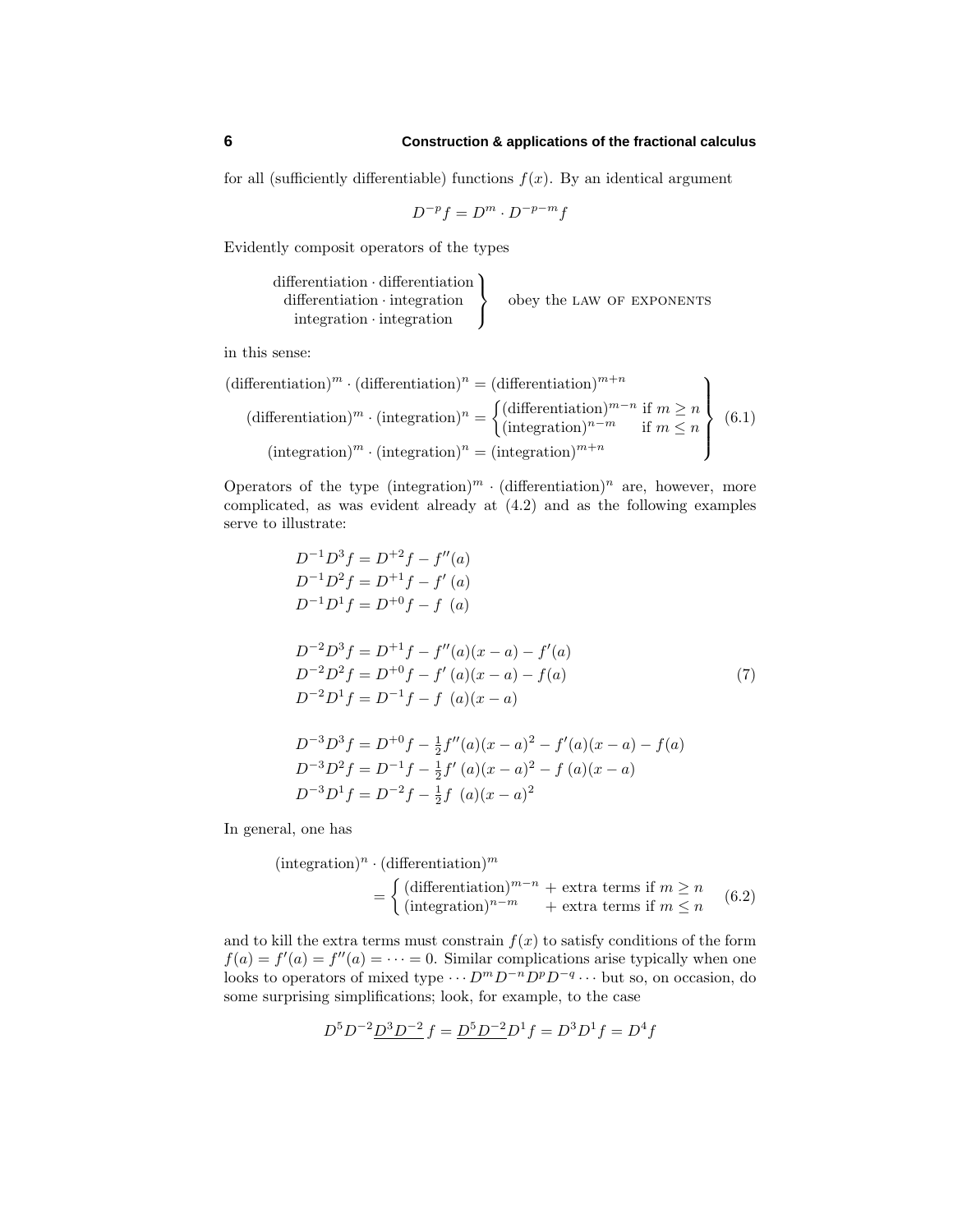for all (sufficiently differentiable) functions $f(x)$. By an identical argument

$$D^{-p}f = D^m \cdot D^{-p-m}f$$

Evidently composit operators of the types

$$\left.\begin{array}{c}\text{differentiation}\cdot\text{differentiation}\\ \text{differentiation}\cdot\text{integration}\\ \text{integration}\cdot\text{integration}\end{array}\right\}\quad\text{obey the LAW OF EXPONENTS}$$

in this sense:

$$\left.\begin{aligned}(\text{differentiation})^m\cdot(\text{differentiation})^n &= (\text{differentiation})^{m+n}\\ (\text{differentiation})^m\cdot(\text{integration})^n &= \begin{cases}(\text{differentiation})^{m-n} & \text{if } m\geq n\\ (\text{integration})^{n-m} & \text{if } m\leq n\end{cases}\\ (\text{integration})^m\cdot(\text{integration})^n &= (\text{integration})^{m+n}\end{aligned}\right\}\tag{6.1}$$

Operators of the type $(\text{integration})^m\cdot(\text{differentiation})^n$ are, however, more complicated, as was evident already at (4.2) and as the following examples serve to illustrate:

$$\begin{aligned}
D^{-1}D^3f &= D^{+2}f - f''(a)\\
D^{-1}D^2f &= D^{+1}f - f'(a)\\
D^{-1}D^1f &= D^{+0}f - f(a)\\[1em]
D^{-2}D^3f &= D^{+1}f - f''(a)(x-a) - f'(a)\\
D^{-2}D^2f &= D^{+0}f - f'(a)(x-a) - f(a)\\
D^{-2}D^1f &= D^{-1}f - f(a)(x-a)\\[1em]
D^{-3}D^3f &= D^{+0}f - \tfrac{1}{2}f''(a)(x-a)^2 - f'(a)(x-a) - f(a)\\
D^{-3}D^2f &= D^{-1}f - \tfrac{1}{2}f'(a)(x-a)^2 - f(a)(x-a)\\
D^{-3}D^1f &= D^{-2}f - \tfrac{1}{2}f(a)(x-a)^2
\end{aligned}\tag{7}$$

In general, one has

$$(\text{integration})^n\cdot(\text{differentiation})^m = \begin{cases}(\text{differentiation})^{m-n} + \text{extra terms if } m\geq n\\ (\text{integration})^{n-m} \quad\; + \text{extra terms if } m\leq n\end{cases}\tag{6.2}$$

and to kill the extra terms must constrain $f(x)$ to satisfy conditions of the form $f(a) = f'(a) = f''(a) = \cdots = 0$. Similar complications arise typically when one looks to operators of mixed type $\cdots D^mD^{-n}D^pD^{-q}\cdots$ but so, on occasion, do some surprising simplifications; look, for example, to the case

$$D^5D^{-2}\underline{D^3D^{-2}}\,f = \underline{D^5D^{-2}}D^1f = D^3D^1f = D^4f$$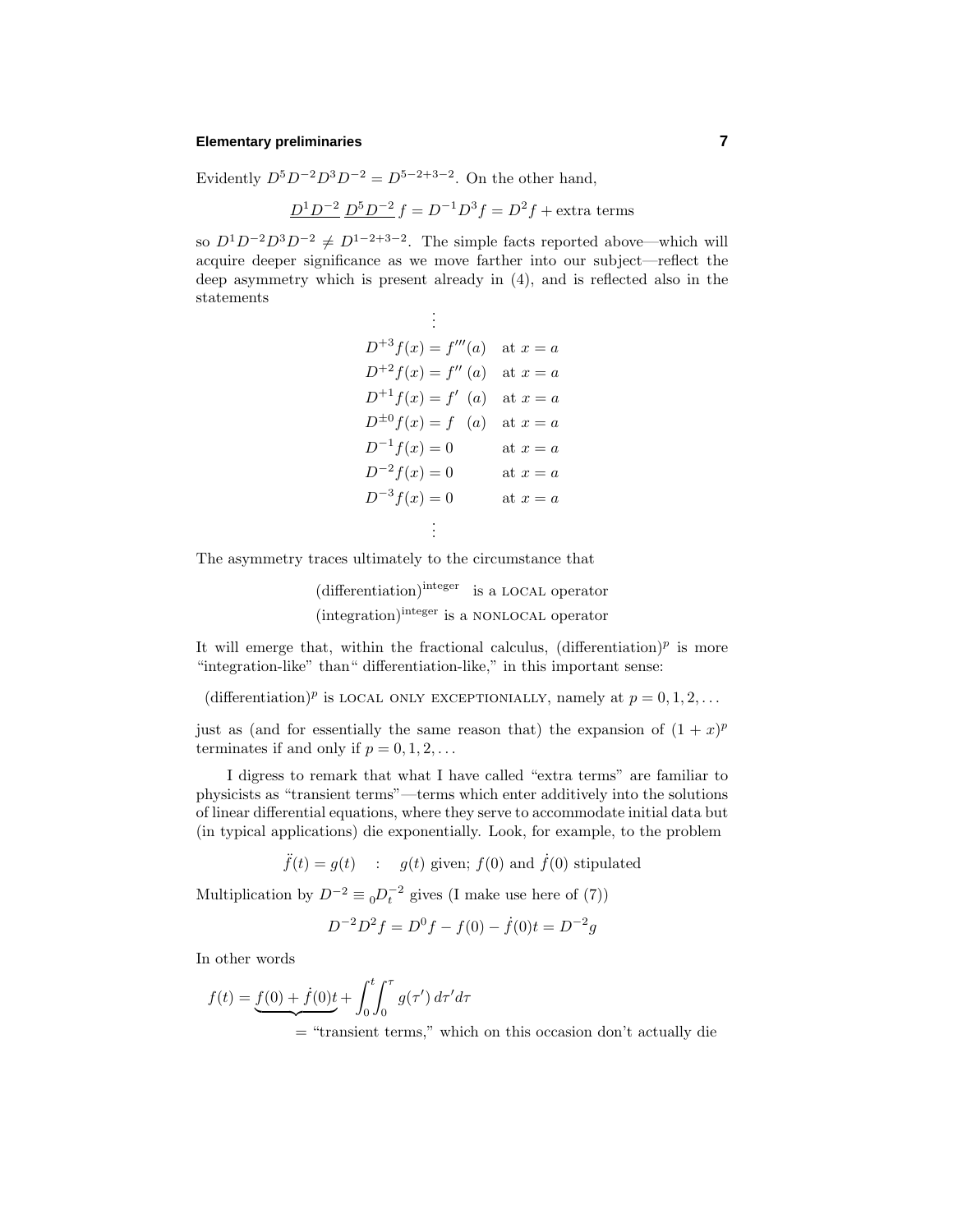Evidently $D^5D^{-2}D^3D^{-2} = D^{5-2+3-2}$. On the other hand,

$$\underline{D^1D^{-2}}\,\underline{D^5D^{-2}}\,f = D^{-1}D^3 f = D^2 f + \text{extra terms}$$

so $D^1D^{-2}D^3D^{-2} \neq D^{1-2+3-2}$. The simple facts reported above—which will acquire deeper significance as we move farther into our subject—reflect the deep asymmetry which is present already in (4), and is reflected also in the statements

$$\begin{array}{ll}
\vdots & \\
D^{+3}f(x) = f'''(a) & \text{at } x = a\\
D^{+2}f(x) = f''\,(a) & \text{at } x = a\\
D^{+1}f(x) = f'\;\,(a) & \text{at } x = a\\
D^{\pm 0}f(x) = f\;\;\,(a) & \text{at } x = a\\
D^{-1}f(x) = 0 & \text{at } x = a\\
D^{-2}f(x) = 0 & \text{at } x = a\\
D^{-3}f(x) = 0 & \text{at } x = a\\
\vdots &
\end{array}$$

The asymmetry traces ultimately to the circumstance that

$$\begin{array}{l}
(\text{differentiation})^{\text{integer}} \;\;\text{is a LOCAL operator}\\
(\text{integration})^{\text{integer}} \;\text{is a NONLOCAL operator}
\end{array}$$

It will emerge that, within the fractional calculus, $(\text{differentiation})^p$ is more "integration-like" than "differentiation-like," in this important sense:

$(\text{differentiation})^p$ is LOCAL ONLY EXCEPTIONALLY, namely at $p = 0, 1, 2, \ldots$

just as (and for essentially the same reason that) the expansion of $(1 + x)^p$ terminates if and only if $p = 0, 1, 2, \ldots$

I digress to remark that what I have called "extra terms" are familiar to physicists as "transient terms"—terms which enter additively into the solutions of linear differential equations, where they serve to accommodate initial data but (in typical applications) die exponentially. Look, for example, to the problem

$$\ddot{f}(t) = g(t) \quad : \quad g(t) \text{ given; } f(0) \text{ and } \dot{f}(0) \text{ stipulated}$$

Multiplication by $D^{-2} \equiv {}_0D_t^{-2}$ gives (I make use here of (7))

$$D^{-2}D^2 f = D^0 f - f(0) - \dot{f}(0)t = D^{-2}g$$

In other words

$$f(t) = \underbrace{f(0) + \dot{f}(0)t}_{} + \int_0^t\!\!\int_0^\tau g(\tau')\,d\tau' d\tau$$

= "transient terms," which on this occasion don't actually die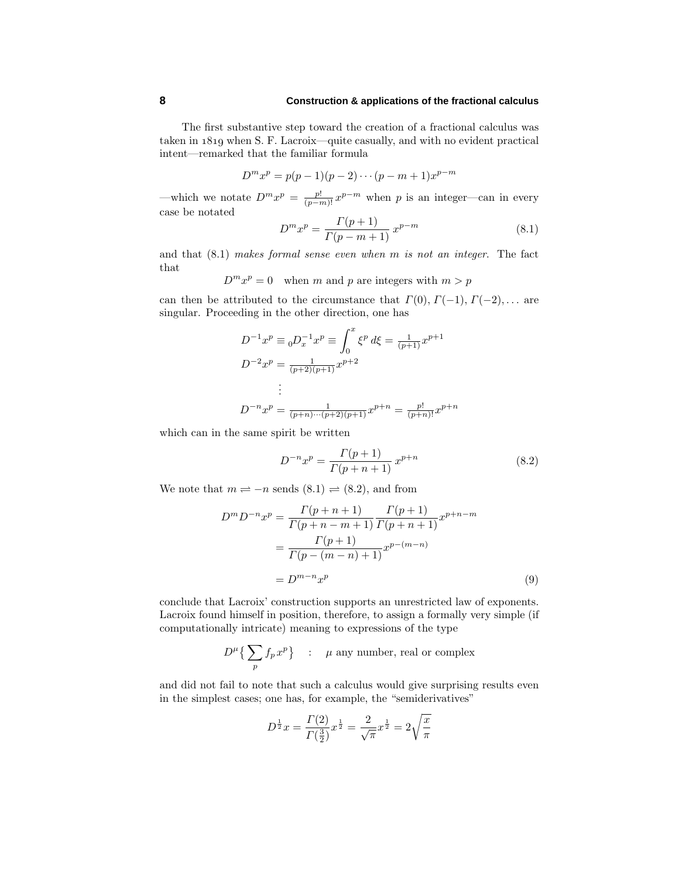The first substantive step toward the creation of a fractional calculus was taken in 1819 when S. F. Lacroix—quite casually, and with no evident practical intent—remarked that the familiar formula

$$D^m x^p = p(p-1)(p-2)\cdots(p-m+1)x^{p-m}$$

—which we notate $D^m x^p = \frac{p!}{(p-m)!}\,x^{p-m}$ when $p$ is an integer—can in every case be notated

$$D^m x^p = \frac{\Gamma(p+1)}{\Gamma(p-m+1)}\,x^{p-m} \tag{8.1}$$

and that (8.1) *makes formal sense even when $m$ is not an integer*. The fact that

$$D^m x^p = 0 \quad \text{when } m \text{ and } p \text{ are integers with } m > p$$

can then be attributed to the circumstance that $\Gamma(0), \Gamma(-1), \Gamma(-2), \ldots$ are singular. Proceeding in the other direction, one has

$$\begin{aligned}
D^{-1}x^p &\equiv {}_0D_x^{-1}x^p \equiv \int_0^x \xi^p\,d\xi = \tfrac{1}{(p+1)}x^{p+1}\\
D^{-2}x^p &= \tfrac{1}{(p+2)(p+1)}x^{p+2}\\
&\;\;\vdots\\
D^{-n}x^p &= \tfrac{1}{(p+n)\cdots(p+2)(p+1)}x^{p+n} = \tfrac{p!}{(p+n)!}x^{p+n}
\end{aligned}$$

which can in the same spirit be written

$$D^{-n}x^p = \frac{\Gamma(p+1)}{\Gamma(p+n+1)}\,x^{p+n} \tag{8.2}$$

We note that $m \rightleftharpoons -n$ sends (8.1) $\rightleftharpoons$ (8.2), and from

$$\begin{aligned}
D^m D^{-n}x^p &= \frac{\Gamma(p+n+1)}{\Gamma(p+n-m+1)}\frac{\Gamma(p+1)}{\Gamma(p+n+1)}x^{p+n-m}\\
&= \frac{\Gamma(p+1)}{\Gamma(p-(m-n)+1)}x^{p-(m-n)}\\
&= D^{m-n}x^p
\end{aligned} \tag{9}$$

conclude that Lacroix' construction supports an unrestricted law of exponents. Lacroix found himself in position, therefore, to assign a formally very simple (if computationally intricate) meaning to expressions of the type

$$D^\mu\Big\{\sum_p f_p x^p\Big\} \quad : \quad \mu \text{ any number, real or complex}$$

and did not fail to note that such a calculus would give surprising results even in the simplest cases; one has, for example, the "semiderivatives"

$$D^{\frac{1}{2}}x = \frac{\Gamma(2)}{\Gamma(\frac{3}{2})}x^{\frac{1}{2}} = \frac{2}{\sqrt{\pi}}x^{\frac{1}{2}} = 2\sqrt{\frac{x}{\pi}}$$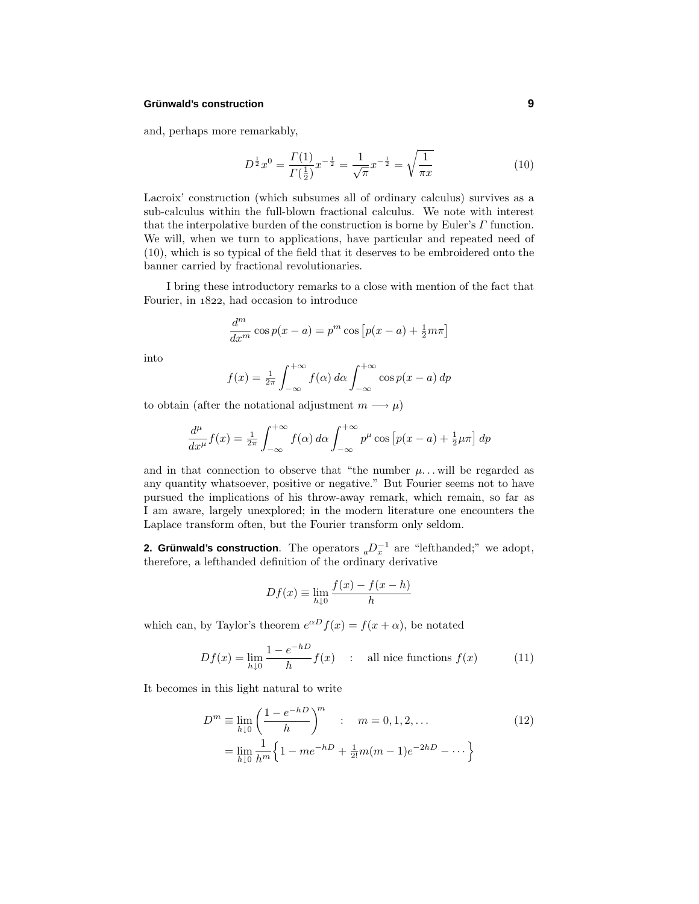and, perhaps more remarkably,

$$D^{\frac{1}{2}}x^0 = \frac{\Gamma(1)}{\Gamma(\frac{1}{2})}x^{-\frac{1}{2}} = \frac{1}{\sqrt{\pi}}x^{-\frac{1}{2}} = \sqrt{\frac{1}{\pi x}} \tag{10}$$

Lacroix' construction (which subsumes all of ordinary calculus) survives as a sub-calculus within the full-blown fractional calculus. We note with interest that the interpolative burden of the construction is borne by Euler's $\Gamma$ function. We will, when we turn to applications, have particular and repeated need of (10), which is so typical of the field that it deserves to be embroidered onto the banner carried by fractional revolutionaries.

I bring these introductory remarks to a close with mention of the fact that Fourier, in 1822, had occasion to introduce

$$\frac{d^m}{dx^m}\cos p(x-a) = p^m \cos\left[p(x-a) + \tfrac{1}{2}m\pi\right]$$

into

$$f(x) = \tfrac{1}{2\pi}\int_{-\infty}^{+\infty} f(\alpha)\,d\alpha \int_{-\infty}^{+\infty} \cos p(x-a)\,dp$$

to obtain (after the notational adjustment $m \longrightarrow \mu$)

$$\frac{d^\mu}{dx^\mu}f(x) = \tfrac{1}{2\pi}\int_{-\infty}^{+\infty} f(\alpha)\,d\alpha \int_{-\infty}^{+\infty} p^\mu \cos\left[p(x-a) + \tfrac{1}{2}\mu\pi\right]\,dp$$

and in that connection to observe that "the number $\mu$... will be regarded as any quantity whatsoever, positive or negative." But Fourier seems not to have pursued the implications of his throw-away remark, which remain, so far as I am aware, largely unexplored; in the modern literature one encounters the Laplace transform often, but the Fourier transform only seldom.

**2. Grünwald's construction**. The operators ${}_aD_x^{-1}$ are "lefthanded;" we adopt, therefore, a lefthanded definition of the ordinary derivative

$$Df(x) \equiv \lim_{h\downarrow 0}\frac{f(x)-f(x-h)}{h}$$

which can, by Taylor's theorem $e^{\alpha D}f(x) = f(x+\alpha)$, be notated

$$Df(x) = \lim_{h\downarrow 0}\frac{1-e^{-hD}}{h}f(x) \quad : \quad \text{all nice functions } f(x) \tag{11}$$

It becomes in this light natural to write

$$\begin{aligned} D^m &\equiv \lim_{h\downarrow 0}\left(\frac{1-e^{-hD}}{h}\right)^m \quad : \quad m = 0,1,2,\ldots \\ &= \lim_{h\downarrow 0}\frac{1}{h^m}\Big\{1 - me^{-hD} + \tfrac{1}{2!}m(m-1)e^{-2hD} - \cdots\Big\} \end{aligned} \tag{12}$$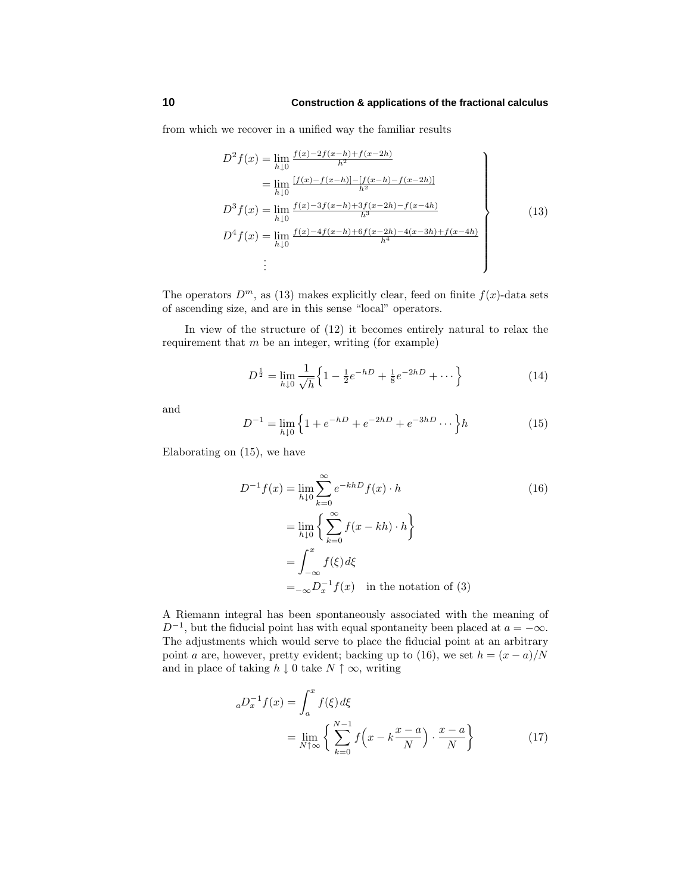from which we recover in a unified way the familiar results

$$
\left.
\begin{aligned}
D^2 f(x) &= \lim_{h\downarrow 0} \tfrac{f(x)-2f(x-h)+f(x-2h)}{h^2}\\
&= \lim_{h\downarrow 0} \tfrac{[f(x)-f(x-h)]-[f(x-h)-f(x-2h)]}{h^2}\\
D^3 f(x) &= \lim_{h\downarrow 0} \tfrac{f(x)-3f(x-h)+3f(x-2h)-f(x-4h)}{h^3}\\
D^4 f(x) &= \lim_{h\downarrow 0} \tfrac{f(x)-4f(x-h)+6f(x-2h)-4(x-3h)+f(x-4h)}{h^4}\\
&\ \ \vdots
\end{aligned}
\right\}
\tag{13}
$$

The operators $D^m$, as (13) makes explicitly clear, feed on finite $f(x)$-data sets of ascending size, and are in this sense "local" operators.

In view of the structure of (12) it becomes entirely natural to relax the requirement that $m$ be an integer, writing (for example)

$$
D^{\frac{1}{2}} = \lim_{h\downarrow 0} \frac{1}{\sqrt{h}}\Big\{1 - \tfrac{1}{2}e^{-hD} + \tfrac{1}{8}e^{-2hD} + \cdots\Big\}
\tag{14}
$$

and

$$
D^{-1} = \lim_{h\downarrow 0} \Big\{1 + e^{-hD} + e^{-2hD} + e^{-3hD}\cdots\Big\}h
\tag{15}
$$

Elaborating on (15), we have

$$
\begin{aligned}
D^{-1} f(x) &= \lim_{h\downarrow 0} \sum_{k=0}^{\infty} e^{-khD} f(x)\cdot h \qquad\qquad (16)\\
&= \lim_{h\downarrow 0} \Big\{\sum_{k=0}^{\infty} f(x-kh)\cdot h\Big\}\\
&= \int_{-\infty}^{x} f(\xi)\,d\xi\\
&= {}_{-\infty}D_x^{-1} f(x) \quad \text{in the notation of (3)}
\end{aligned}
$$

A Riemann integral has been spontaneously associated with the meaning of $D^{-1}$, but the fiducial point has with equal spontaneity been placed at $a = -\infty$. The adjustments which would serve to place the fiducial point at an arbitrary point $a$ are, however, pretty evident; backing up to (16), we set $h = (x-a)/N$ and in place of taking $h \downarrow 0$ take $N \uparrow \infty$, writing

$$
\begin{aligned}
{}_aD_x^{-1} f(x) &= \int_a^x f(\xi)\,d\xi\\
&= \lim_{N\uparrow\infty} \Big\{\sum_{k=0}^{N-1} f\Big(x - k\frac{x-a}{N}\Big)\cdot\frac{x-a}{N}\Big\}
\end{aligned}
\tag{17}
$$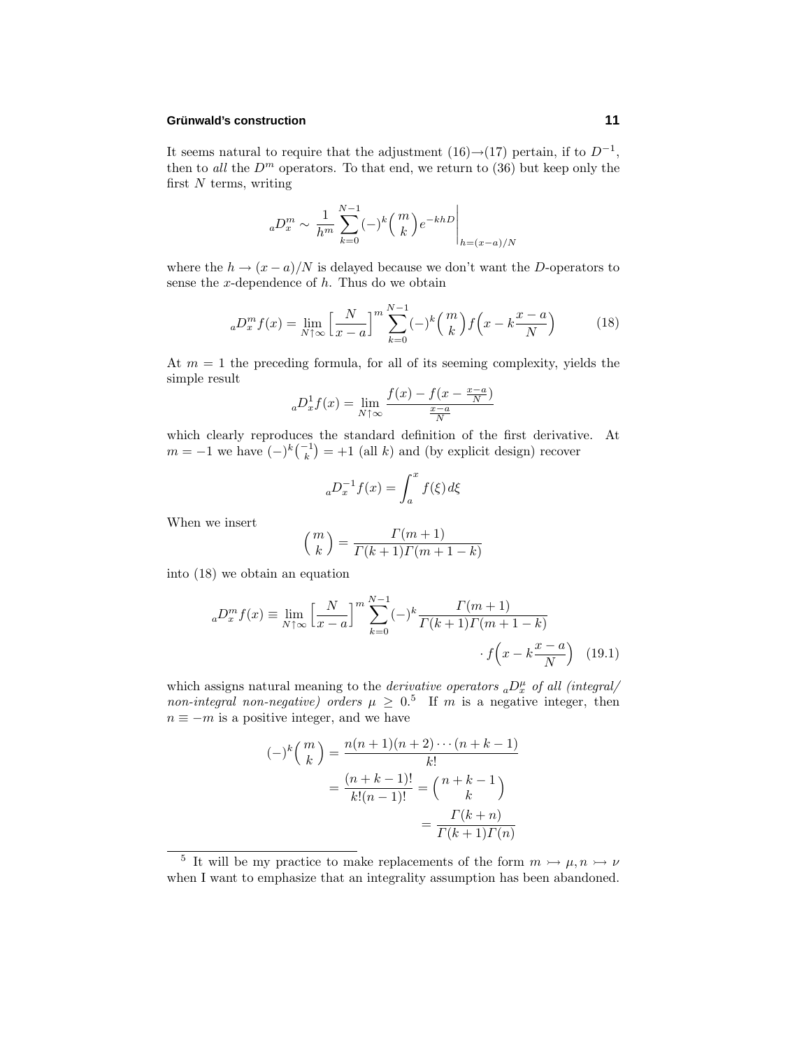It seems natural to require that the adjustment (16)→(17) pertain, if to $D^{-1}$, then to *all* the $D^m$ operators. To that end, we return to (36) but keep only the first $N$ terms, writing

$$
{}_aD_x^m \sim \frac{1}{h^m}\sum_{k=0}^{N-1}(-)^k\binom{m}{k}e^{-khD}\bigg|_{h=(x-a)/N}
$$

where the $h \to (x-a)/N$ is delayed because we don't want the $D$-operators to sense the $x$-dependence of $h$. Thus do we obtain

$$
{}_aD_x^m f(x) = \lim_{N\uparrow\infty}\Big[\frac{N}{x-a}\Big]^m\sum_{k=0}^{N-1}(-)^k\binom{m}{k}f\Big(x-k\frac{x-a}{N}\Big) \tag{18}
$$

At $m=1$ the preceding formula, for all of its seeming complexity, yields the simple result

$$
{}_aD_x^1 f(x) = \lim_{N\uparrow\infty}\frac{f(x)-f(x-\frac{x-a}{N})}{\frac{x-a}{N}}
$$

which clearly reproduces the standard definition of the first derivative. At $m=-1$ we have $(-)^k\binom{-1}{k}=+1$ (all $k$) and (by explicit design) recover

$$
{}_aD_x^{-1} f(x) = \int_a^x f(\xi)\,d\xi
$$

When we insert

$$
\binom{m}{k} = \frac{\Gamma(m+1)}{\Gamma(k+1)\Gamma(m+1-k)}
$$

into (18) we obtain an equation

$$
{}_aD_x^m f(x) \equiv \lim_{N\uparrow\infty}\Big[\frac{N}{x-a}\Big]^m\sum_{k=0}^{N-1}(-)^k\frac{\Gamma(m+1)}{\Gamma(k+1)\Gamma(m+1-k)} \cdot f\Big(x-k\frac{x-a}{N}\Big) \tag{19.1}
$$

which assigns natural meaning to the *derivative operators* ${}_aD_x^\mu$ *of all (integral/ non-integral non-negative) orders* $\mu \geq 0$.[5] If $m$ is a negative integer, then $n \equiv -m$ is a positive integer, and we have

$$
\begin{aligned}
(-)^k\binom{m}{k} &= \frac{n(n+1)(n+2)\cdots(n+k-1)}{k!}\\
&= \frac{(n+k-1)!}{k!(n-1)!} = \binom{n+k-1}{k}\\
&= \frac{\Gamma(k+n)}{\Gamma(k+1)\Gamma(n)}
\end{aligned}
$$

---

[5] It will be my practice to make replacements of the form $m \rightarrowtail \mu, n \rightarrowtail \nu$ when I want to emphasize that an integrality assumption has been abandoned.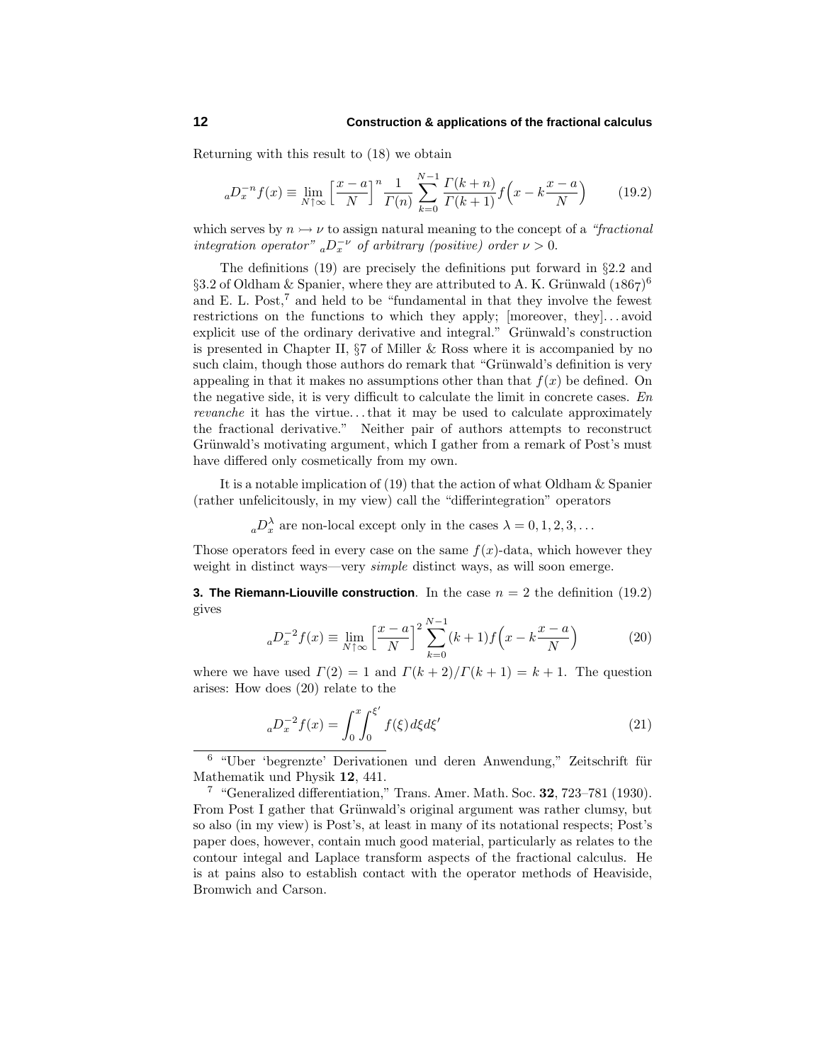Returning with this result to (18) we obtain

$$
{}_aD_x^{-n}f(x) \equiv \lim_{N\uparrow\infty}\Big[\frac{x-a}{N}\Big]^n \frac{1}{\Gamma(n)}\sum_{k=0}^{N-1}\frac{\Gamma(k+n)}{\Gamma(k+1)}f\Big(x-k\frac{x-a}{N}\Big) \tag{19.2}
$$

which serves by $n \rightarrowtail \nu$ to assign natural meaning to the concept of a *"fractional integration operator"* ${}_aD_x^{-\nu}$ *of arbitrary (positive) order* $\nu > 0$.

The definitions (19) are precisely the definitions put forward in §2.2 and §3.2 of Oldham & Spanier, where they are attributed to A. K. Grünwald (1867)[6] and E. L. Post,[7] and held to be "fundamental in that they involve the fewest restrictions on the functions to which they apply; [moreover, they]...avoid explicit use of the ordinary derivative and integral." Grünwald's construction is presented in Chapter II, §7 of Miller & Ross where it is accompanied by no such claim, though those authors do remark that "Grünwald's definition is very appealing in that it makes no assumptions other than that $f(x)$ be defined. On the negative side, it is very difficult to calculate the limit in concrete cases. *En revanche* it has the virtue...that it may be used to calculate approximately the fractional derivative." Neither pair of authors attempts to reconstruct Grünwald's motivating argument, which I gather from a remark of Post's must have differed only cosmetically from my own.

It is a notable implication of (19) that the action of what Oldham & Spanier (rather unfelicitously, in my view) call the "differintegration" operators

$$
{}_aD_x^{\lambda} \text{ are non-local except only in the cases } \lambda = 0, 1, 2, 3, \ldots
$$

Those operators feed in every case on the same $f(x)$-data, which however they weight in distinct ways—very *simple* distinct ways, as will soon emerge.

**3. The Riemann-Liouville construction**. In the case $n = 2$ the definition (19.2) gives

$$
{}_aD_x^{-2}f(x) \equiv \lim_{N\uparrow\infty}\Big[\frac{x-a}{N}\Big]^2 \sum_{k=0}^{N-1}(k+1)f\Big(x-k\frac{x-a}{N}\Big) \tag{20}
$$

where we have used $\Gamma(2) = 1$ and $\Gamma(k+2)/\Gamma(k+1) = k+1$. The question arises: How does (20) relate to the

$$
{}_aD_x^{-2}f(x) = \int_0^x\int_0^{\xi'} f(\xi)\,d\xi d\xi' \tag{21}
$$

[6] "Uber 'begrenzte' Derivationen und deren Anwendung," Zeitschrift für Mathematik und Physik **12**, 441.

[7] "Generalized differentiation," Trans. Amer. Math. Soc. **32**, 723–781 (1930). From Post I gather that Grünwald's original argument was rather clumsy, but so also (in my view) is Post's, at least in many of its notational respects; Post's paper does, however, contain much good material, particularly as relates to the contour integral and Laplace transform aspects of the fractional calculus. He is at pains also to establish contact with the operator methods of Heaviside, Bromwich and Carson.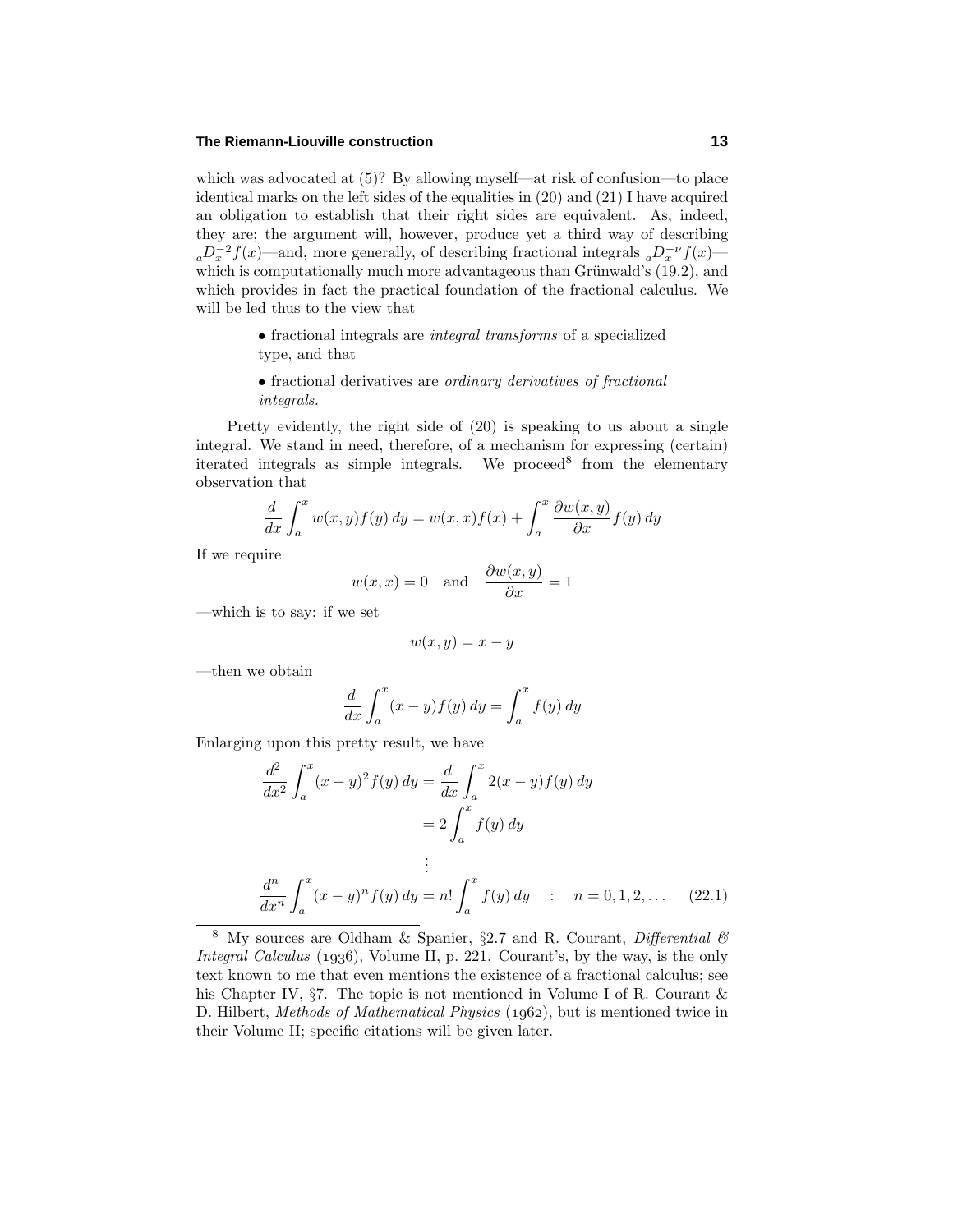which was advocated at (5)? By allowing myself—at risk of confusion—to place identical marks on the left sides of the equalities in (20) and (21) I have acquired an obligation to establish that their right sides are equivalent. As, indeed, they are; the argument will, however, produce yet a third way of describing ${}_aD_x^{-2}f(x)$—and, more generally, of describing fractional integrals ${}_aD_x^{-\nu}f(x)$—which is computationally much more advantageous than Grünwald's (19.2), and which provides in fact the practical foundation of the fractional calculus. We will be led thus to the view that

- fractional integrals are *integral transforms* of a specialized type, and that
- fractional derivatives are *ordinary derivatives of fractional integrals*.

Pretty evidently, the right side of (20) is speaking to us about a single integral. We stand in need, therefore, of a mechanism for expressing (certain) iterated integrals as simple integrals. We proceed[8] from the elementary observation that

$$\frac{d}{dx}\int_a^x w(x,y)f(y)\,dy = w(x,x)f(x) + \int_a^x \frac{\partial w(x,y)}{\partial x}f(y)\,dy$$

If we require

$$w(x,x) = 0 \quad \text{and} \quad \frac{\partial w(x,y)}{\partial x} = 1$$

—which is to say: if we set

$$w(x,y) = x - y$$

—then we obtain

$$\frac{d}{dx}\int_a^x (x-y)f(y)\,dy = \int_a^x f(y)\,dy$$

Enlarging upon this pretty result, we have

$$\begin{aligned}
\frac{d^2}{dx^2}\int_a^x (x-y)^2 f(y)\,dy &= \frac{d}{dx}\int_a^x 2(x-y)f(y)\,dy \\
&= 2\int_a^x f(y)\,dy \\
&\;\;\vdots \\
\frac{d^n}{dx^n}\int_a^x (x-y)^n f(y)\,dy &= n!\int_a^x f(y)\,dy \quad : \quad n = 0,1,2,\ldots \qquad (22.1)
\end{aligned}$$

[8] My sources are Oldham & Spanier, §2.7 and R. Courant, *Differential & Integral Calculus* (1936), Volume II, p. 221. Courant's, by the way, is the only text known to me that even mentions the existence of a fractional calculus; see his Chapter IV, §7. The topic is not mentioned in Volume I of R. Courant & D. Hilbert, *Methods of Mathematical Physics* (1962), but is mentioned twice in their Volume II; specific citations will be given later.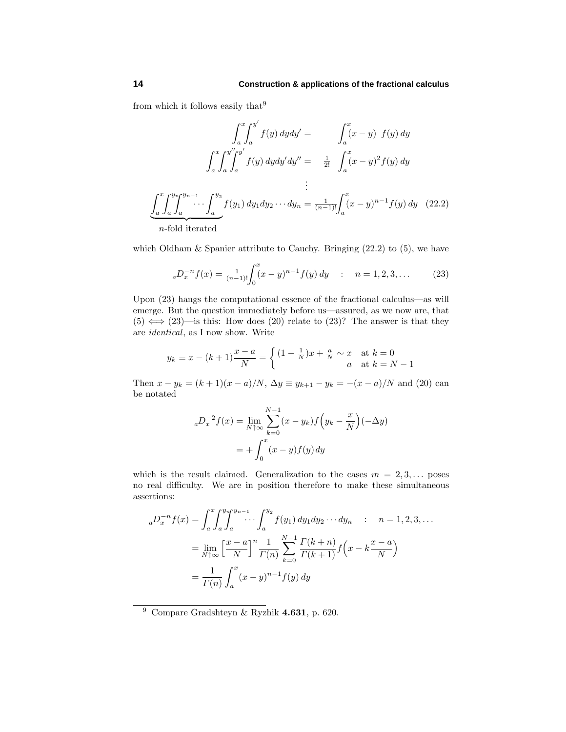from which it follows easily that[9]

$$
\begin{aligned}
\int_a^x\!\!\int_a^{y'} f(y)\,dy dy' &= \qquad \int_a^x (x-y)\;\;f(y)\,dy \\
\int_a^x\!\!\int_a^{y''}\!\!\int_a^{y'} f(y)\,dy dy' dy'' &= \quad \tfrac{1}{2!}\quad \int_a^x (x-y)^2 f(y)\,dy \\
&\;\;\vdots \\
\underbrace{\int_a^x\!\!\int_a^{y_n}\!\!\int_a^{y_{n-1}}\!\!\cdots\int_a^{y_2}}_{n\text{-fold iterated}} f(y_1)\,dy_1 dy_2\cdots dy_n &= \tfrac{1}{(n-1)!}\int_a^x (x-y)^{n-1} f(y)\,dy \qquad (22.2)
\end{aligned}
$$

which Oldham & Spanier attribute to Cauchy. Bringing (22.2) to (5), we have

$$
{}_aD_x^{-n} f(x) = \tfrac{1}{(n-1)!}\int_0^x (x-y)^{n-1} f(y)\,dy \quad : \quad n = 1, 2, 3, \ldots \tag{23}
$$

Upon (23) hangs the computational essence of the fractional calculus—as will emerge. But the question immediately before us—assured, as we now are, that (5) $\iff$ (23)—is this: How does (20) relate to (23)? The answer is that they are *identical*, as I now show. Write

$$
y_k \equiv x - (k+1)\frac{x-a}{N} = \begin{cases} (1-\frac{1}{N})x + \frac{a}{N} \sim x & \text{at } k = 0 \\ a & \text{at } k = N-1 \end{cases}
$$

Then $x - y_k = (k+1)(x-a)/N$, $\Delta y \equiv y_{k+1} - y_k = -(x-a)/N$ and (20) can be notated

$$
\begin{aligned}
{}_aD_x^{-2} f(x) &= \lim_{N\uparrow\infty} \sum_{k=0}^{N-1} (x-y_k) f\Big(y_k - \frac{x}{N}\Big)(-\Delta y) \\
&= +\int_0^x (x-y) f(y)\,dy
\end{aligned}
$$

which is the result claimed. Generalization to the cases $m = 2, 3, \ldots$ poses no real difficulty. We are in position therefore to make these simultaneous assertions:

$$
\begin{aligned}
{}_aD_x^{-n} f(x) &= \int_a^x\!\!\int_a^{y_n}\!\!\int_a^{y_{n-1}}\!\!\cdots\int_a^{y_2} f(y_1)\,dy_1 dy_2\cdots dy_n \quad : \quad n = 1, 2, 3, \ldots \\
&= \lim_{N\uparrow\infty} \Big[\frac{x-a}{N}\Big]^n \frac{1}{\Gamma(n)} \sum_{k=0}^{N-1} \frac{\Gamma(k+n)}{\Gamma(k+1)} f\Big(x - k\frac{x-a}{N}\Big) \\
&= \frac{1}{\Gamma(n)}\int_a^x (x-y)^{n-1} f(y)\,dy
\end{aligned}
$$

---

[9] Compare Gradshteyn & Ryzhik **4.631**, p. 620.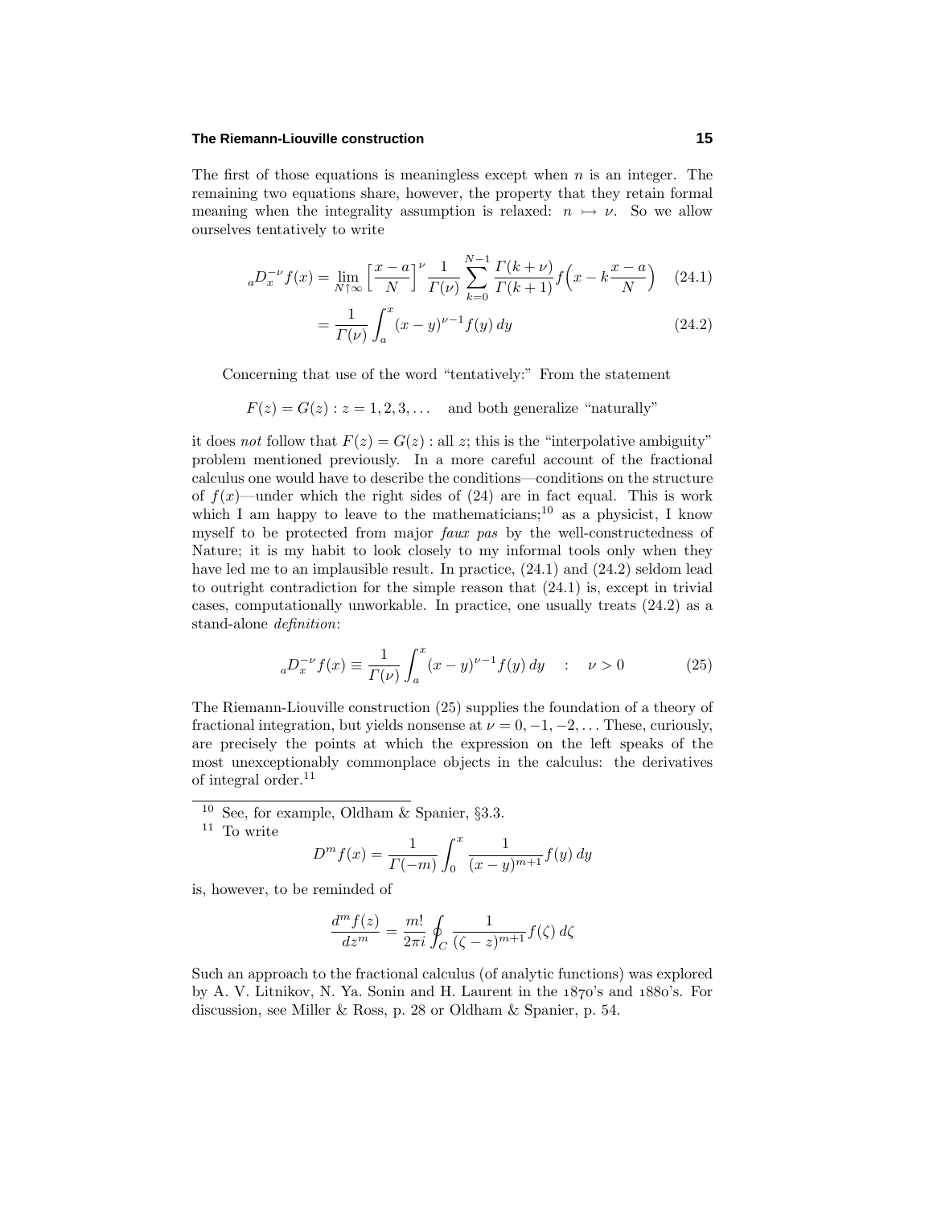The first of those equations is meaningless except when $n$ is an integer. The remaining two equations share, however, the property that they retain formal meaning when the integrality assumption is relaxed: $n \rightarrowtail \nu$. So we allow ourselves tentatively to write

$$
{}_aD_x^{-\nu} f(x) = \lim_{N\uparrow\infty} \Big[\frac{x-a}{N}\Big]^\nu \frac{1}{\Gamma(\nu)} \sum_{k=0}^{N-1} \frac{\Gamma(k+\nu)}{\Gamma(k+1)} f\Big(x - k\frac{x-a}{N}\Big) \tag{24.1}
$$

$$
= \frac{1}{\Gamma(\nu)} \int_a^x (x-y)^{\nu-1} f(y)\, dy \tag{24.2}
$$

Concerning that use of the word "tentatively:" From the statement

$$
F(z) = G(z) : z = 1, 2, 3, \ldots \quad \text{and both generalize "naturally"}
$$

it does *not* follow that $F(z) = G(z)$ : all $z$; this is the "interpolative ambiguity" problem mentioned previously. In a more careful account of the fractional calculus one would have to describe the conditions—conditions on the structure of $f(x)$—under which the right sides of (24) are in fact equal. This is work which I am happy to leave to the mathematicians;[10] as a physicist, I know myself to be protected from major *faux pas* by the well-constructedness of Nature; it is my habit to look closely to my informal tools only when they have led me to an implausible result. In practice, (24.1) and (24.2) seldom lead to outright contradiction for the simple reason that (24.1) is, except in trivial cases, computationally unworkable. In practice, one usually treats (24.2) as a stand-alone *definition*:

$$
{}_aD_x^{-\nu} f(x) \equiv \frac{1}{\Gamma(\nu)} \int_a^x (x-y)^{\nu-1} f(y)\, dy \quad : \quad \nu > 0 \tag{25}
$$

The Riemann-Liouville construction (25) supplies the foundation of a theory of fractional integration, but yields nonsense at $\nu = 0, -1, -2, \ldots$ These, curiously, are precisely the points at which the expression on the left speaks of the most unexceptionably commonplace objects in the calculus: the derivatives of integral order.[11]

---

[10] See, for example, Oldham & Spanier, §3.3.

[11] To write

$$
D^m f(x) = \frac{1}{\Gamma(-m)} \int_0^x \frac{1}{(x-y)^{m+1}} f(y)\, dy
$$

is, however, to be reminded of

$$
\frac{d^m f(z)}{dz^m} = \frac{m!}{2\pi i} \oint_C \frac{1}{(\zeta - z)^{m+1}} f(\zeta)\, d\zeta
$$

Such an approach to the fractional calculus (of analytic functions) was explored by A. V. Litnikov, N. Ya. Sonin and H. Laurent in the 1870's and 1880's. For discussion, see Miller & Ross, p. 28 or Oldham & Spanier, p. 54.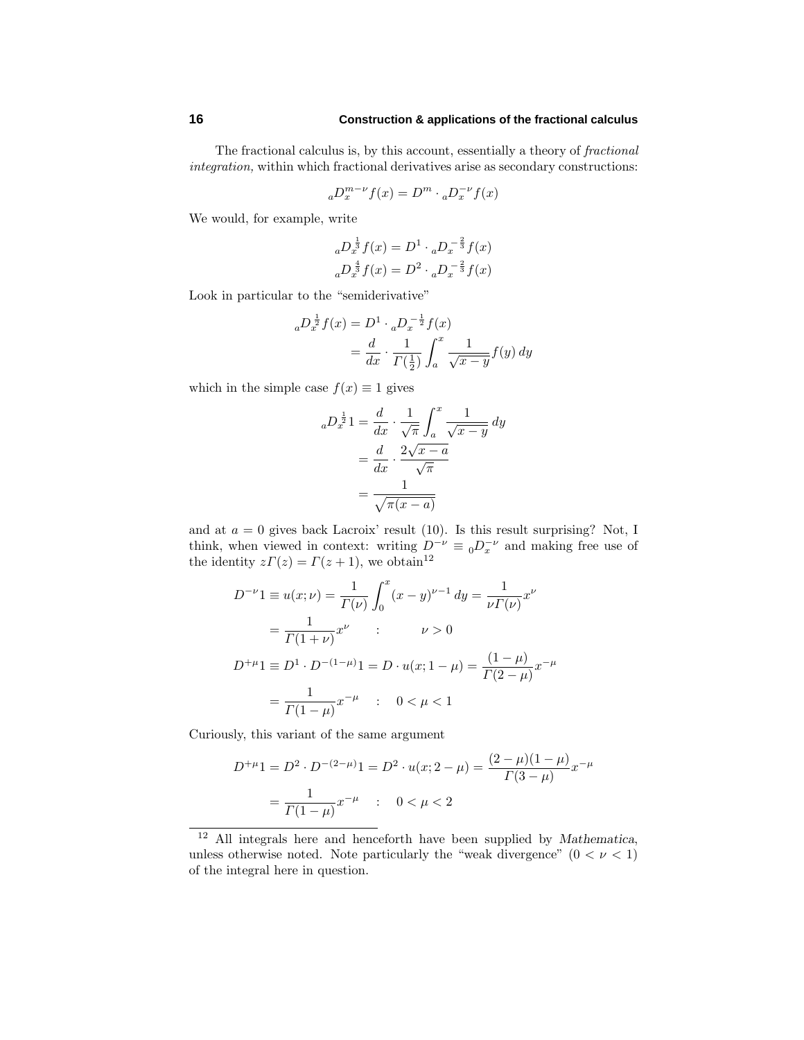The fractional calculus is, by this account, essentially a theory of *fractional integration*, within which fractional derivatives arise as secondary constructions:

$$ {}_aD_x^{m-\nu} f(x) = D^m \cdot {}_aD_x^{-\nu} f(x) $$

We would, for example, write

$$
\begin{aligned}
{}_aD_x^{\frac{1}{3}} f(x) &= D^1 \cdot {}_aD_x^{-\frac{2}{3}} f(x) \\
{}_aD_x^{\frac{4}{3}} f(x) &= D^2 \cdot {}_aD_x^{-\frac{2}{3}} f(x)
\end{aligned}
$$

Look in particular to the "semiderivative"

$$
\begin{aligned}
{}_aD_x^{\frac{1}{2}} f(x) &= D^1 \cdot {}_aD_x^{-\frac{1}{2}} f(x) \\
&= \frac{d}{dx} \cdot \frac{1}{\Gamma(\frac{1}{2})} \int_a^x \frac{1}{\sqrt{x-y}} f(y)\, dy
\end{aligned}
$$

which in the simple case $f(x) \equiv 1$ gives

$$
\begin{aligned}
{}_aD_x^{\frac{1}{2}} 1 &= \frac{d}{dx} \cdot \frac{1}{\sqrt{\pi}} \int_a^x \frac{1}{\sqrt{x-y}}\, dy \\
&= \frac{d}{dx} \cdot \frac{2\sqrt{x-a}}{\sqrt{\pi}} \\
&= \frac{1}{\sqrt{\pi(x-a)}}
\end{aligned}
$$

and at $a = 0$ gives back Lacroix' result (10). Is this result surprising? Not, I think, when viewed in context: writing $D^{-\nu} \equiv {}_0D_x^{-\nu}$ and making free use of the identity $z\Gamma(z) = \Gamma(z+1)$, we obtain[12]

$$
\begin{aligned}
D^{-\nu} 1 \equiv u(x;\nu) &= \frac{1}{\Gamma(\nu)} \int_0^x (x-y)^{\nu-1}\, dy = \frac{1}{\nu\Gamma(\nu)} x^\nu \\
&= \frac{1}{\Gamma(1+\nu)} x^\nu \quad : \quad \nu > 0 \\
D^{+\mu} 1 \equiv D^1 \cdot D^{-(1-\mu)} 1 &= D \cdot u(x; 1-\mu) = \frac{(1-\mu)}{\Gamma(2-\mu)} x^{-\mu} \\
&= \frac{1}{\Gamma(1-\mu)} x^{-\mu} \quad : \quad 0 < \mu < 1
\end{aligned}
$$

Curiously, this variant of the same argument

$$
\begin{aligned}
D^{+\mu} 1 = D^2 \cdot D^{-(2-\mu)} 1 &= D^2 \cdot u(x; 2-\mu) = \frac{(2-\mu)(1-\mu)}{\Gamma(3-\mu)} x^{-\mu} \\
&= \frac{1}{\Gamma(1-\mu)} x^{-\mu} \quad : \quad 0 < \mu < 2
\end{aligned}
$$

---

[12] All integrals here and henceforth have been supplied by *Mathematica*, unless otherwise noted. Note particularly the "weak divergence" $(0 < \nu < 1)$ of the integral here in question.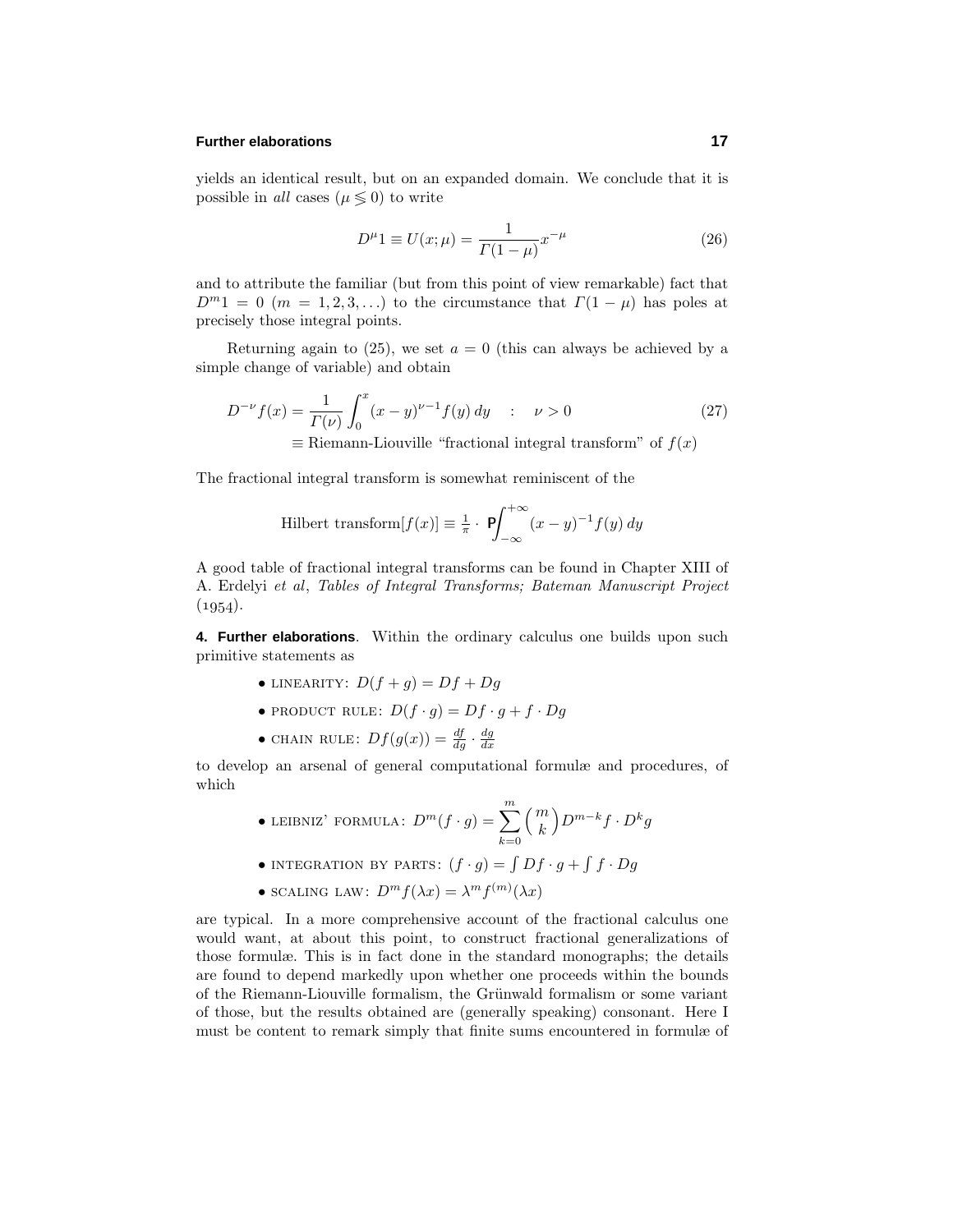yields an identical result, but on an expanded domain. We conclude that it is possible in *all* cases ($\mu \lessgtr 0$) to write

$$D^\mu 1 \equiv U(x;\mu) = \frac{1}{\Gamma(1-\mu)} x^{-\mu} \tag{26}$$

and to attribute the familiar (but from this point of view remarkable) fact that $D^m 1 = 0$ ($m = 1, 2, 3, \ldots$) to the circumstance that $\Gamma(1-\mu)$ has poles at precisely those integral points.

Returning again to (25), we set $a = 0$ (this can always be achieved by a simple change of variable) and obtain

$$D^{-\nu} f(x) = \frac{1}{\Gamma(\nu)} \int_0^x (x-y)^{\nu-1} f(y)\, dy \quad : \quad \nu > 0 \tag{27}$$

$$\equiv \text{Riemann-Liouville “fractional integral transform” of } f(x)$$

The fractional integral transform is somewhat reminiscent of the

$$\text{Hilbert transform}[f(x)] \equiv \tfrac{1}{\pi} \cdot \; \mathsf{P}\!\!\int_{-\infty}^{+\infty} (x-y)^{-1} f(y)\, dy$$

A good table of fractional integral transforms can be found in Chapter XIII of A. Erdelyi *et al*, *Tables of Integral Transforms; Bateman Manuscript Project* (1954).

**4. Further elaborations**. Within the ordinary calculus one builds upon such primitive statements as

- LINEARITY: $D(f+g) = Df + Dg$
- PRODUCT RULE: $D(f \cdot g) = Df \cdot g + f \cdot Dg$
- CHAIN RULE: $Df(g(x)) = \frac{df}{dg} \cdot \frac{dg}{dx}$

to develop an arsenal of general computational formulæ and procedures, of which

- LEIBNIZ' FORMULA: $D^m(f \cdot g) = \displaystyle\sum_{k=0}^{m} \binom{m}{k} D^{m-k} f \cdot D^k g$
- INTEGRATION BY PARTS: $(f \cdot g) = \int Df \cdot g + \int f \cdot Dg$
- SCALING LAW: $D^m f(\lambda x) = \lambda^m f^{(m)}(\lambda x)$

are typical. In a more comprehensive account of the fractional calculus one would want, at about this point, to construct fractional generalizations of those formulæ. This is in fact done in the standard monographs; the details are found to depend markedly upon whether one proceeds within the bounds of the Riemann-Liouville formalism, the Grünwald formalism or some variant of those, but the results obtained are (generally speaking) consonant. Here I must be content to remark simply that finite sums encountered in formulæ of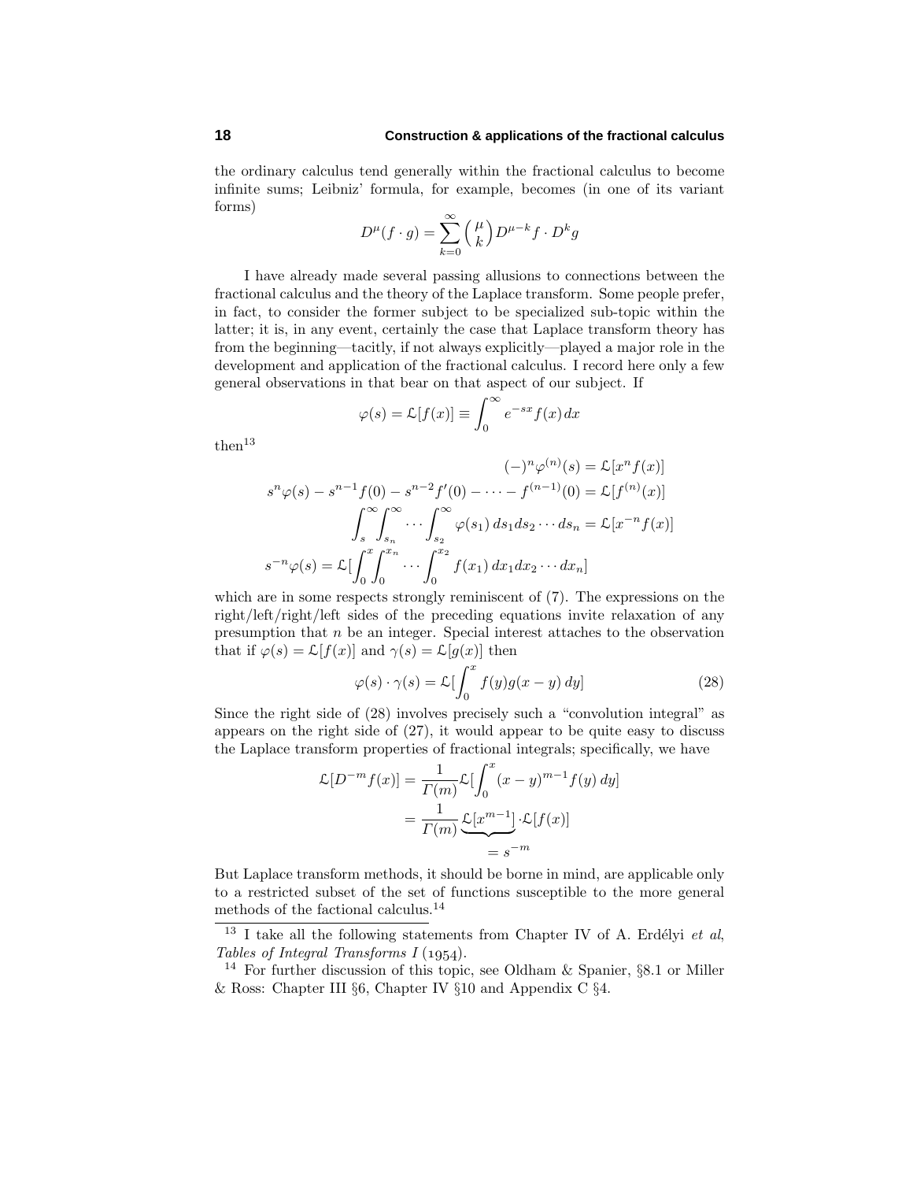the ordinary calculus tend generally within the fractional calculus to become infinite sums; Leibniz' formula, for example, becomes (in one of its variant forms)

$$D^\mu(f\cdot g)=\sum_{k=0}^\infty\binom{\mu}{k}D^{\mu-k}f\cdot D^k g$$

I have already made several passing allusions to connections between the fractional calculus and the theory of the Laplace transform. Some people prefer, in fact, to consider the former subject to be specialized sub-topic within the latter; it is, in any event, certainly the case that Laplace transform theory has from the beginning—tacitly, if not always explicitly—played a major role in the development and application of the fractional calculus. I record here only a few general observations in that bear on that aspect of our subject. If

$$\varphi(s)=\mathcal{L}[f(x)]\equiv\int_0^\infty e^{-sx}f(x)\,dx$$

then[13]

$$\begin{aligned}
(-)^n\varphi^{(n)}(s)&=\mathcal{L}[x^nf(x)]\\
s^n\varphi(s)-s^{n-1}f(0)-s^{n-2}f'(0)-\cdots-f^{(n-1)}(0)&=\mathcal{L}[f^{(n)}(x)]\\
\int_s^\infty\int_{s_n}^\infty\cdots\int_{s_2}^\infty\varphi(s_1)\,ds_1ds_2\cdots ds_n&=\mathcal{L}[x^{-n}f(x)]\\
s^{-n}\varphi(s)=\mathcal{L}[\int_0^x\int_0^{x_n}\cdots\int_0^{x_2}f(x_1)\,dx_1dx_2\cdots dx_n]&
\end{aligned}$$

which are in some respects strongly reminiscent of (7). The expressions on the right/left/right/left sides of the preceding equations invite relaxation of any presumption that $n$ be an integer. Special interest attaches to the observation that if $\varphi(s)=\mathcal{L}[f(x)]$ and $\gamma(s)=\mathcal{L}[g(x)]$ then

$$\varphi(s)\cdot\gamma(s)=\mathcal{L}[\int_0^x f(y)g(x-y)\,dy] \tag{28}$$

Since the right side of (28) involves precisely such a "convolution integral" as appears on the right side of (27), it would appear to be quite easy to discuss the Laplace transform properties of fractional integrals; specifically, we have

$$\begin{aligned}
\mathcal{L}[D^{-m}f(x)]&=\frac{1}{\Gamma(m)}\mathcal{L}[\int_0^x(x-y)^{m-1}f(y)\,dy]\\
&=\frac{1}{\Gamma(m)}\underbrace{\mathcal{L}[x^{m-1}]}_{=\,s^{-m}}\cdot\mathcal{L}[f(x)]
\end{aligned}$$

But Laplace transform methods, it should be borne in mind, are applicable only to a restricted subset of the set of functions susceptible to the more general methods of the factional calculus.[14]

---

[13] I take all the following statements from Chapter IV of A. Erdélyi *et al*, *Tables of Integral Transforms I* (1954).

[14] For further discussion of this topic, see Oldham & Spanier, §8.1 or Miller & Ross: Chapter III §6, Chapter IV §10 and Appendix C §4.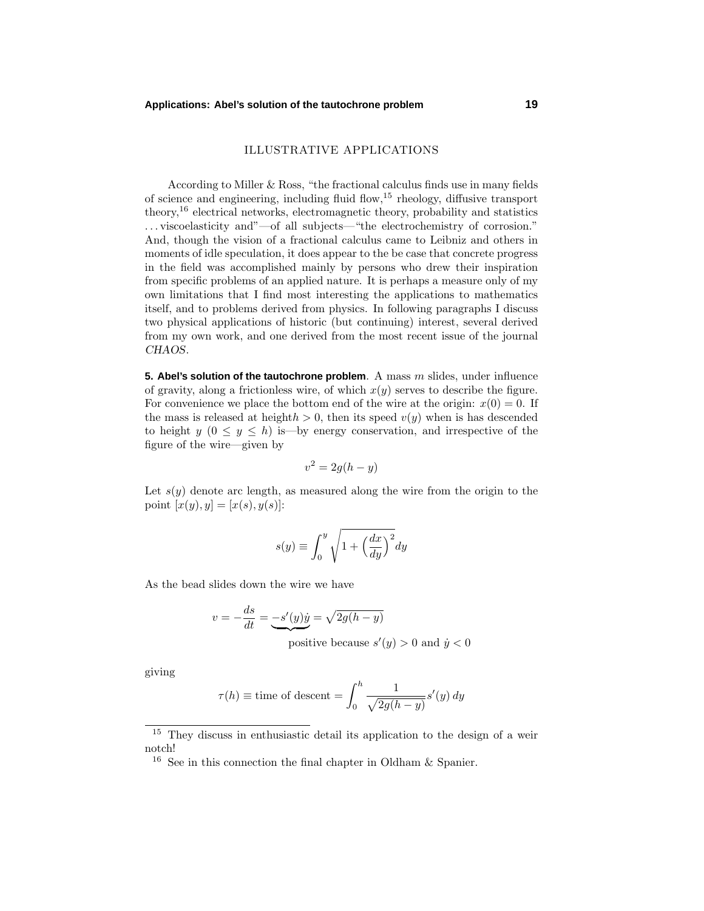## ILLUSTRATIVE APPLICATIONS

According to Miller & Ross, "the fractional calculus finds use in many fields of science and engineering, including fluid flow,[15] rheology, diffusive transport theory,[16] electrical networks, electromagnetic theory, probability and statistics ... viscoelasticity and"—of all subjects—"the electrochemistry of corrosion." And, though the vision of a fractional calculus came to Leibniz and others in moments of idle speculation, it does appear to the be case that concrete progress in the field was accomplished mainly by persons who drew their inspiration from specific problems of an applied nature. It is perhaps a measure only of my own limitations that I find most interesting the applications to mathematics itself, and to problems derived from physics. In following paragraphs I discuss two physical applications of historic (but continuing) interest, several derived from my own work, and one derived from the most recent issue of the journal *CHAOS*.

**5. Abel's solution of the tautochrone problem**. A mass $m$ slides, under influence of gravity, along a frictionless wire, of which $x(y)$ serves to describe the figure. For convenience we place the bottom end of the wire at the origin: $x(0) = 0$. If the mass is released at height$h > 0$, then its speed $v(y)$ when is has descended to height $y$ $(0 \leq y \leq h)$ is—by energy conservation, and irrespective of the figure of the wire—given by

$$v^2 = 2g(h - y)$$

Let $s(y)$ denote arc length, as measured along the wire from the origin to the point $[x(y), y] = [x(s), y(s)]$:

$$s(y) \equiv \int_0^y \sqrt{1 + \Big(\frac{dx}{dy}\Big)^2}\, dy$$

As the bead slides down the wire we have

$$v = -\frac{ds}{dt} = \underbrace{-s'(y)\dot{y}}_{\text{positive because } s'(y) > 0 \text{ and } \dot{y} < 0} = \sqrt{2g(h - y)}$$

giving

$$\tau(h) \equiv \text{time of descent} = \int_0^h \frac{1}{\sqrt{2g(h - y)}} s'(y)\, dy$$

---

[15] They discuss in enthusiastic detail its application to the design of a weir notch!

[16] See in this connection the final chapter in Oldham & Spanier.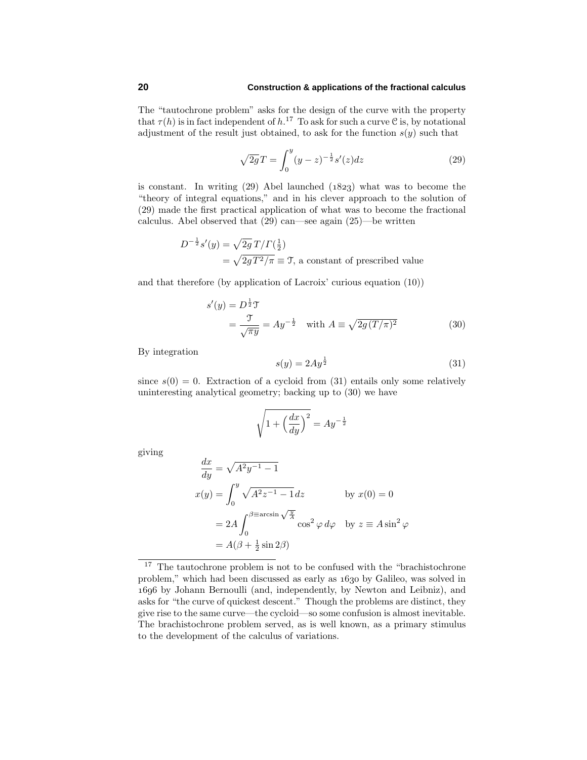The "tautochrone problem" asks for the design of the curve with the property that $\tau(h)$ is in fact independent of $h$.[17] To ask for such a curve $\mathcal{C}$ is, by notational adjustment of the result just obtained, to ask for the function $s(y)$ such that

$$\sqrt{2g}\,T = \int_0^y (y-z)^{-\frac{1}{2}} s'(z)dz \tag{29}$$

is constant. In writing (29) Abel launched (1823) what was to become the "theory of integral equations," and in his clever approach to the solution of (29) made the first practical application of what was to become the fractional calculus. Abel observed that (29) can—see again (25)—be written

$$\begin{aligned} D^{-\frac{1}{2}} s'(y) &= \sqrt{2g}\,T/\Gamma(\tfrac{1}{2}) \\ &= \sqrt{2gT^2/\pi} \equiv \mathcal{T}, \text{ a constant of prescribed value} \end{aligned}$$

and that therefore (by application of Lacroix' curious equation (10))

$$\begin{aligned} s'(y) &= D^{\frac{1}{2}} \mathcal{T} \\ &= \frac{\mathcal{T}}{\sqrt{\pi y}} = A y^{-\frac{1}{2}} \quad \text{with } A \equiv \sqrt{2g\,(T/\pi)^2} \end{aligned} \tag{30}$$

By integration

$$s(y) = 2Ay^{\frac{1}{2}} \tag{31}$$

since $s(0) = 0$. Extraction of a cycloid from (31) entails only some relatively uninteresting analytical geometry; backing up to (30) we have

$$\sqrt{1 + \left(\frac{dx}{dy}\right)^2} = Ay^{-\frac{1}{2}}$$

giving

$$\begin{aligned} \frac{dx}{dy} &= \sqrt{A^2 y^{-1} - 1} \\ x(y) &= \int_0^y \sqrt{A^2 z^{-1} - 1}\,dz & \text{by } x(0) = 0 \\ &= 2A \int_0^{\beta \equiv \arcsin\sqrt{\frac{y}{A}}} \cos^2\varphi\,d\varphi & \text{by } z \equiv A\sin^2\varphi \\ &= A(\beta + \tfrac{1}{2}\sin 2\beta) \end{aligned}$$

---

[17] The tautochrone problem is not to be confused with the "brachistochrone problem," which had been discussed as early as 1630 by Galileo, was solved in 1696 by Johann Bernoulli (and, independently, by Newton and Leibniz), and asks for "the curve of quickest descent." Though the problems are distinct, they give rise to the same curve—the cycloid—so some confusion is almost inevitable. The brachistochrone problem served, as is well known, as a primary stimulus to the development of the calculus of variations.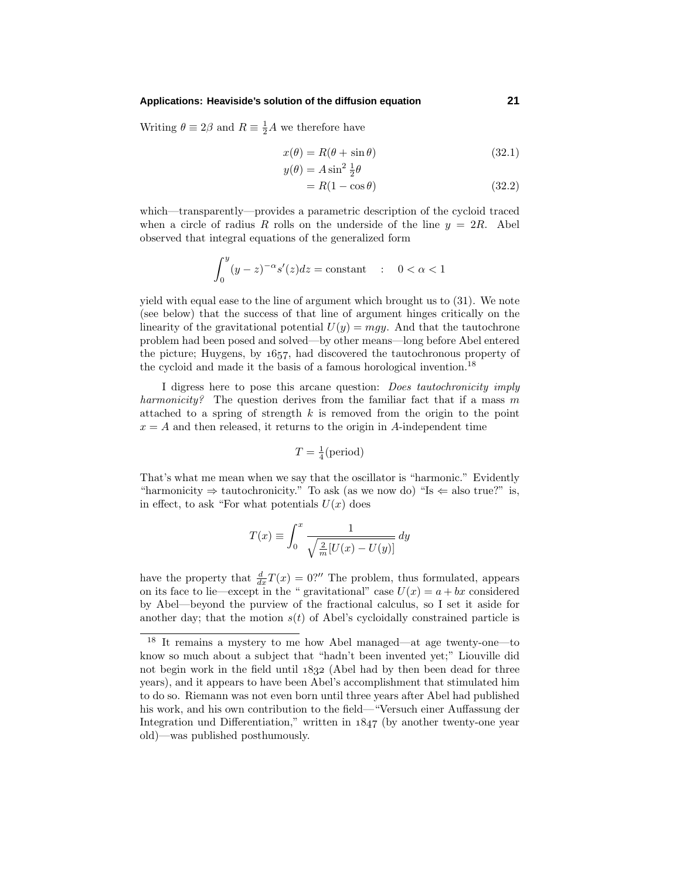Writing $\theta \equiv 2\beta$ and $R \equiv \frac{1}{2}A$ we therefore have

$$x(\theta) = R(\theta + \sin\theta) \tag{32.1}$$

$$\begin{aligned} y(\theta) &= A\sin^2 \tfrac{1}{2}\theta \\ &= R(1 - \cos\theta) \end{aligned} \tag{32.2}$$

which—transparently—provides a parametric description of the cycloid traced when a circle of radius $R$ rolls on the underside of the line $y = 2R$. Abel observed that integral equations of the generalized form

$$\int_0^y (y-z)^{-\alpha} s'(z)dz = \text{constant} \quad : \quad 0 < \alpha < 1$$

yield with equal ease to the line of argument which brought us to (31). We note (see below) that the success of that line of argument hinges critically on the linearity of the gravitational potential $U(y) = mgy$. And that the tautochrone problem had been posed and solved—by other means—long before Abel entered the picture; Huygens, by 1657, had discovered the tautochronous property of the cycloid and made it the basis of a famous horological invention.[18]

I digress here to pose this arcane question: *Does tautochronicity imply harmonicity?* The question derives from the familiar fact that if a mass $m$ attached to a spring of strength $k$ is removed from the origin to the point $x = A$ and then released, it returns to the origin in $A$-independent time

$$T = \tfrac{1}{4}(\text{period})$$

That's what me mean when we say that the oscillator is "harmonic." Evidently "harmonicity $\Rightarrow$ tautochronicity." To ask (as we now do) "Is $\Leftarrow$ also true?" is, in effect, to ask "For what potentials $U(x)$ does

$$T(x) \equiv \int_0^x \frac{1}{\sqrt{\frac{2}{m}[U(x) - U(y)]}}\, dy$$

have the property that $\frac{d}{dx}T(x) = 0?''$ The problem, thus formulated, appears on its face to lie—except in the " gravitational" case $U(x) = a + bx$ considered by Abel—beyond the purview of the fractional calculus, so I set it aside for another day; that the motion $s(t)$ of Abel's cycloidally constrained particle is

---

[18] It remains a mystery to me how Abel managed—at age twenty-one—to know so much about a subject that "hadn't been invented yet;" Liouville did not begin work in the field until 1832 (Abel had by then been dead for three years), and it appears to have been Abel's accomplishment that stimulated him to do so. Riemann was not even born until three years after Abel had published his work, and his own contribution to the field—"Versuch einer Auffassung der Integration und Differentiation," written in 1847 (by another twenty-one year old)—was published posthumously.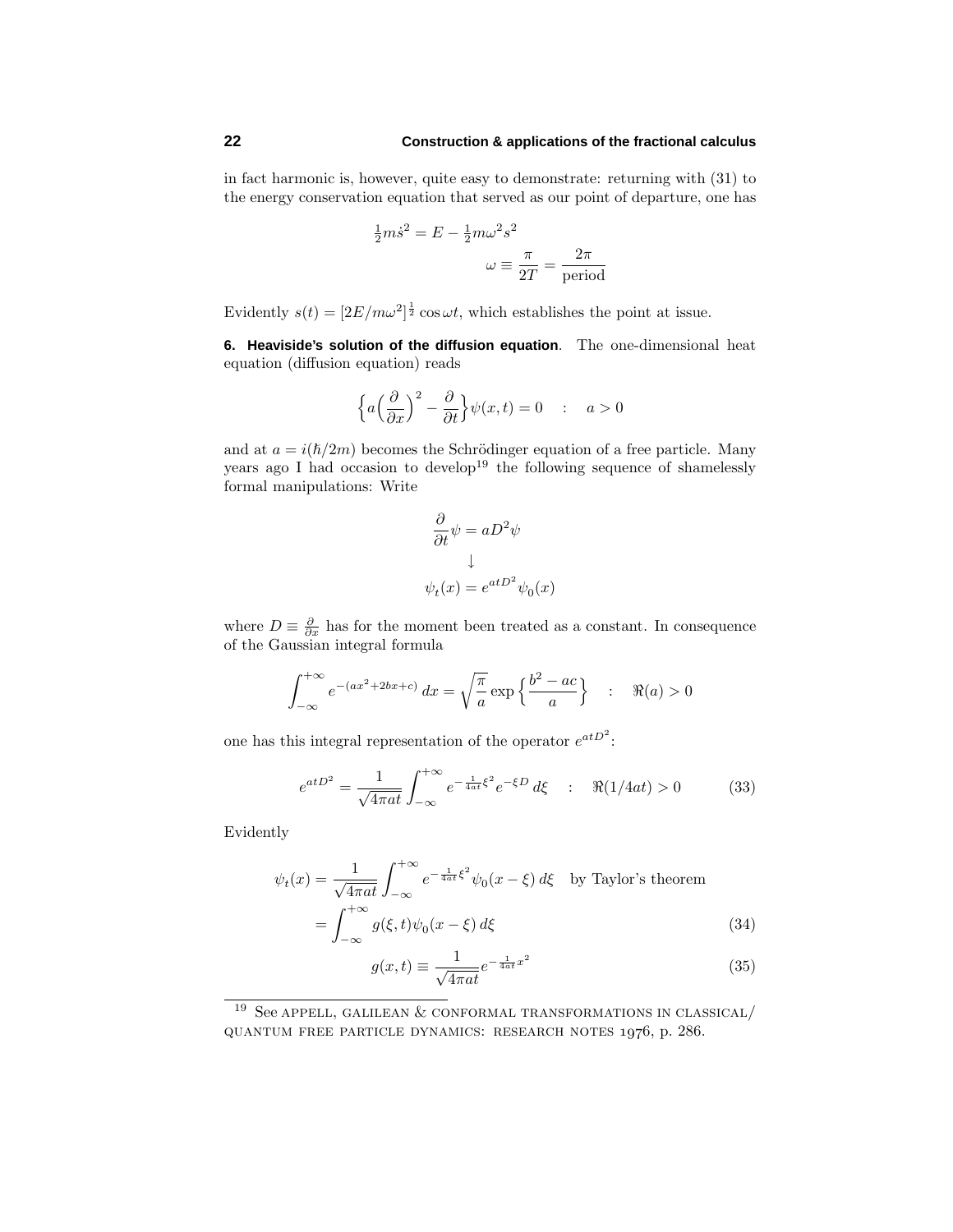in fact harmonic is, however, quite easy to demonstrate: returning with (31) to the energy conservation equation that served as our point of departure, one has

$$\tfrac{1}{2}m\dot{s}^2 = E - \tfrac{1}{2}m\omega^2 s^2$$

$$\omega \equiv \frac{\pi}{2T} = \frac{2\pi}{\text{period}}$$

Evidently $s(t) = [2E/m\omega^2]^{\frac{1}{2}}\cos\omega t$, which establishes the point at issue.

**6. Heaviside's solution of the diffusion equation**. The one-dimensional heat equation (diffusion equation) reads

$$\Big\{a\Big(\frac{\partial}{\partial x}\Big)^2 - \frac{\partial}{\partial t}\Big\}\psi(x,t) = 0 \quad : \quad a > 0$$

and at $a = i(\hbar/2m)$ becomes the Schrödinger equation of a free particle. Many years ago I had occasion to develop[19] the following sequence of shamelessly formal manipulations: Write

$$\frac{\partial}{\partial t}\psi = aD^2\psi$$
$$\downarrow$$
$$\psi_t(x) = e^{atD^2}\psi_0(x)$$

where $D \equiv \frac{\partial}{\partial x}$ has for the moment been treated as a constant. In consequence of the Gaussian integral formula

$$\int_{-\infty}^{+\infty} e^{-(ax^2+2bx+c)}\,dx = \sqrt{\frac{\pi}{a}}\exp\Big\{\frac{b^2-ac}{a}\Big\} \quad : \quad \Re(a) > 0$$

one has this integral representation of the operator $e^{atD^2}$:

$$e^{atD^2} = \frac{1}{\sqrt{4\pi at}}\int_{-\infty}^{+\infty} e^{-\frac{1}{4at}\xi^2}e^{-\xi D}\,d\xi \quad : \quad \Re(1/4at) > 0 \tag{33}$$

Evidently

$$\psi_t(x) = \frac{1}{\sqrt{4\pi at}}\int_{-\infty}^{+\infty} e^{-\frac{1}{4at}\xi^2}\psi_0(x-\xi)\,d\xi \quad \text{by Taylor's theorem}$$

$$= \int_{-\infty}^{+\infty} g(\xi,t)\psi_0(x-\xi)\,d\xi \tag{34}$$

$$g(x,t) \equiv \frac{1}{\sqrt{4\pi at}}e^{-\frac{1}{4at}x^2} \tag{35}$$

---

[19] See APPELL, GALILEAN & CONFORMAL TRANSFORMATIONS IN CLASSICAL/QUANTUM FREE PARTICLE DYNAMICS: RESEARCH NOTES 1976, p. 286.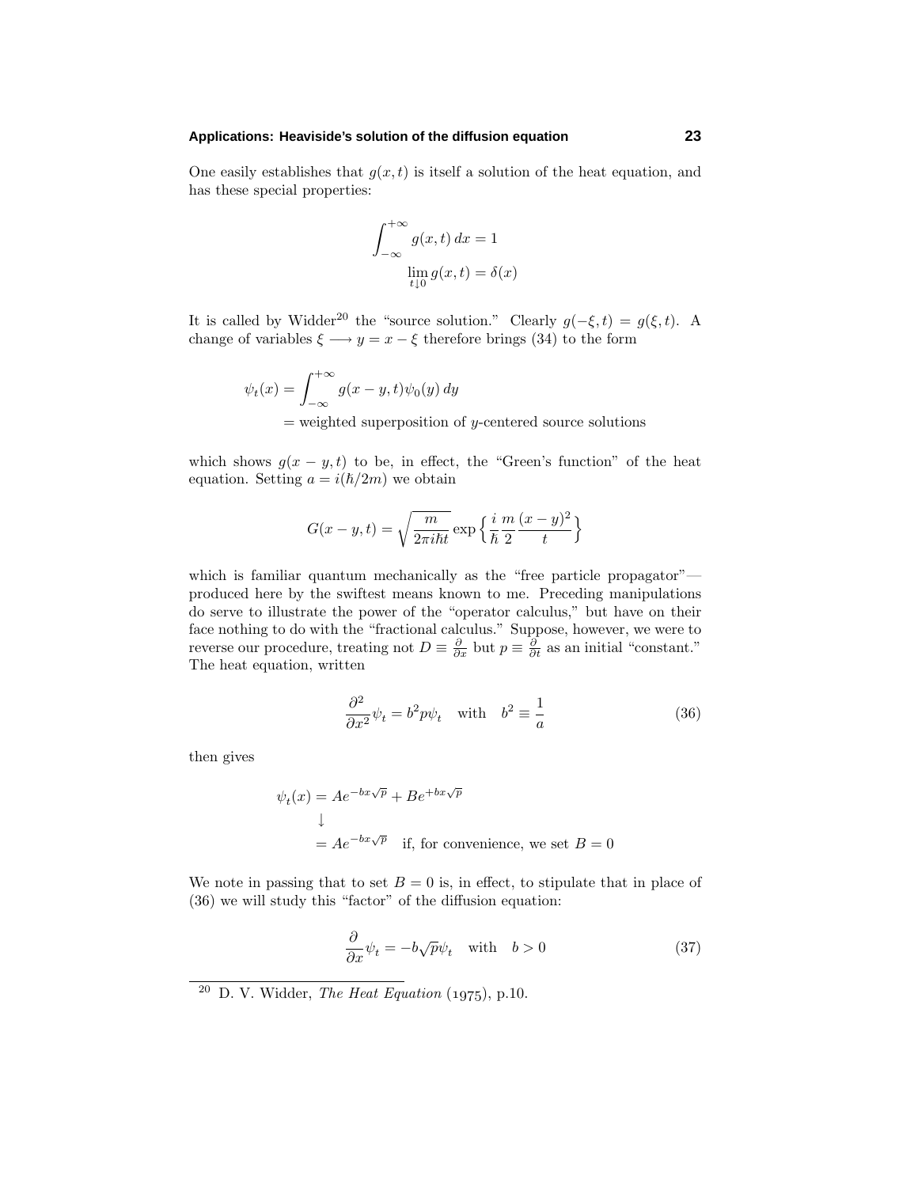One easily establishes that $g(x,t)$ is itself a solution of the heat equation, and has these special properties:

$$\int_{-\infty}^{+\infty} g(x,t)\,dx = 1$$

$$\lim_{t\downarrow 0} g(x,t) = \delta(x)$$

It is called by Widder[20] the "source solution." Clearly $g(-\xi,t) = g(\xi,t)$. A change of variables $\xi \longrightarrow y = x - \xi$ therefore brings (34) to the form

$$\begin{aligned}\psi_t(x) &= \int_{-\infty}^{+\infty} g(x-y,t)\psi_0(y)\,dy \\ &= \text{weighted superposition of } y\text{-centered source solutions}\end{aligned}$$

which shows $g(x-y,t)$ to be, in effect, the "Green's function" of the heat equation. Setting $a = i(\hbar/2m)$ we obtain

$$G(x-y,t) = \sqrt{\frac{m}{2\pi i\hbar t}}\exp\Big\{\frac{i}{\hbar}\frac{m}{2}\frac{(x-y)^2}{t}\Big\}$$

which is familiar quantum mechanically as the "free particle propagator"—produced here by the swiftest means known to me. Preceding manipulations do serve to illustrate the power of the "operator calculus," but have on their face nothing to do with the "fractional calculus." Suppose, however, we were to reverse our procedure, treating not $D \equiv \frac{\partial}{\partial x}$ but $p \equiv \frac{\partial}{\partial t}$ as an initial "constant." The heat equation, written

$$\frac{\partial^2}{\partial x^2}\psi_t = b^2 p\psi_t \quad \text{with} \quad b^2 \equiv \frac{1}{a} \tag{36}$$

then gives

$$\begin{aligned}\psi_t(x) &= Ae^{-bx\sqrt{p}} + Be^{+bx\sqrt{p}} \\ &\downarrow \\ &= Ae^{-bx\sqrt{p}} \quad \text{if, for convenience, we set } B = 0\end{aligned}$$

We note in passing that to set $B = 0$ is, in effect, to stipulate that in place of (36) we will study this "factor" of the diffusion equation:

$$\frac{\partial}{\partial x}\psi_t = -b\sqrt{p}\psi_t \quad \text{with} \quad b > 0 \tag{37}$$

---

[20] D. V. Widder, *The Heat Equation* (1975), p.10.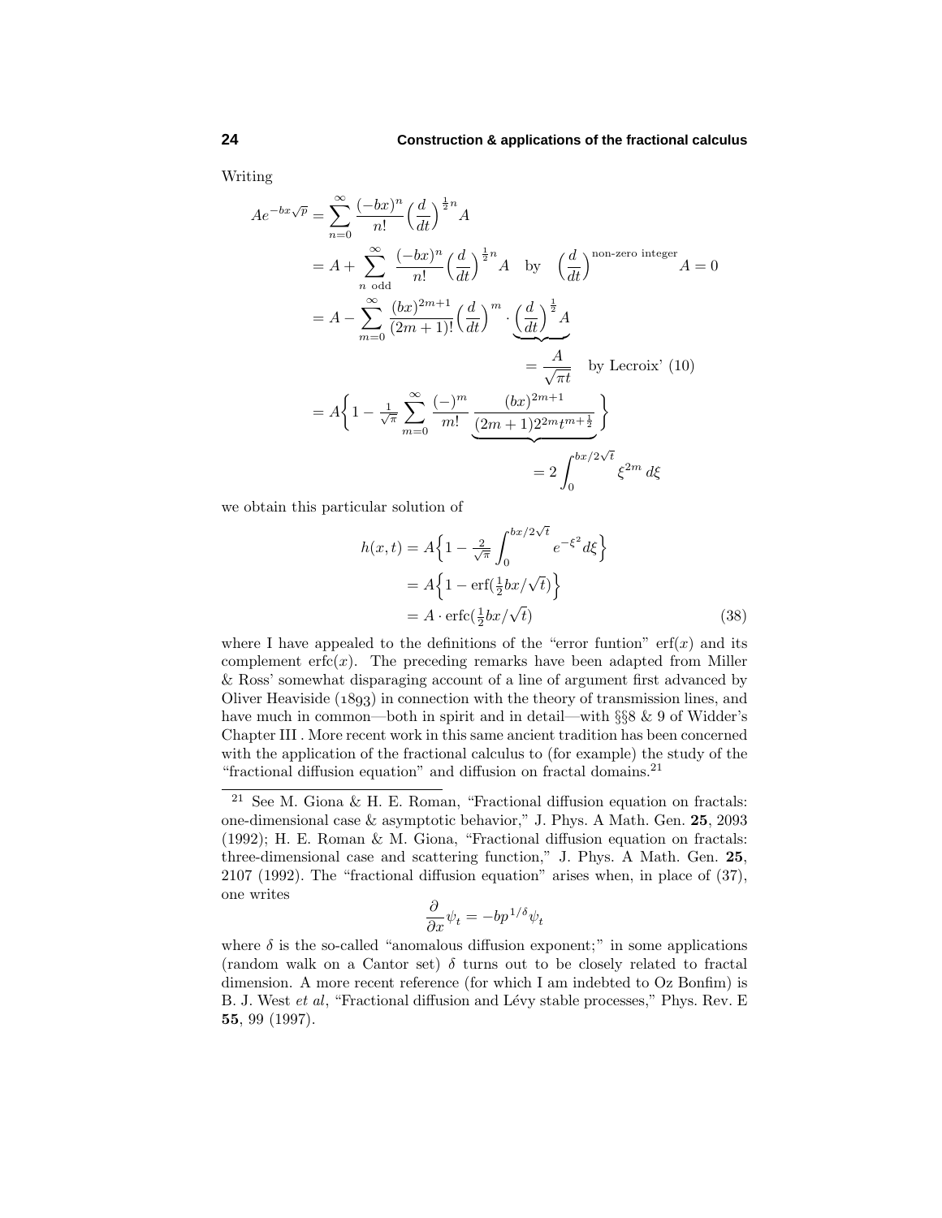Writing

$$
\begin{aligned}
Ae^{-bx\sqrt{p}} &= \sum_{n=0}^{\infty} \frac{(-bx)^n}{n!}\Big(\frac{d}{dt}\Big)^{\frac{1}{2}n} A \\
&= A + \sum_{n \text{ odd}}^{\infty} \frac{(-bx)^n}{n!}\Big(\frac{d}{dt}\Big)^{\frac{1}{2}n} A \quad \text{by} \quad \Big(\frac{d}{dt}\Big)^{\text{non-zero integer}} A = 0 \\
&= A - \sum_{m=0}^{\infty} \frac{(bx)^{2m+1}}{(2m+1)!}\Big(\frac{d}{dt}\Big)^{m} \cdot \underbrace{\Big(\frac{d}{dt}\Big)^{\frac{1}{2}} A}_{\displaystyle = \frac{A}{\sqrt{\pi t}} \quad \text{by Lecroix' (10)}} \\
&= A\Big\{1 - \tfrac{1}{\sqrt{\pi}} \sum_{m=0}^{\infty} \frac{(-)^m}{m!} \underbrace{\frac{(bx)^{2m+1}}{(2m+1)2^{2m}t^{m+\frac{1}{2}}}}_{\displaystyle = 2\int_0^{bx/2\sqrt{t}} \xi^{2m}\, d\xi} \Big\}
\end{aligned}
$$

we obtain this particular solution of

$$
\begin{aligned}
h(x,t) &= A\Big\{1 - \tfrac{2}{\sqrt{\pi}} \int_0^{bx/2\sqrt{t}} e^{-\xi^2} d\xi \Big\} \\
&= A\Big\{1 - \text{erf}(\tfrac{1}{2}bx/\sqrt{t})\Big\} \\
&= A \cdot \text{erfc}(\tfrac{1}{2}bx/\sqrt{t}) \qquad (38)
\end{aligned}
$$

where I have appealed to the definitions of the "error funtion" $\text{erf}(x)$ and its complement $\text{erfc}(x)$. The preceding remarks have been adapted from Miller & Ross' somewhat disparaging account of a line of argument first advanced by Oliver Heaviside (1893) in connection with the theory of transmission lines, and have much in common—both in spirit and in detail—with §§8 & 9 of Widder's Chapter III . More recent work in this same ancient tradition has been concerned with the application of the fractional calculus to (for example) the study of the "fractional diffusion equation" and diffusion on fractal domains.[21]

---

[21] See M. Giona & H. E. Roman, "Fractional diffusion equation on fractals: one-dimensional case & asymptotic behavior," J. Phys. A Math. Gen. **25**, 2093 (1992); H. E. Roman & M. Giona, "Fractional diffusion equation on fractals: three-dimensional case and scattering function," J. Phys. A Math. Gen. **25**, 2107 (1992). The "fractional diffusion equation" arises when, in place of (37), one writes

$$
\frac{\partial}{\partial x}\psi_t = -bp^{1/\delta}\psi_t
$$

where $\delta$ is the so-called "anomalous diffusion exponent;" in some applications (random walk on a Cantor set) $\delta$ turns out to be closely related to fractal dimension. A more recent reference (for which I am indebted to Oz Bonfim) is B. J. West *et al*, "Fractional diffusion and Lévy stable processes," Phys. Rev. E **55**, 99 (1997).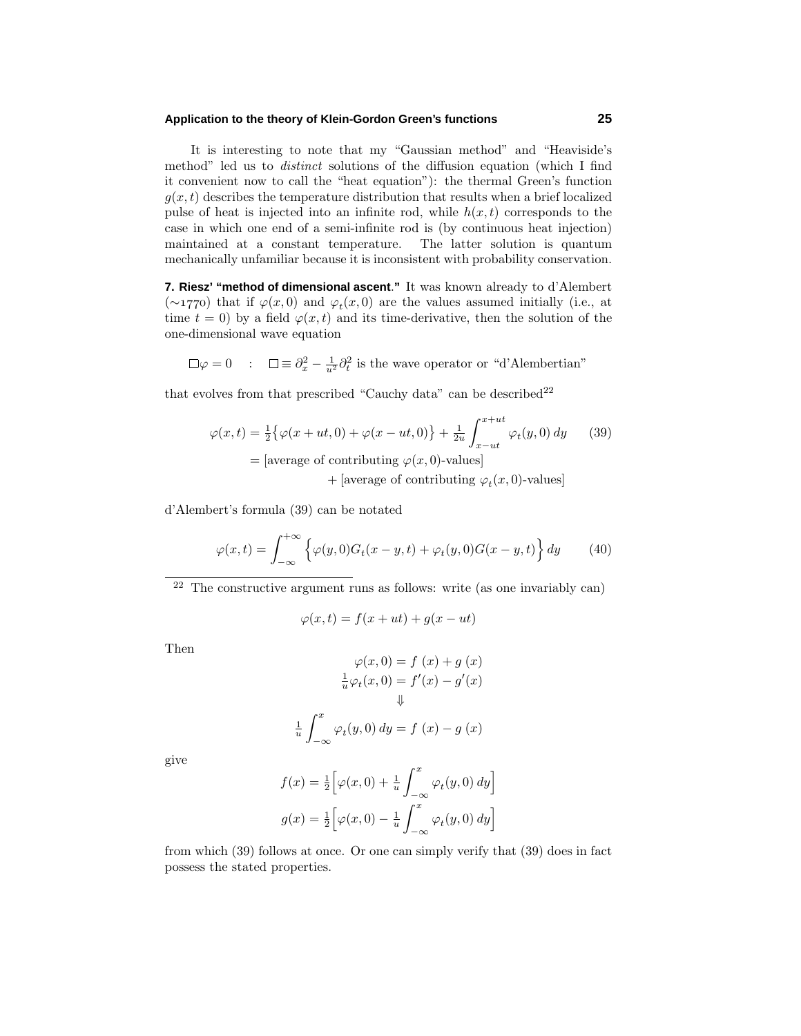It is interesting to note that my "Gaussian method" and "Heaviside's method" led us to *distinct* solutions of the diffusion equation (which I find it convenient now to call the "heat equation"): the thermal Green's function $g(x,t)$ describes the temperature distribution that results when a brief localized pulse of heat is injected into an infinite rod, while $h(x,t)$ corresponds to the case in which one end of a semi-infinite rod is (by continuous heat injection) maintained at a constant temperature. The latter solution is quantum mechanically unfamiliar because it is inconsistent with probability conservation.

**7. Riesz' "method of dimensional ascent."** It was known already to d'Alembert (∼1770) that if $\varphi(x,0)$ and $\varphi_t(x,0)$ are the values assumed initially (i.e., at time $t=0$) by a field $\varphi(x,t)$ and its time-derivative, then the solution of the one-dimensional wave equation

$$\Box\varphi = 0 \quad : \quad \Box \equiv \partial_x^2 - \tfrac{1}{u^2}\partial_t^2 \text{ is the wave operator or "d'Alembertian"}$$

that evolves from that prescribed "Cauchy data" can be described[22]

$$\begin{aligned}
\varphi(x,t) &= \tfrac{1}{2}\big\{\varphi(x+ut,0)+\varphi(x-ut,0)\big\} + \tfrac{1}{2u}\int_{x-ut}^{x+ut}\varphi_t(y,0)\,dy \qquad (39)\\
&= [\text{average of contributing } \varphi(x,0)\text{-values}]\\
&\qquad\qquad + [\text{average of contributing } \varphi_t(x,0)\text{-values}]
\end{aligned}$$

d'Alembert's formula (39) can be notated

$$\varphi(x,t) = \int_{-\infty}^{+\infty}\Big\{\varphi(y,0)G_t(x-y,t) + \varphi_t(y,0)G(x-y,t)\Big\}\,dy \qquad (40)$$

---

[22] The constructive argument runs as follows: write (as one invariably can)

$$\varphi(x,t) = f(x+ut) + g(x-ut)$$

Then

$$\begin{aligned}
\varphi(x,0) &= f\,(x) + g\,(x)\\
\tfrac{1}{u}\varphi_t(x,0) &= f'(x) - g'(x)\\
&\Downarrow\\
\tfrac{1}{u}\int_{-\infty}^{x}\varphi_t(y,0)\,dy &= f\,(x) - g\,(x)
\end{aligned}$$

give

$$\begin{aligned}
f(x) &= \tfrac{1}{2}\Big[\varphi(x,0) + \tfrac{1}{u}\int_{-\infty}^{x}\varphi_t(y,0)\,dy\Big]\\
g(x) &= \tfrac{1}{2}\Big[\varphi(x,0) - \tfrac{1}{u}\int_{-\infty}^{x}\varphi_t(y,0)\,dy\Big]
\end{aligned}$$

from which (39) follows at once. Or one can simply verify that (39) does in fact possess the stated properties.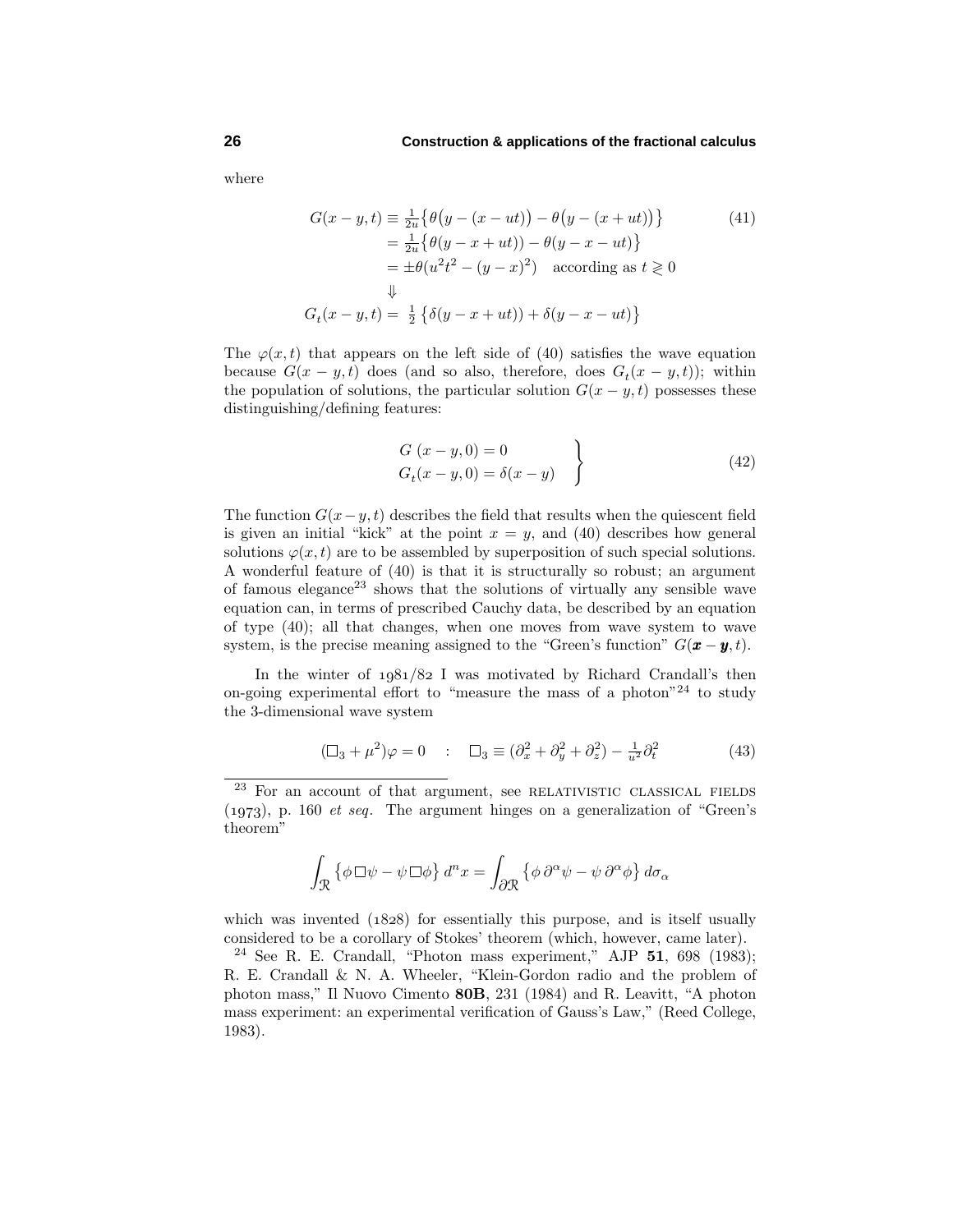where

$$
\begin{aligned}
G(x-y,t) &\equiv \tfrac{1}{2u}\big\{\theta\big(y-(x-ut)\big)-\theta\big(y-(x+ut)\big)\big\} \qquad (41)\\
&= \tfrac{1}{2u}\big\{\theta(y-x+ut))-\theta(y-x-ut)\big\}\\
&= \pm\theta(u^2t^2-(y-x)^2) \quad \text{according as } t \gtrless 0\\
&\Downarrow\\
G_t(x-y,t) &= \ \tfrac{1}{2}\left\{\delta(y-x+ut))+\delta(y-x-ut)\right\}
\end{aligned}
$$

The $\varphi(x,t)$ that appears on the left side of (40) satisfies the wave equation because $G(x-y,t)$ does (and so also, therefore, does $G_t(x-y,t)$); within the population of solutions, the particular solution $G(x-y,t)$ possesses these distinguishing/defining features:

$$
\left.
\begin{aligned}
G\ (x-y,0) &= 0\\
G_t(x-y,0) &= \delta(x-y)
\end{aligned}
\right\} \qquad (42)
$$

The function $G(x-y,t)$ describes the field that results when the quiescent field is given an initial "kick" at the point $x=y$, and (40) describes how general solutions $\varphi(x,t)$ are to be assembled by superposition of such special solutions. A wonderful feature of (40) is that it is structurally so robust; an argument of famous elegance[23] shows that the solutions of virtually any sensible wave equation can, in terms of prescribed Cauchy data, be described by an equation of type (40); all that changes, when one moves from wave system to wave system, is the precise meaning assigned to the "Green's function" $G(\boldsymbol{x}-\boldsymbol{y},t)$.

In the winter of 1981/82 I was motivated by Richard Crandall's then on-going experimental effort to "measure the mass of a photon"[24] to study the 3-dimensional wave system

$$
(\square_3+\mu^2)\varphi = 0 \quad : \quad \square_3 \equiv (\partial_x^2+\partial_y^2+\partial_z^2)-\tfrac{1}{u^2}\partial_t^2 \qquad (43)
$$

---

[23] For an account of that argument, see RELATIVISTIC CLASSICAL FIELDS (1973), p. 160 *et seq*. The argument hinges on a generalization of "Green's theorem"

$$
\int_{\mathcal{R}} \big\{\phi\,\square\psi-\psi\,\square\phi\big\}\,d^nx = \int_{\partial\mathcal{R}} \big\{\phi\,\partial^\alpha\psi-\psi\,\partial^\alpha\phi\big\}\,d\sigma_\alpha
$$

which was invented (1828) for essentially this purpose, and is itself usually considered to be a corollary of Stokes' theorem (which, however, came later).

[24] See R. E. Crandall, "Photon mass experiment," AJP **51**, 698 (1983); R. E. Crandall & N. A. Wheeler, "Klein-Gordon radio and the problem of photon mass," Il Nuovo Cimento **80B**, 231 (1984) and R. Leavitt, "A photon mass experiment: an experimental verification of Gauss's Law," (Reed College, 1983).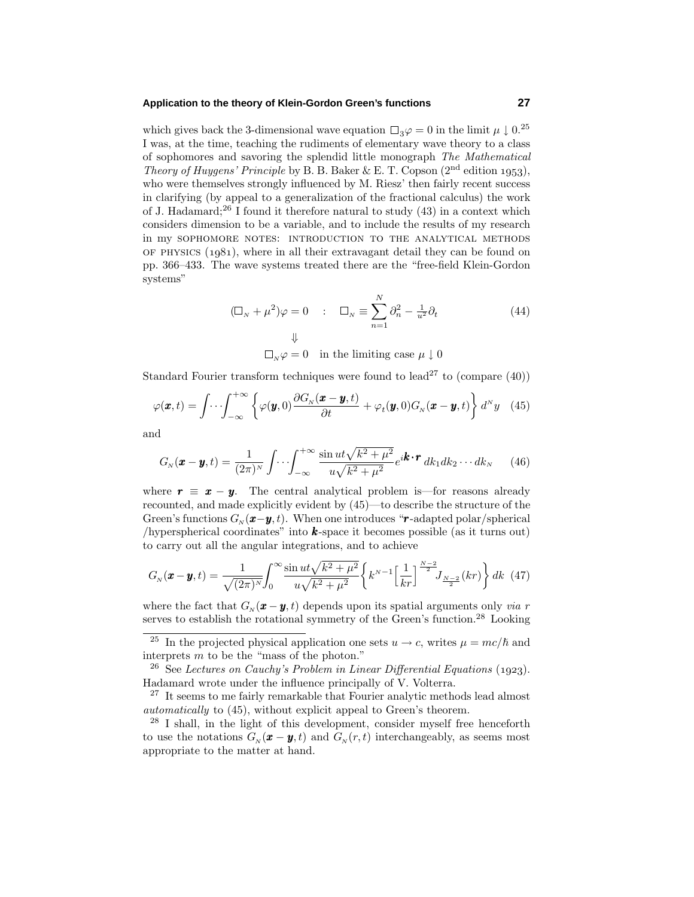which gives back the 3-dimensional wave equation $\Box_3\varphi = 0$ in the limit $\mu \downarrow 0$.[25] I was, at the time, teaching the rudiments of elementary wave theory to a class of sophomores and savoring the splendid little monograph *The Mathematical Theory of Huygens' Principle* by B. B. Baker & E. T. Copson (2[nd] edition 1953), who were themselves strongly influenced by M. Riesz' then fairly recent success in clarifying (by appeal to a generalization of the fractional calculus) the work of J. Hadamard;[26] I found it therefore natural to study (43) in a context which considers dimension to be a variable, and to include the results of my research in my SOPHOMORE NOTES: INTRODUCTION TO THE ANALYTICAL METHODS OF PHYSICS (1981), where in all their extravagant detail they can be found on pp. 366–433. The wave systems treated there are the "free-field Klein-Gordon systems"

$$(\Box_N + \mu^2)\varphi = 0 \quad : \quad \Box_N \equiv \sum_{n=1}^{N} \partial_n^2 - \tfrac{1}{u^2}\partial_t \tag{44}$$

$$\Downarrow$$

$$\Box_N\varphi = 0 \quad \text{in the limiting case } \mu \downarrow 0$$

Standard Fourier transform techniques were found to lead[27] to (compare (40))

$$\varphi(\boldsymbol{x},t) = \int\!\cdots\!\int_{-\infty}^{+\infty} \left\{ \varphi(\boldsymbol{y},0)\frac{\partial G_N(\boldsymbol{x}-\boldsymbol{y},t)}{\partial t} + \varphi_t(\boldsymbol{y},0)G_N(\boldsymbol{x}-\boldsymbol{y},t) \right\} d^N y \tag{45}$$

and

$$G_N(\boldsymbol{x}-\boldsymbol{y},t) = \frac{1}{(2\pi)^N}\int\!\cdots\!\int_{-\infty}^{+\infty} \frac{\sin ut\sqrt{k^2+\mu^2}}{u\sqrt{k^2+\mu^2}} e^{i\boldsymbol{k}\cdot\boldsymbol{r}}\, dk_1 dk_2\cdots dk_N \tag{46}$$

where $\boldsymbol{r} \equiv \boldsymbol{x} - \boldsymbol{y}$. The central analytical problem is—for reasons already recounted, and made explicitly evident by (45)—to describe the structure of the Green's functions $G_N(\boldsymbol{x}-\boldsymbol{y},t)$. When one introduces "$\boldsymbol{r}$-adapted polar/spherical /hyperspherical coordinates" into $\boldsymbol{k}$-space it becomes possible (as it turns out) to carry out all the angular integrations, and to achieve

$$G_N(\boldsymbol{x}-\boldsymbol{y},t) = \frac{1}{\sqrt{(2\pi)^N}}\int_0^{\infty} \frac{\sin ut\sqrt{k^2+\mu^2}}{u\sqrt{k^2+\mu^2}} \left\{ k^{N-1}\Big[\frac{1}{kr}\Big]^{\frac{N-2}{2}} J_{\frac{N-2}{2}}(kr) \right\} dk \tag{47}$$

where the fact that $G_N(\boldsymbol{x}-\boldsymbol{y},t)$ depends upon its spatial arguments only *via* $r$ serves to establish the rotational symmetry of the Green's function.[28] Looking

---

[25] In the projected physical application one sets $u \to c$, writes $\mu = mc/\hbar$ and interprets $m$ to be the "mass of the photon."

[26] See *Lectures on Cauchy's Problem in Linear Differential Equations* (1923). Hadamard wrote under the influence principally of V. Volterra.

[27] It seems to me fairly remarkable that Fourier analytic methods lead almost *automatically* to (45), without explicit appeal to Green's theorem.

[28] I shall, in the light of this development, consider myself free henceforth to use the notations $G_N(\boldsymbol{x}-\boldsymbol{y},t)$ and $G_N(r,t)$ interchangeably, as seems most appropriate to the matter at hand.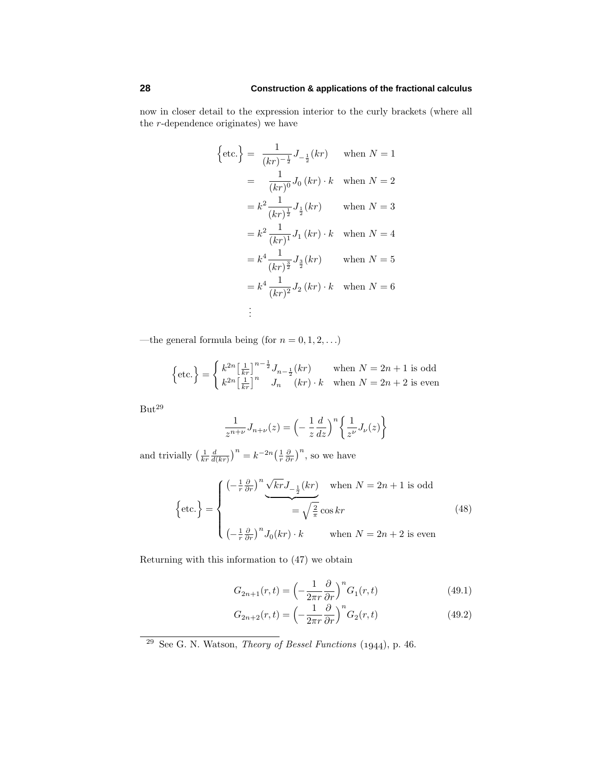now in closer detail to the expression interior to the curly brackets (where all the $r$-dependence originates) we have

$$
\begin{aligned}
\Big\{\text{etc.}\Big\} &= \quad \frac{1}{(kr)^{-\frac{1}{2}}} J_{-\frac{1}{2}}(kr) \qquad \text{when } N=1\\
&= \quad \frac{1}{(kr)^{0}} J_{0}\,(kr)\cdot k \quad \text{when } N=2\\
&= k^2 \frac{1}{(kr)^{\frac{1}{2}}} J_{\frac{1}{2}}(kr) \qquad \text{when } N=3\\
&= k^2 \frac{1}{(kr)^{1}} J_{1}\,(kr)\cdot k \quad \text{when } N=4\\
&= k^4 \frac{1}{(kr)^{\frac{3}{2}}} J_{\frac{3}{2}}(kr) \qquad \text{when } N=5\\
&= k^4 \frac{1}{(kr)^{2}} J_{2}\,(kr)\cdot k \quad \text{when } N=6\\
&\;\vdots
\end{aligned}
$$

—the general formula being (for $n = 0, 1, 2, \ldots$)

$$
\Big\{\text{etc.}\Big\} = \begin{cases} k^{2n}\big[\frac{1}{kr}\big]^{n-\frac{1}{2}} J_{n-\frac{1}{2}}(kr) & \text{when } N=2n+1 \text{ is odd}\\ k^{2n}\big[\frac{1}{kr}\big]^{n} \quad J_{n} \quad (kr)\cdot k & \text{when } N=2n+2 \text{ is even}\end{cases}
$$

But[29]

$$
\frac{1}{z^{n+\nu}} J_{n+\nu}(z) = \Big(-\frac{1}{z}\frac{d}{dz}\Big)^n \Big\{\frac{1}{z^\nu} J_\nu(z)\Big\}
$$

and trivially $\big(\frac{1}{kr}\frac{d}{d(kr)}\big)^n = k^{-2n}\big(\frac{1}{r}\frac{\partial}{\partial r}\big)^n$, so we have

$$
\Big\{\text{etc.}\Big\} = \begin{cases} \big(-\frac{1}{r}\frac{\partial}{\partial r}\big)^n \underbrace{\sqrt{kr}\,J_{-\frac{1}{2}}(kr)}_{=\sqrt{\frac{2}{\pi}}\cos kr} & \text{when } N=2n+1 \text{ is odd}\\[2ex] \big(-\frac{1}{r}\frac{\partial}{\partial r}\big)^n J_0(kr)\cdot k & \text{when } N=2n+2 \text{ is even}\end{cases} \tag{48}
$$

Returning with this information to (47) we obtain

$$
G_{2n+1}(r,t) = \Big(-\frac{1}{2\pi r}\frac{\partial}{\partial r}\Big)^n G_1(r,t) \tag{49.1}
$$

$$
G_{2n+2}(r,t) = \Big(-\frac{1}{2\pi r}\frac{\partial}{\partial r}\Big)^n G_2(r,t) \tag{49.2}
$$

---

[29] See G. N. Watson, *Theory of Bessel Functions* (1944), p. 46.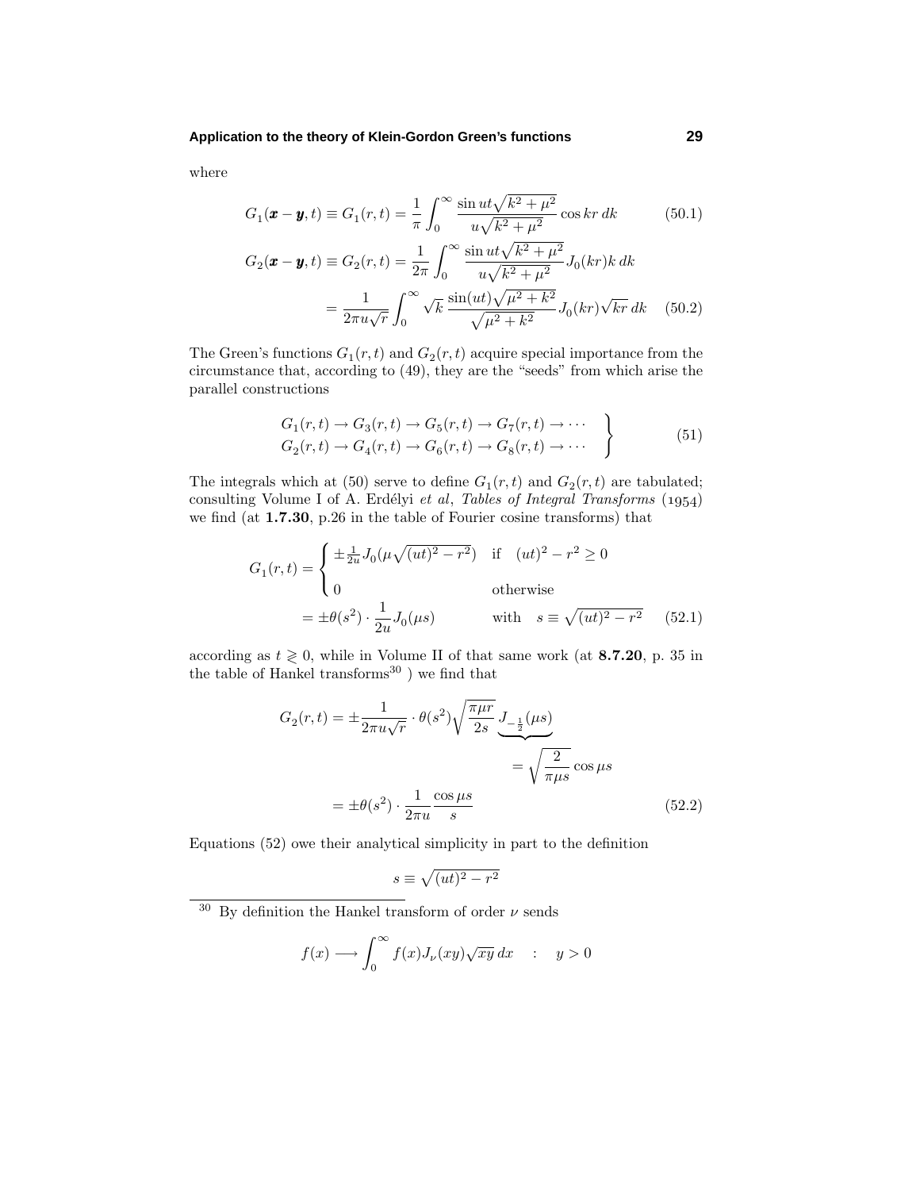where

$$G_1(\boldsymbol{x}-\boldsymbol{y},t) \equiv G_1(r,t) = \frac{1}{\pi}\int_0^\infty \frac{\sin ut\sqrt{k^2+\mu^2}}{u\sqrt{k^2+\mu^2}}\cos kr\,dk \tag{50.1}$$

$$\begin{aligned} G_2(\boldsymbol{x}-\boldsymbol{y},t) \equiv G_2(r,t) &= \frac{1}{2\pi}\int_0^\infty \frac{\sin ut\sqrt{k^2+\mu^2}}{u\sqrt{k^2+\mu^2}}J_0(kr)k\,dk \\ &= \frac{1}{2\pi u\sqrt{r}}\int_0^\infty \sqrt{k}\,\frac{\sin(ut)\sqrt{\mu^2+k^2}}{\sqrt{\mu^2+k^2}}J_0(kr)\sqrt{kr}\,dk \end{aligned} \tag{50.2}$$

The Green's functions $G_1(r,t)$ and $G_2(r,t)$ acquire special importance from the circumstance that, according to (49), they are the "seeds" from which arise the parallel constructions

$$\left.\begin{array}{l} G_1(r,t) \to G_3(r,t) \to G_5(r,t) \to G_7(r,t) \to \cdots \\ G_2(r,t) \to G_4(r,t) \to G_6(r,t) \to G_8(r,t) \to \cdots \end{array}\right\} \tag{51}$$

The integrals which at (50) serve to define $G_1(r,t)$ and $G_2(r,t)$ are tabulated; consulting Volume I of A. Erdélyi *et al*, *Tables of Integral Transforms* (1954) we find (at **1.7.30**, p.26 in the table of Fourier cosine transforms) that

$$\begin{aligned} G_1(r,t) &= \begin{cases} \pm\frac{1}{2u}J_0(\mu\sqrt{(ut)^2-r^2}) & \text{if} \quad (ut)^2-r^2 \geq 0 \\ 0 & \text{otherwise} \end{cases} \\ &= \pm\theta(s^2)\cdot\frac{1}{2u}J_0(\mu s) \qquad\qquad \text{with} \quad s \equiv \sqrt{(ut)^2-r^2} \end{aligned} \tag{52.1}$$

according as $t \gtrless 0$, while in Volume II of that same work (at **8.7.20**, p. 35 in the table of Hankel transforms[30] ) we find that

$$\begin{aligned} G_2(r,t) &= \pm\frac{1}{2\pi u\sqrt{r}}\cdot\theta(s^2)\sqrt{\frac{\pi\mu r}{2s}}\,\underbrace{J_{-\frac{1}{2}}(\mu s)}_{=\sqrt{\frac{2}{\pi\mu s}}\cos\mu s} \\ &= \pm\theta(s^2)\cdot\frac{1}{2\pi u}\frac{\cos\mu s}{s} \end{aligned} \tag{52.2}$$

Equations (52) owe their analytical simplicity in part to the definition

$$s \equiv \sqrt{(ut)^2-r^2}$$

---

[30] By definition the Hankel transform of order $\nu$ sends

$$f(x) \longrightarrow \int_0^\infty f(x)J_\nu(xy)\sqrt{xy}\,dx \quad : \quad y > 0$$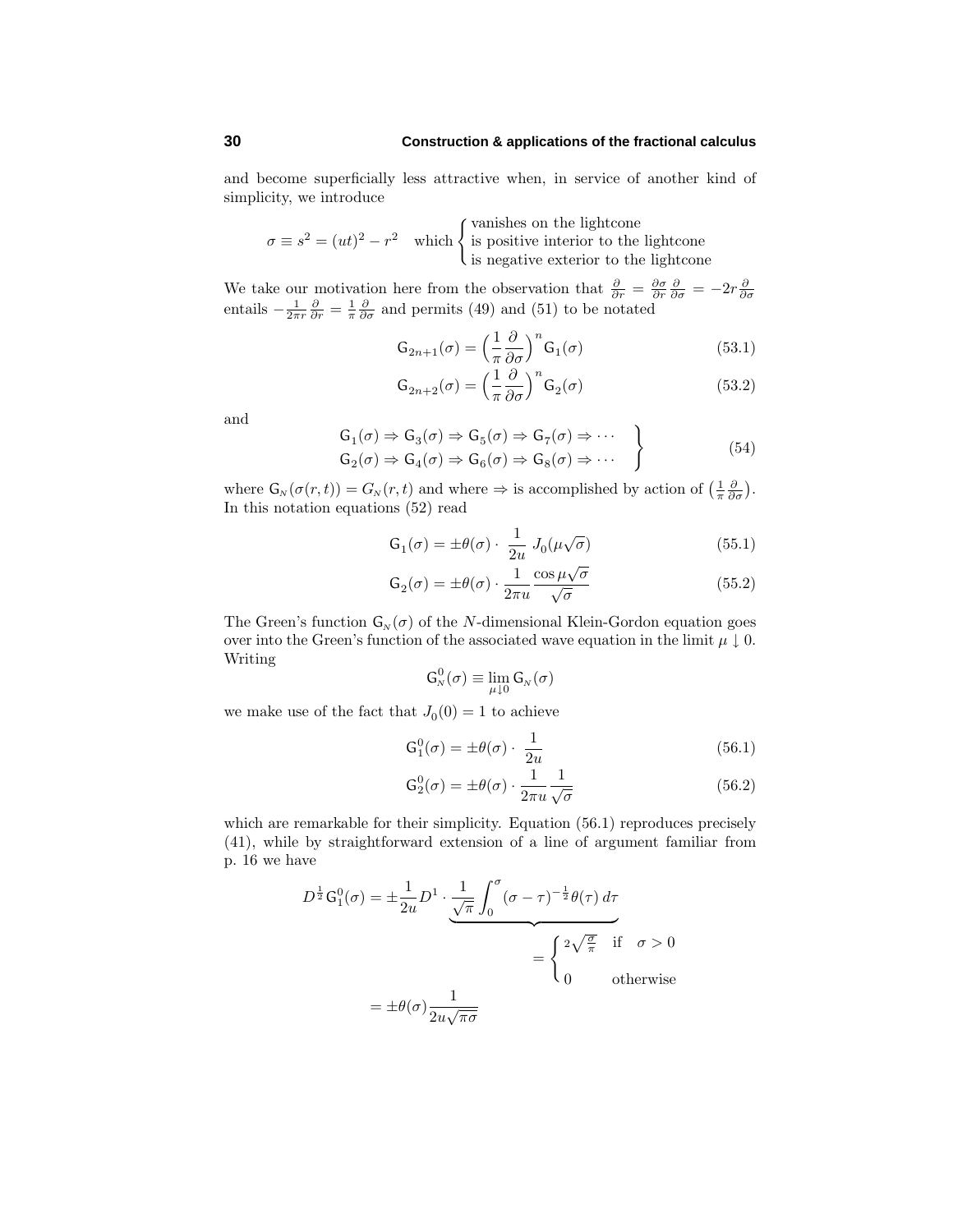and become superficially less attractive when, in service of another kind of simplicity, we introduce

$$\sigma \equiv s^2 = (ut)^2 - r^2 \quad \text{which} \begin{cases} \text{vanishes on the lightcone} \\ \text{is positive interior to the lightcone} \\ \text{is negative exterior to the lightcone} \end{cases}$$

We take our motivation here from the observation that $\frac{\partial}{\partial r} = \frac{\partial \sigma}{\partial r}\frac{\partial}{\partial \sigma} = -2r\frac{\partial}{\partial \sigma}$ entails $-\frac{1}{2\pi r}\frac{\partial}{\partial r} = \frac{1}{\pi}\frac{\partial}{\partial \sigma}$ and permits (49) and (51) to be notated

$$\mathsf{G}_{2n+1}(\sigma) = \Big(\frac{1}{\pi}\frac{\partial}{\partial \sigma}\Big)^n \mathsf{G}_1(\sigma) \tag{53.1}$$

$$\mathsf{G}_{2n+2}(\sigma) = \Big(\frac{1}{\pi}\frac{\partial}{\partial \sigma}\Big)^n \mathsf{G}_2(\sigma) \tag{53.2}$$

and

$$\left.\begin{array}{l} \mathsf{G}_1(\sigma) \Rightarrow \mathsf{G}_3(\sigma) \Rightarrow \mathsf{G}_5(\sigma) \Rightarrow \mathsf{G}_7(\sigma) \Rightarrow \cdots \\ \mathsf{G}_2(\sigma) \Rightarrow \mathsf{G}_4(\sigma) \Rightarrow \mathsf{G}_6(\sigma) \Rightarrow \mathsf{G}_8(\sigma) \Rightarrow \cdots \end{array}\right\} \tag{54}$$

where $\mathsf{G}_N(\sigma(r,t)) = G_N(r,t)$ and where $\Rightarrow$ is accomplished by action of $\big(\frac{1}{\pi}\frac{\partial}{\partial \sigma}\big)$. In this notation equations (52) read

$$\mathsf{G}_1(\sigma) = \pm\theta(\sigma)\cdot\ \frac{1}{2u}\ J_0(\mu\sqrt{\sigma}) \tag{55.1}$$

$$\mathsf{G}_2(\sigma) = \pm\theta(\sigma)\cdot \frac{1}{2\pi u}\frac{\cos\mu\sqrt{\sigma}}{\sqrt{\sigma}} \tag{55.2}$$

The Green's function $\mathsf{G}_N(\sigma)$ of the $N$-dimensional Klein-Gordon equation goes over into the Green's function of the associated wave equation in the limit $\mu \downarrow 0$. Writing

$$\mathsf{G}^0_N(\sigma) \equiv \lim_{\mu\downarrow 0} \mathsf{G}_N(\sigma)$$

we make use of the fact that $J_0(0) = 1$ to achieve

$$\mathsf{G}^0_1(\sigma) = \pm\theta(\sigma)\cdot\ \frac{1}{2u} \tag{56.1}$$

$$\mathsf{G}^0_2(\sigma) = \pm\theta(\sigma)\cdot \frac{1}{2\pi u}\frac{1}{\sqrt{\sigma}} \tag{56.2}$$

which are remarkable for their simplicity. Equation (56.1) reproduces precisely (41), while by straightforward extension of a line of argument familiar from p. 16 we have

$$D^{\frac{1}{2}}\mathsf{G}^0_1(\sigma) = \pm\frac{1}{2u}D^1\cdot \underbrace{\frac{1}{\sqrt{\pi}}\int_0^\sigma (\sigma-\tau)^{-\frac{1}{2}}\theta(\tau)\,d\tau}_{=\begin{cases} 2\sqrt{\frac{\sigma}{\pi}} & \text{if}\quad \sigma > 0 \\ 0 & \text{otherwise}\end{cases}}$$

$$= \pm\theta(\sigma)\frac{1}{2u\sqrt{\pi\sigma}}$$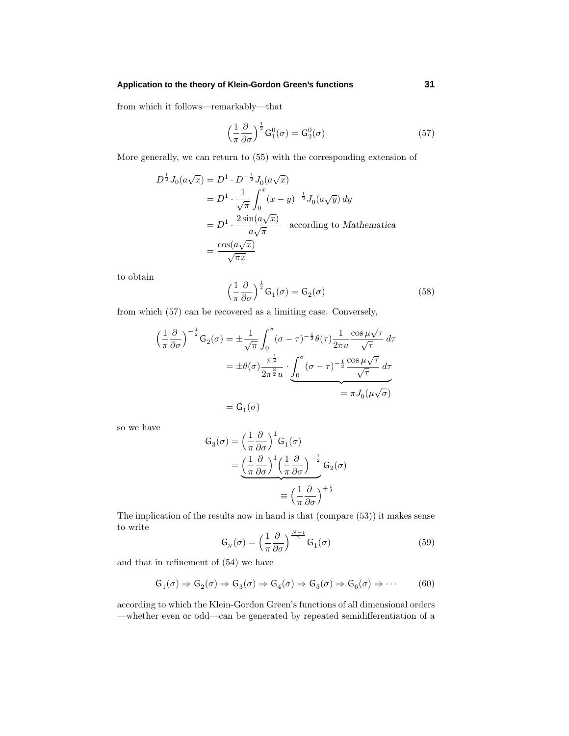from which it follows—remarkably—that

$$\Big(\frac{1}{\pi}\frac{\partial}{\partial\sigma}\Big)^{\frac{1}{2}}\mathsf{G}_1^0(\sigma) = \mathsf{G}_2^0(\sigma) \tag{57}$$

More generally, we can return to (55) with the corresponding extension of

$$\begin{aligned}
D^{\frac{1}{2}}J_0(a\sqrt{x}) &= D^1\cdot D^{-\frac{1}{2}}J_0(a\sqrt{x})\\
&= D^1\cdot\frac{1}{\sqrt{\pi}}\int_0^x (x-y)^{-\frac{1}{2}}J_0(a\sqrt{y})\,dy\\
&= D^1\cdot\frac{2\sin(a\sqrt{x})}{a\sqrt{\pi}}\quad\text{according to } \textit{Mathematica}\\
&= \frac{\cos(a\sqrt{x})}{\sqrt{\pi x}}
\end{aligned}$$

to obtain

$$\Big(\frac{1}{\pi}\frac{\partial}{\partial\sigma}\Big)^{\frac{1}{2}}\mathsf{G}_1(\sigma) = \mathsf{G}_2(\sigma) \tag{58}$$

from which (57) can be recovered as a limiting case. Conversely,

$$\begin{aligned}
\Big(\frac{1}{\pi}\frac{\partial}{\partial\sigma}\Big)^{-\frac{1}{2}}\mathsf{G}_2(\sigma) &= \pm\frac{1}{\sqrt{\pi}}\int_0^\sigma(\sigma-\tau)^{-\frac{1}{2}}\theta(\tau)\frac{1}{2\pi u}\frac{\cos\mu\sqrt{\tau}}{\sqrt{\tau}}\,d\tau\\
&= \pm\theta(\sigma)\frac{\pi^{\frac{1}{2}}}{2\pi^{\frac{3}{2}}u}\cdot\underbrace{\int_0^\sigma(\sigma-\tau)^{-\frac{1}{2}}\frac{\cos\mu\sqrt{\tau}}{\sqrt{\tau}}\,d\tau}_{=\,\pi J_0(\mu\sqrt{\sigma})}\\
&= \mathsf{G}_1(\sigma)
\end{aligned}$$

so we have

$$\begin{aligned}
\mathsf{G}_3(\sigma) &= \Big(\frac{1}{\pi}\frac{\partial}{\partial\sigma}\Big)^1\mathsf{G}_1(\sigma)\\
&= \underbrace{\Big(\frac{1}{\pi}\frac{\partial}{\partial\sigma}\Big)^1\Big(\frac{1}{\pi}\frac{\partial}{\partial\sigma}\Big)^{-\frac{1}{2}}}_{\equiv\,\big(\frac{1}{\pi}\frac{\partial}{\partial\sigma}\big)^{+\frac{1}{2}}}\mathsf{G}_2(\sigma)
\end{aligned}$$

The implication of the results now in hand is that (compare (53)) it makes sense to write

$$\mathsf{G}_N(\sigma) = \Big(\frac{1}{\pi}\frac{\partial}{\partial\sigma}\Big)^{\frac{N-1}{2}}\mathsf{G}_1(\sigma) \tag{59}$$

and that in refinement of (54) we have

$$\mathsf{G}_1(\sigma)\Rightarrow\mathsf{G}_2(\sigma)\Rightarrow\mathsf{G}_3(\sigma)\Rightarrow\mathsf{G}_4(\sigma)\Rightarrow\mathsf{G}_5(\sigma)\Rightarrow\mathsf{G}_6(\sigma)\Rightarrow\cdots \tag{60}$$

according to which the Klein-Gordon Green's functions of all dimensional orders —whether even or odd—can be generated by repeated semidifferentiation of a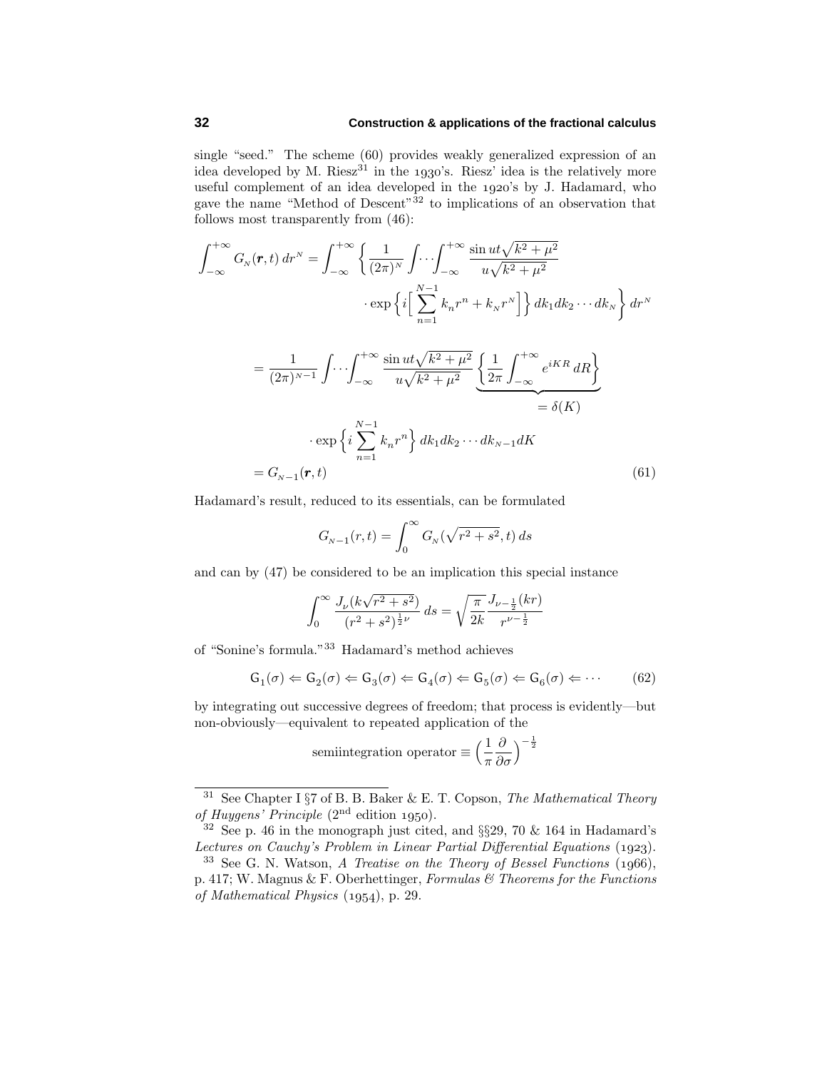single "seed." The scheme (60) provides weakly generalized expression of an idea developed by M. Riesz[31] in the 1930's. Riesz' idea is the relatively more useful complement of an idea developed in the 1920's by J. Hadamard, who gave the name "Method of Descent"[32] to implications of an observation that follows most transparently from (46):

$$
\begin{aligned}
\int_{-\infty}^{+\infty} G_{N}(\boldsymbol{r},t)\,dr^{N} &= \int_{-\infty}^{+\infty}\left\{\frac{1}{(2\pi)^{N}}\int\!\cdots\!\int_{-\infty}^{+\infty}\frac{\sin ut\sqrt{k^2+\mu^2}}{u\sqrt{k^2+\mu^2}}\right.\\
&\qquad\left.\cdot\exp\Big\{i\Big[\sum_{n=1}^{N-1}k_n r^n + k_N r^N\Big]\Big\}\,dk_1dk_2\cdots dk_N\right\}dr^N\\[2ex]
&= \frac{1}{(2\pi)^{N-1}}\int\!\cdots\!\int_{-\infty}^{+\infty}\frac{\sin ut\sqrt{k^2+\mu^2}}{u\sqrt{k^2+\mu^2}}\underbrace{\left\{\frac{1}{2\pi}\int_{-\infty}^{+\infty}e^{iKR}\,dR\right\}}_{=\,\delta(K)}\\
&\qquad\cdot\exp\Big\{i\sum_{n=1}^{N-1}k_n r^n\Big\}\,dk_1dk_2\cdots dk_{N-1}dK\\
&= G_{N-1}(\boldsymbol{r},t)
\end{aligned}
\tag{61}
$$

Hadamard's result, reduced to its essentials, can be formulated

$$G_{N-1}(r,t)=\int_0^\infty G_N(\sqrt{r^2+s^2},t)\,ds$$

and can by (47) be considered to be an implication this special instance

$$\int_0^\infty \frac{J_\nu(k\sqrt{r^2+s^2})}{(r^2+s^2)^{\frac{1}{2}\nu}}\,ds=\sqrt{\frac{\pi}{2k}}\frac{J_{\nu-\frac{1}{2}}(kr)}{r^{\nu-\frac{1}{2}}}$$

of "Sonine's formula."[33] Hadamard's method achieves

$$\mathsf{G}_1(\sigma)\Leftarrow\mathsf{G}_2(\sigma)\Leftarrow\mathsf{G}_3(\sigma)\Leftarrow\mathsf{G}_4(\sigma)\Leftarrow\mathsf{G}_5(\sigma)\Leftarrow\mathsf{G}_6(\sigma)\Leftarrow\cdots \tag{62}$$

by integrating out successive degrees of freedom; that process is evidently—but non-obviously—equivalent to repeated application of the

$$\text{semiintegration operator}\equiv\Big(\frac{1}{\pi}\frac{\partial}{\partial\sigma}\Big)^{-\frac{1}{2}}$$

---

[31] See Chapter I §7 of B. B. Baker & E. T. Copson, *The Mathematical Theory of Huygens' Principle* (2nd edition 1950).

[32] See p. 46 in the monograph just cited, and §§29, 70 & 164 in Hadamard's *Lectures on Cauchy's Problem in Linear Partial Differential Equations* (1923).

[33] See G. N. Watson, *A Treatise on the Theory of Bessel Functions* (1966), p. 417; W. Magnus & F. Oberhettinger, *Formulas & Theorems for the Functions of Mathematical Physics* (1954), p. 29.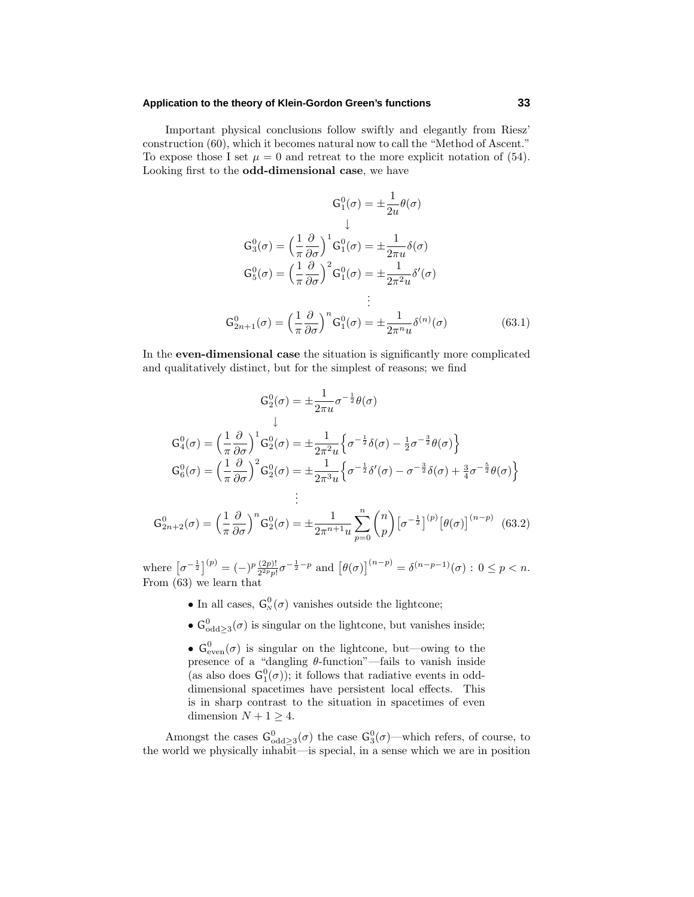Important physical conclusions follow swiftly and elegantly from Riesz' construction (60), which it becomes natural now to call the "Method of Ascent." To expose those I set $\mu = 0$ and retreat to the more explicit notation of (54). Looking first to the **odd-dimensional case**, we have

$$
\begin{aligned}
&\mathsf{G}_1^0(\sigma) = \pm\frac{1}{2u}\theta(\sigma)\\
&\qquad\downarrow\\
\mathsf{G}_3^0(\sigma) &= \Big(\frac{1}{\pi}\frac{\partial}{\partial\sigma}\Big)^1\mathsf{G}_1^0(\sigma) = \pm\frac{1}{2\pi u}\delta(\sigma)\\
\mathsf{G}_5^0(\sigma) &= \Big(\frac{1}{\pi}\frac{\partial}{\partial\sigma}\Big)^2\mathsf{G}_1^0(\sigma) = \pm\frac{1}{2\pi^2 u}\delta'(\sigma)\\
&\quad\vdots\\
\mathsf{G}_{2n+1}^0(\sigma) &= \Big(\frac{1}{\pi}\frac{\partial}{\partial\sigma}\Big)^n\mathsf{G}_1^0(\sigma) = \pm\frac{1}{2\pi^n u}\delta^{(n)}(\sigma)
\end{aligned}
\tag{63.1}
$$

In the **even-dimensional case** the situation is significantly more complicated and qualitatively distinct, but for the simplest of reasons; we find

$$
\begin{aligned}
&\mathsf{G}_2^0(\sigma) = \pm\frac{1}{2\pi u}\sigma^{-\frac{1}{2}}\theta(\sigma)\\
&\qquad\downarrow\\
\mathsf{G}_4^0(\sigma) &= \Big(\frac{1}{\pi}\frac{\partial}{\partial\sigma}\Big)^1\mathsf{G}_2^0(\sigma) = \pm\frac{1}{2\pi^2 u}\Big\{\sigma^{-\frac{1}{2}}\delta(\sigma) - \tfrac{1}{2}\sigma^{-\frac{3}{2}}\theta(\sigma)\Big\}\\
\mathsf{G}_6^0(\sigma) &= \Big(\frac{1}{\pi}\frac{\partial}{\partial\sigma}\Big)^2\mathsf{G}_2^0(\sigma) = \pm\frac{1}{2\pi^3 u}\Big\{\sigma^{-\frac{1}{2}}\delta'(\sigma) - \sigma^{-\frac{3}{2}}\delta(\sigma) + \tfrac{3}{4}\sigma^{-\frac{5}{2}}\theta(\sigma)\Big\}\\
&\quad\vdots\\
\mathsf{G}_{2n+2}^0(\sigma) &= \Big(\frac{1}{\pi}\frac{\partial}{\partial\sigma}\Big)^n\mathsf{G}_2^0(\sigma) = \pm\frac{1}{2\pi^{n+1}u}\sum_{p=0}^{n}\binom{n}{p}\big[\sigma^{-\frac{1}{2}}\big]^{(p)}\big[\theta(\sigma)\big]^{(n-p)}
\end{aligned}
\tag{63.2}
$$

where $\big[\sigma^{-\frac{1}{2}}\big]^{(p)} = (-)^p\frac{(2p)!}{2^{2p}p!}\sigma^{-\frac{1}{2}-p}$ and $\big[\theta(\sigma)\big]^{(n-p)} = \delta^{(n-p-1)}(\sigma) : 0 \leq p < n$. From (63) we learn that

- In all cases, $\mathsf{G}_N^0(\sigma)$ vanishes outside the lightcone;
- $\mathsf{G}_{\text{odd}\geq 3}^0(\sigma)$ is singular on the lightcone, but vanishes inside;
- $\mathsf{G}_{\text{even}}^0(\sigma)$ is singular on the lightcone, but—owing to the presence of a "dangling $\theta$-function"—fails to vanish inside (as also does $\mathsf{G}_1^0(\sigma)$); it follows that radiative events in odd-dimensional spacetimes have persistent local effects. This is in sharp contrast to the situation in spacetimes of even dimension $N + 1 \geq 4$.

Amongst the cases $\mathsf{G}_{\text{odd}\geq 3}^0(\sigma)$ the case $\mathsf{G}_3^0(\sigma)$—which refers, of course, to the world we physically inhabit—is special, in a sense which we are in position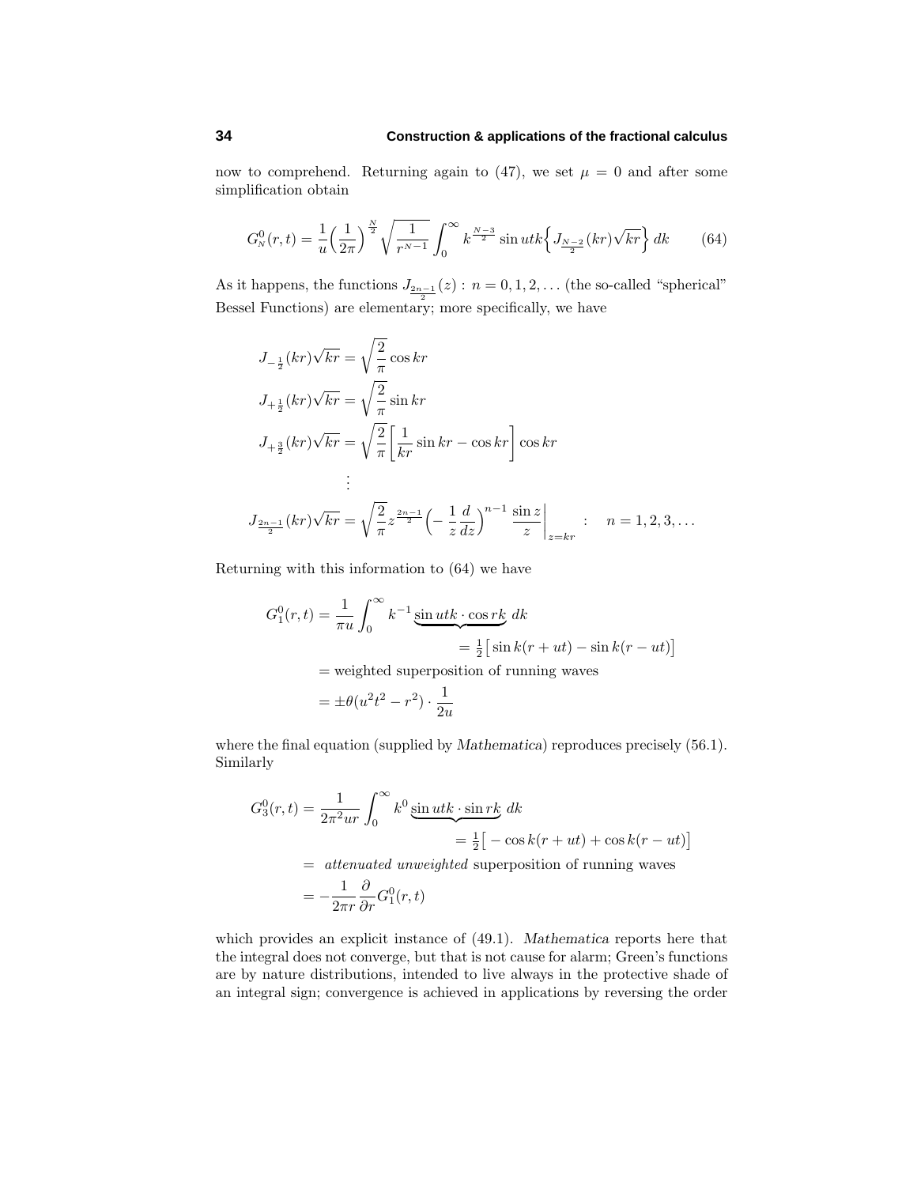now to comprehend. Returning again to (47), we set $\mu = 0$ and after some simplification obtain

$$G^0_N(r,t) = \frac{1}{u}\Big(\frac{1}{2\pi}\Big)^{\frac{N}{2}}\sqrt{\frac{1}{r^{N-1}}}\int_0^\infty k^{\frac{N-3}{2}}\sin utk\Big\{J_{\frac{N-2}{2}}(kr)\sqrt{kr}\Big\}\,dk \tag{64}$$

As it happens, the functions $J_{\frac{2n-1}{2}}(z) : n = 0, 1, 2, \ldots$ (the so-called "spherical" Bessel Functions) are elementary; more specifically, we have

$$\begin{aligned}
J_{-\frac{1}{2}}(kr)\sqrt{kr} &= \sqrt{\frac{2}{\pi}}\cos kr\\
J_{+\frac{1}{2}}(kr)\sqrt{kr} &= \sqrt{\frac{2}{\pi}}\sin kr\\
J_{+\frac{3}{2}}(kr)\sqrt{kr} &= \sqrt{\frac{2}{\pi}}\Big[\frac{1}{kr}\sin kr - \cos kr\Big]\cos kr\\
&\;\;\vdots\\
J_{\frac{2n-1}{2}}(kr)\sqrt{kr} &= \sqrt{\frac{2}{\pi}}z^{\frac{2n-1}{2}}\Big(-\frac{1}{z}\frac{d}{dz}\Big)^{n-1}\frac{\sin z}{z}\bigg|_{z=kr} \quad : \quad n = 1, 2, 3, \ldots
\end{aligned}$$

Returning with this information to (64) we have

$$\begin{aligned}
G^0_1(r,t) &= \frac{1}{\pi u}\int_0^\infty k^{-1}\underbrace{\sin utk\cdot\cos rk}\,dk\\
&\qquad\qquad\qquad = \tfrac{1}{2}\big[\sin k(r+ut) - \sin k(r-ut)\big]\\
&= \text{weighted superposition of running waves}\\
&= \pm\theta(u^2t^2 - r^2)\cdot\frac{1}{2u}
\end{aligned}$$

where the final equation (supplied by *Mathematica*) reproduces precisely (56.1). Similarly

$$\begin{aligned}
G^0_3(r,t) &= \frac{1}{2\pi^2 ur}\int_0^\infty k^0\underbrace{\sin utk\cdot\sin rk}\,dk\\
&\qquad\qquad\qquad = \tfrac{1}{2}\big[-\cos k(r+ut) + \cos k(r-ut)\big]\\
&= \textit{attenuated unweighted}\text{ superposition of running waves}\\
&= -\frac{1}{2\pi r}\frac{\partial}{\partial r}G^0_1(r,t)
\end{aligned}$$

which provides an explicit instance of (49.1). *Mathematica* reports here that the integral does not converge, but that is not cause for alarm; Green's functions are by nature distributions, intended to live always in the protective shade of an integral sign; convergence is achieved in applications by reversing the order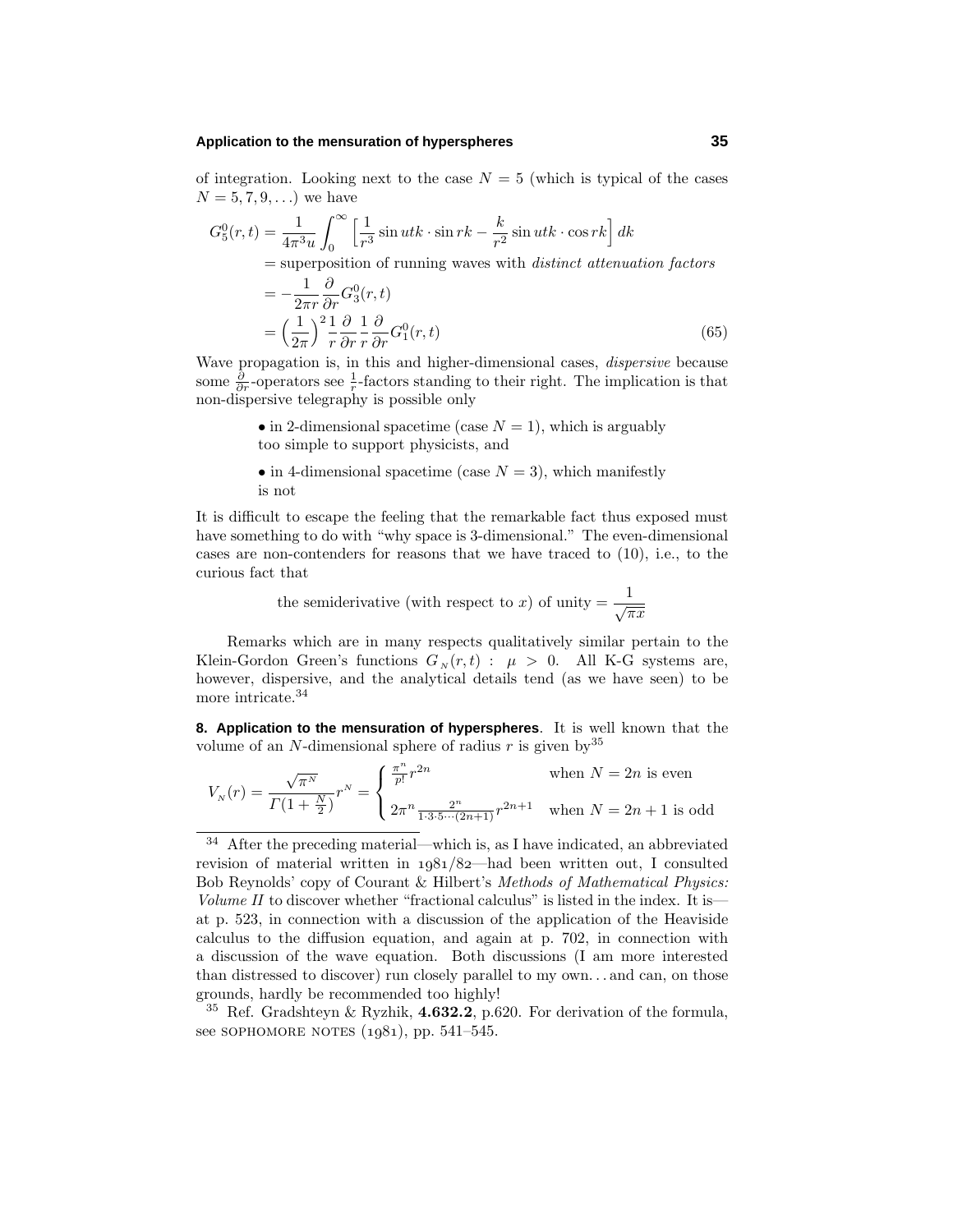of integration. Looking next to the case $N = 5$ (which is typical of the cases $N = 5, 7, 9, \ldots$) we have

$$
\begin{aligned}
G_5^0(r,t) &= \frac{1}{4\pi^3 u}\int_0^\infty \Big[\frac{1}{r^3}\sin utk\cdot\sin rk - \frac{k}{r^2}\sin utk\cdot\cos rk\Big]\,dk \\
&= \text{superposition of running waves with } \textit{distinct attenuation factors} \\
&= -\frac{1}{2\pi r}\frac{\partial}{\partial r}G_3^0(r,t) \\
&= \Big(\frac{1}{2\pi}\Big)^2 \frac{1}{r}\frac{\partial}{\partial r}\frac{1}{r}\frac{\partial}{\partial r}G_1^0(r,t)
\end{aligned}
\tag{65}
$$

Wave propagation is, in this and higher-dimensional cases, *dispersive* because some $\frac{\partial}{\partial r}$-operators see $\frac{1}{r}$-factors standing to their right. The implication is that non-dispersive telegraphy is possible only

- in 2-dimensional spacetime (case $N = 1$), which is arguably too simple to support physicists, and
- in 4-dimensional spacetime (case $N = 3$), which manifestly is not

It is difficult to escape the feeling that the remarkable fact thus exposed must have something to do with "why space is 3-dimensional." The even-dimensional cases are non-contenders for reasons that we have traced to (10), i.e., to the curious fact that

$$
\text{the semiderivative (with respect to } x\text{) of unity} = \frac{1}{\sqrt{\pi x}}
$$

Remarks which are in many respects qualitatively similar pertain to the Klein-Gordon Green's functions $G_N(r,t) : \mu > 0$. All K-G systems are, however, dispersive, and the analytical details tend (as we have seen) to be more intricate.[34]

**8. Application to the mensuration of hyperspheres**. It is well known that the volume of an $N$-dimensional sphere of radius $r$ is given by[35]

$$
V_N(r) = \frac{\sqrt{\pi^N}}{\Gamma(1+\frac{N}{2})}r^N = \begin{cases} \frac{\pi^n}{p!}r^{2n} & \text{when } N = 2n \text{ is even} \\[2mm] 2\pi^n \frac{2^n}{1\cdot 3\cdot 5\cdots(2n+1)}r^{2n+1} & \text{when } N = 2n+1 \text{ is odd} \end{cases}
$$

---

[34] After the preceding material—which is, as I have indicated, an abbreviated revision of material written in 1981/82—had been written out, I consulted Bob Reynolds' copy of Courant & Hilbert's *Methods of Mathematical Physics: Volume II* to discover whether "fractional calculus" is listed in the index. It is—at p. 523, in connection with a discussion of the application of the Heaviside calculus to the diffusion equation, and again at p. 702, in connection with a discussion of the wave equation. Both discussions (I am more interested than distressed to discover) run closely parallel to my own... and can, on those grounds, hardly be recommended too highly!

[35] Ref. Gradshteyn & Ryzhik, **4.632.2**, p.620. For derivation of the formula, see SOPHOMORE NOTES (1981), pp. 541–545.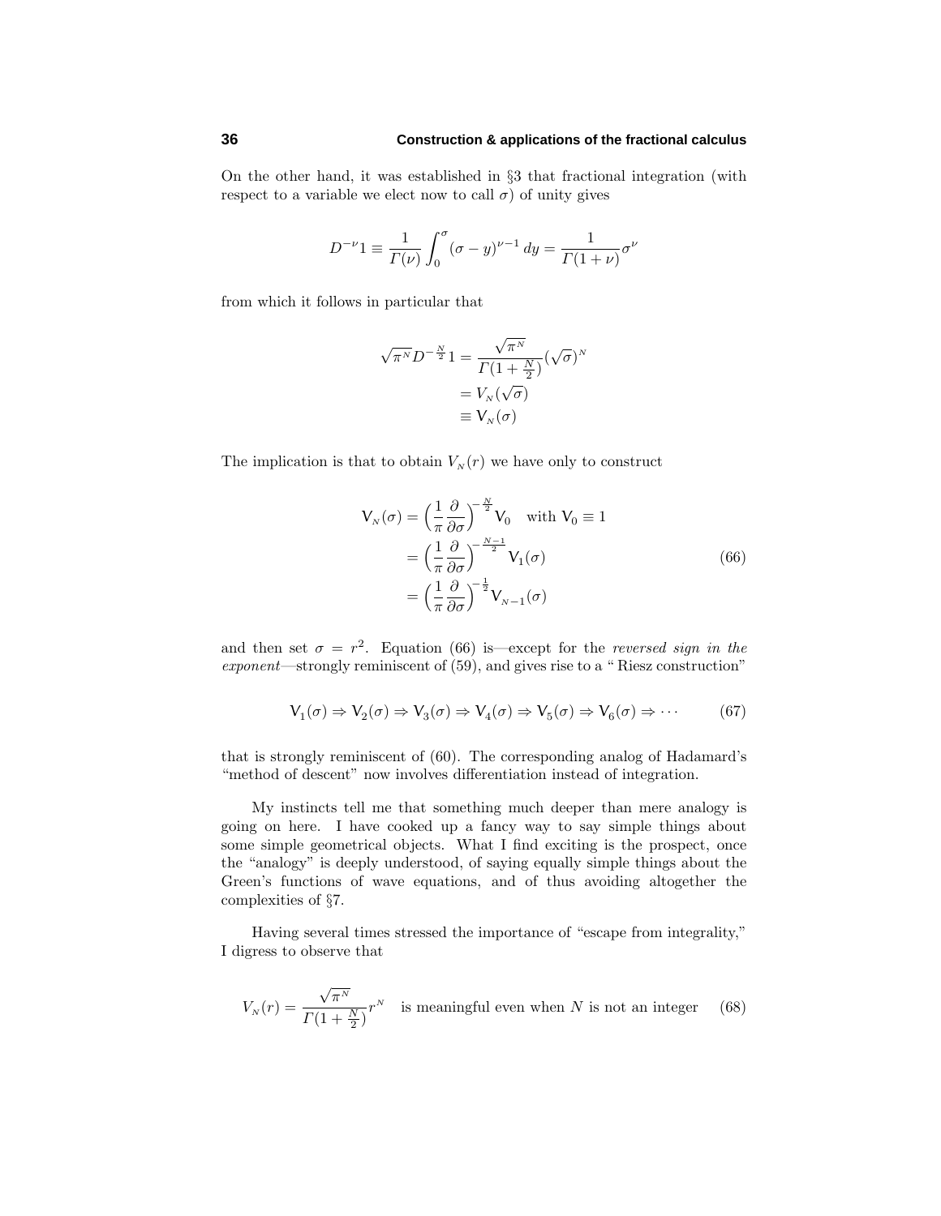On the other hand, it was established in §3 that fractional integration (with respect to a variable we elect now to call $\sigma$) of unity gives

$$D^{-\nu}1 \equiv \frac{1}{\Gamma(\nu)}\int_0^\sigma (\sigma - y)^{\nu-1}\,dy = \frac{1}{\Gamma(1+\nu)}\sigma^\nu$$

from which it follows in particular that

$$\begin{aligned}
\sqrt{\pi^N} D^{-\frac{N}{2}}1 &= \frac{\sqrt{\pi^N}}{\Gamma(1+\frac{N}{2})}(\sqrt{\sigma})^N \\
&= V_N(\sqrt{\sigma}) \\
&\equiv \mathsf{V}_N(\sigma)
\end{aligned}$$

The implication is that to obtain $V_N(r)$ we have only to construct

$$\begin{aligned}
\mathsf{V}_N(\sigma) &= \Big(\frac{1}{\pi}\frac{\partial}{\partial\sigma}\Big)^{-\frac{N}{2}}\mathsf{V}_0 \quad \text{with } \mathsf{V}_0 \equiv 1 \\
&= \Big(\frac{1}{\pi}\frac{\partial}{\partial\sigma}\Big)^{-\frac{N-1}{2}}\mathsf{V}_1(\sigma) \\
&= \Big(\frac{1}{\pi}\frac{\partial}{\partial\sigma}\Big)^{-\frac{1}{2}}\mathsf{V}_{N-1}(\sigma)
\end{aligned} \tag{66}$$

and then set $\sigma = r^2$. Equation (66) is—except for the *reversed sign in the exponent*—strongly reminiscent of (59), and gives rise to a "Riesz construction"

$$\mathsf{V}_1(\sigma) \Rightarrow \mathsf{V}_2(\sigma) \Rightarrow \mathsf{V}_3(\sigma) \Rightarrow \mathsf{V}_4(\sigma) \Rightarrow \mathsf{V}_5(\sigma) \Rightarrow \mathsf{V}_6(\sigma) \Rightarrow \cdots \tag{67}$$

that is strongly reminiscent of (60). The corresponding analog of Hadamard's "method of descent" now involves differentiation instead of integration.

My instincts tell me that something much deeper than mere analogy is going on here. I have cooked up a fancy way to say simple things about some simple geometrical objects. What I find exciting is the prospect, once the "analogy" is deeply understood, of saying equally simple things about the Green's functions of wave equations, and of thus avoiding altogether the complexities of §7.

Having several times stressed the importance of "escape from integrality," I digress to observe that

$$V_N(r) = \frac{\sqrt{\pi^N}}{\Gamma(1+\frac{N}{2})}r^N \quad \text{is meaningful even when } N \text{ is not an integer} \tag{68}$$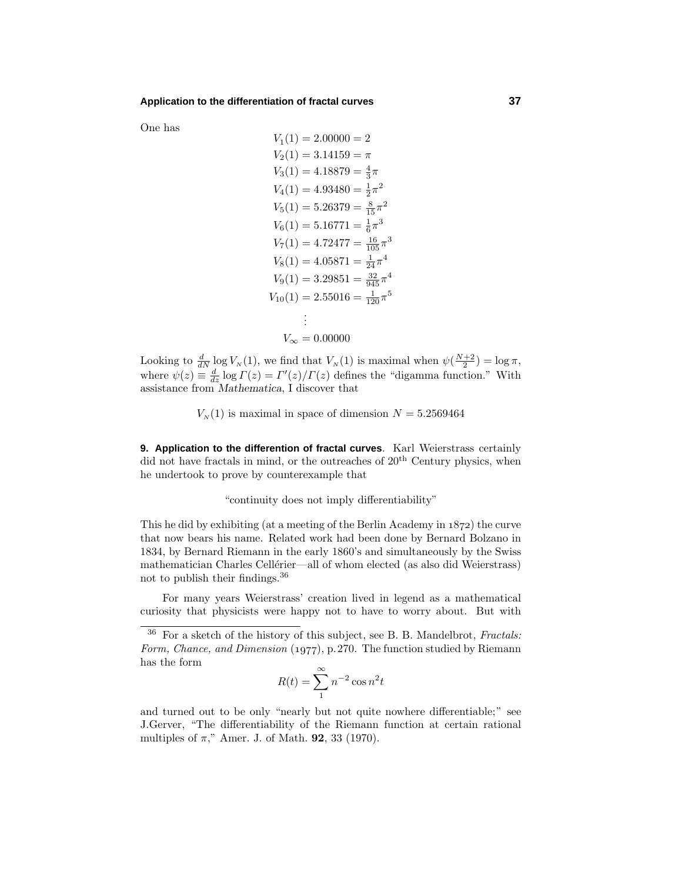One has

$$
\begin{aligned}
V_1(1) &= 2.00000 = 2\\
V_2(1) &= 3.14159 = \pi\\
V_3(1) &= 4.18879 = \tfrac{4}{3}\pi\\
V_4(1) &= 4.93480 = \tfrac{1}{2}\pi^2\\
V_5(1) &= 5.26379 = \tfrac{8}{15}\pi^2\\
V_6(1) &= 5.16771 = \tfrac{1}{6}\pi^3\\
V_7(1) &= 4.72477 = \tfrac{16}{105}\pi^3\\
V_8(1) &= 4.05871 = \tfrac{1}{24}\pi^4\\
V_9(1) &= 3.29851 = \tfrac{32}{945}\pi^4\\
V_{10}(1) &= 2.55016 = \tfrac{1}{120}\pi^5\\
&\ \ \vdots\\
V_\infty &= 0.00000
\end{aligned}
$$

Looking to $\frac{d}{dN}\log V_N(1)$, we find that $V_N(1)$ is maximal when $\psi(\frac{N+2}{2}) = \log\pi$, where $\psi(z) \equiv \frac{d}{dz}\log\Gamma(z) = \Gamma'(z)/\Gamma(z)$ defines the "digamma function." With assistance from *Mathematica*, I discover that

$V_N(1)$ is maximal in space of dimension $N = 5.2569464$

**9. Application to the differention of fractal curves**. Karl Weierstrass certainly did not have fractals in mind, or the outreaches of 20th Century physics, when he undertook to prove by counterexample that

"continuity does not imply differentiability"

This he did by exhibiting (at a meeting of the Berlin Academy in 1872) the curve that now bears his name. Related work had been done by Bernard Bolzano in 1834, by Bernard Riemann in the early 1860's and simultaneously by the Swiss mathematician Charles Cellérier—all of whom elected (as also did Weierstrass) not to publish their findings.[36]

For many years Weierstrass' creation lived in legend as a mathematical curiosity that physicists were happy not to have to worry about. But with

---

[36] For a sketch of the history of this subject, see B. B. Mandelbrot, *Fractals: Form, Chance, and Dimension* (1977), p. 270. The function studied by Riemann has the form

$$R(t) = \sum_1^\infty n^{-2}\cos n^2 t$$

and turned out to be only "nearly but not quite nowhere differentiable;" see J.Gerver, "The differentiability of the Riemann function at certain rational multiples of $\pi$," Amer. J. of Math. **92**, 33 (1970).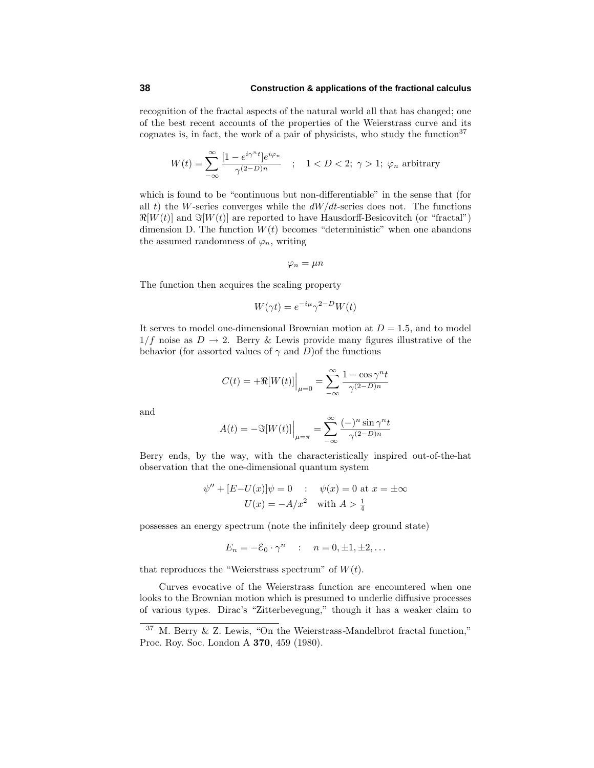recognition of the fractal aspects of the natural world all that has changed; one of the best recent accounts of the properties of the Weierstrass curve and its cognates is, in fact, the work of a pair of physicists, who study the function[37]

$$W(t) = \sum_{-\infty}^{\infty} \frac{[1 - e^{i\gamma^n t}]e^{i\varphi_n}}{\gamma^{(2-D)n}} \quad ; \quad 1 < D < 2;\ \gamma > 1;\ \varphi_n \text{ arbitrary}$$

which is found to be "continuous but non-differentiable" in the sense that (for all $t$) the $W$-series converges while the $dW/dt$-series does not. The functions $\Re[W(t)]$ and $\Im[W(t)]$ are reported to have Hausdorff-Besicovitch (or "fractal") dimension D. The function $W(t)$ becomes "deterministic" when one abandons the assumed randomness of $\varphi_n$, writing

$$\varphi_n = \mu n$$

The function then acquires the scaling property

$$W(\gamma t) = e^{-i\mu}\gamma^{2-D}W(t)$$

It serves to model one-dimensional Brownian motion at $D = 1.5$, and to model $1/f$ noise as $D \to 2$. Berry & Lewis provide many figures illustrative of the behavior (for assorted values of $\gamma$ and $D$)of the functions

$$C(t) = +\Re[W(t)]\Big|_{\mu=0} = \sum_{-\infty}^{\infty} \frac{1 - \cos\gamma^n t}{\gamma^{(2-D)n}}$$

and

$$A(t) = -\Im[W(t)]\Big|_{\mu=\pi} = \sum_{-\infty}^{\infty} \frac{(-)^n \sin\gamma^n t}{\gamma^{(2-D)n}}$$

Berry ends, by the way, with the characteristically inspired out-of-the-hat observation that the one-dimensional quantum system

$$\begin{gathered}\psi'' + [E - U(x)]\psi = 0 \quad : \quad \psi(x) = 0 \text{ at } x = \pm\infty \\ U(x) = -A/x^2 \quad \text{with } A > \tfrac{1}{4}\end{gathered}$$

possesses an energy spectrum (note the infinitely deep ground state)

$$E_n = -\mathcal{E}_0 \cdot \gamma^n \quad : \quad n = 0, \pm 1, \pm 2, \ldots$$

that reproduces the "Weierstrass spectrum" of $W(t)$.

Curves evocative of the Weierstrass function are encountered when one looks to the Brownian motion which is presumed to underlie diffusive processes of various types. Dirac's "Zitterbevegung," though it has a weaker claim to

---

[37] M. Berry & Z. Lewis, "On the Weierstrass-Mandelbrot fractal function," Proc. Roy. Soc. London A **370**, 459 (1980).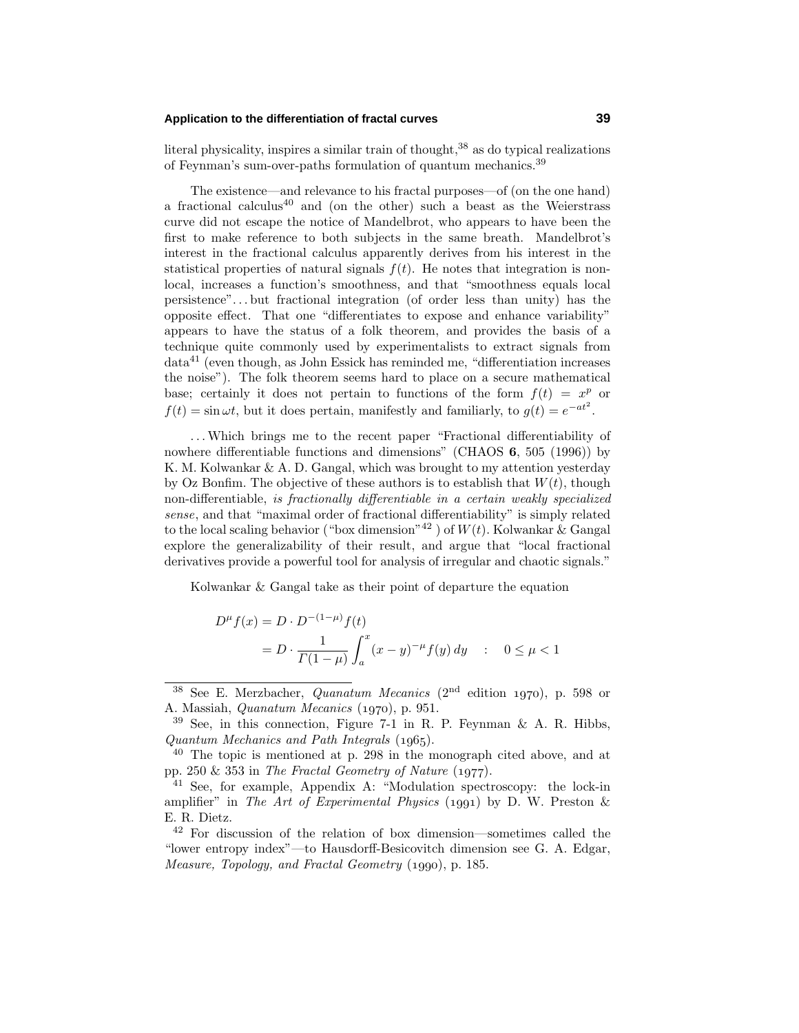literal physicality, inspires a similar train of thought,[38] as do typical realizations of Feynman's sum-over-paths formulation of quantum mechanics.[39]

The existence—and relevance to his fractal purposes—of (on the one hand) a fractional calculus[40] and (on the other) such a beast as the Weierstrass curve did not escape the notice of Mandelbrot, who appears to have been the first to make reference to both subjects in the same breath. Mandelbrot's interest in the fractional calculus apparently derives from his interest in the statistical properties of natural signals $f(t)$. He notes that integration is non-local, increases a function's smoothness, and that "smoothness equals local persistence"... but fractional integration (of order less than unity) has the opposite effect. That one "differentiates to expose and enhance variability" appears to have the status of a folk theorem, and provides the basis of a technique quite commonly used by experimentalists to extract signals from data[41] (even though, as John Essick has reminded me, "differentiation increases the noise"). The folk theorem seems hard to place on a secure mathematical base; certainly it does not pertain to functions of the form $f(t) = x^p$ or $f(t) = \sin \omega t$, but it does pertain, manifestly and familiarly, to $g(t) = e^{-at^2}$.

... Which brings me to the recent paper "Fractional differentiability of nowhere differentiable functions and dimensions" (CHAOS **6**, 505 (1996)) by K. M. Kolwankar & A. D. Gangal, which was brought to my attention yesterday by Oz Bonfim. The objective of these authors is to establish that $W(t)$, though non-differentiable, *is fractionally differentiable in a certain weakly specialized sense*, and that "maximal order of fractional differentiability" is simply related to the local scaling behavior ("box dimension"[42] ) of $W(t)$. Kolwankar & Gangal explore the generalizability of their result, and argue that "local fractional derivatives provide a powerful tool for analysis of irregular and chaotic signals."

Kolwankar & Gangal take as their point of departure the equation

$$
\begin{aligned}
D^{\mu} f(x) &= D \cdot D^{-(1-\mu)} f(t) \\
&= D \cdot \frac{1}{\Gamma(1-\mu)} \int_a^x (x-y)^{-\mu} f(y)\, dy \quad : \quad 0 \leq \mu < 1
\end{aligned}
$$

---

[38] See E. Merzbacher, *Quanatum Mecanics* (2nd edition 1970), p. 598 or A. Massiah, *Quanatum Mecanics* (1970), p. 951.

[39] See, in this connection, Figure 7-1 in R. P. Feynman & A. R. Hibbs, *Quantum Mechanics and Path Integrals* (1965).

[40] The topic is mentioned at p. 298 in the monograph cited above, and at pp. 250 & 353 in *The Fractal Geometry of Nature* (1977).

[41] See, for example, Appendix A: "Modulation spectroscopy: the lock-in amplifier" in *The Art of Experimental Physics* (1991) by D. W. Preston & E. R. Dietz.

[42] For discussion of the relation of box dimension—sometimes called the "lower entropy index"—to Hausdorff-Besicovitch dimension see G. A. Edgar, *Measure, Topology, and Fractal Geometry* (1990), p. 185.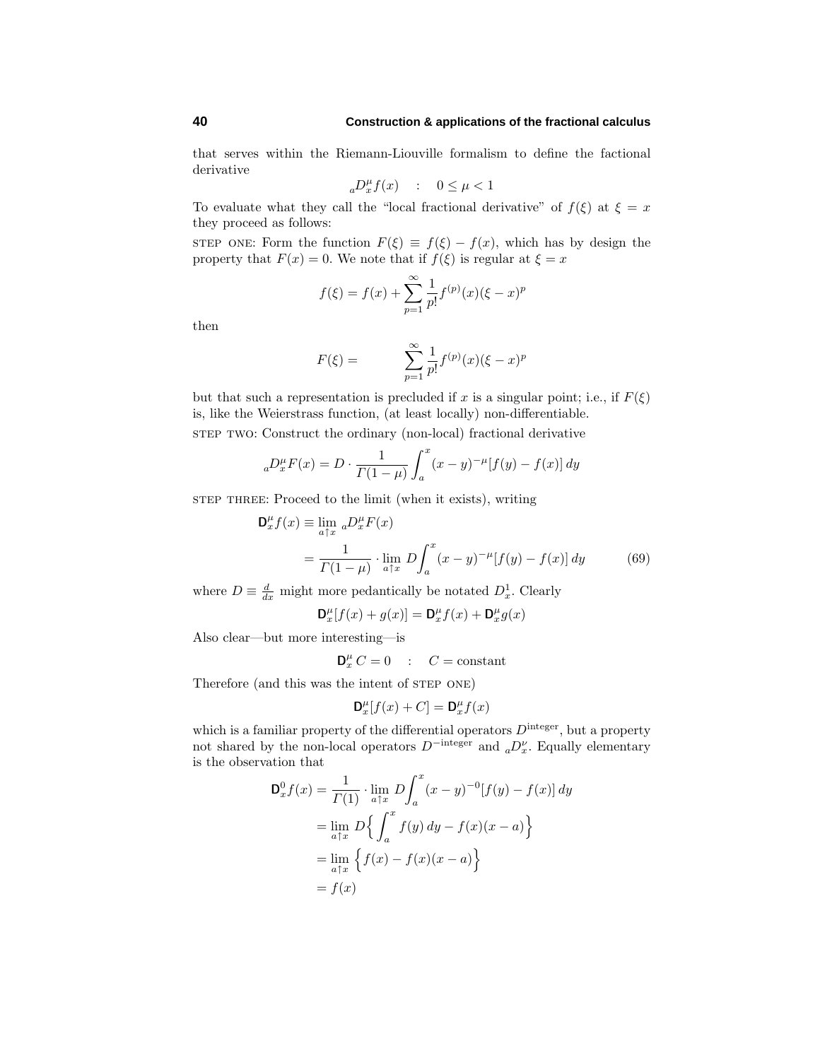that serves within the Riemann-Liouville formalism to define the factional derivative

$$
{}_aD_x^\mu f(x) \quad : \quad 0 \le \mu < 1
$$

To evaluate what they call the "local fractional derivative" of $f(\xi)$ at $\xi = x$ they proceed as follows:

STEP ONE: Form the function $F(\xi) \equiv f(\xi) - f(x)$, which has by design the property that $F(x) = 0$. We note that if $f(\xi)$ is regular at $\xi = x$

$$
f(\xi) = f(x) + \sum_{p=1}^{\infty} \frac{1}{p!} f^{(p)}(x)(\xi - x)^p
$$

then

$$
F(\xi) = \qquad \sum_{p=1}^{\infty} \frac{1}{p!} f^{(p)}(x)(\xi - x)^p
$$

but that such a representation is precluded if $x$ is a singular point; i.e., if $F(\xi)$ is, like the Weierstrass function, (at least locally) non-differentiable.

STEP TWO: Construct the ordinary (non-local) fractional derivative

$$
{}_aD_x^\mu F(x) = D \cdot \frac{1}{\Gamma(1-\mu)} \int_a^x (x-y)^{-\mu} [f(y) - f(x)]\, dy
$$

STEP THREE: Proceed to the limit (when it exists), writing

$$
\begin{aligned}
\mathsf{D}_x^\mu f(x) &\equiv \lim_{a \uparrow x} {}_aD_x^\mu F(x) \\
&= \frac{1}{\Gamma(1-\mu)} \cdot \lim_{a \uparrow x} D \int_a^x (x-y)^{-\mu} [f(y) - f(x)]\, dy \qquad (69)
\end{aligned}
$$

where $D \equiv \frac{d}{dx}$ might more pedantically be notated $D_x^1$. Clearly

$$
\mathsf{D}_x^\mu [f(x) + g(x)] = \mathsf{D}_x^\mu f(x) + \mathsf{D}_x^\mu g(x)
$$

Also clear—but more interesting—is

$$
\mathsf{D}_x^\mu \, C = 0 \quad : \quad C = \text{constant}
$$

Therefore (and this was the intent of STEP ONE)

$$
\mathsf{D}_x^\mu [f(x) + C] = \mathsf{D}_x^\mu f(x)
$$

which is a familiar property of the differential operators $D^{\text{integer}}$, but a property not shared by the non-local operators $D^{-\text{integer}}$ and ${}_aD_x^\nu$. Equally elementary is the observation that

$$
\begin{aligned}
\mathsf{D}_x^0 f(x) &= \frac{1}{\Gamma(1)} \cdot \lim_{a \uparrow x} D \int_a^x (x-y)^{-0} [f(y) - f(x)]\, dy \\
&= \lim_{a \uparrow x} D \Big\{ \int_a^x f(y)\, dy - f(x)(x-a) \Big\} \\
&= \lim_{a \uparrow x} \Big\{ f(x) - f(x)(x-a) \Big\} \\
&= f(x)
\end{aligned}
$$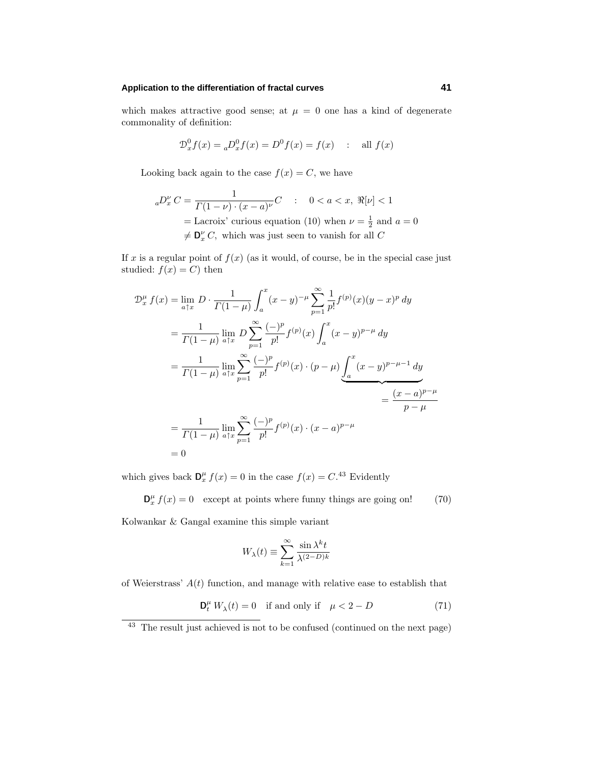which makes attractive good sense; at $\mu = 0$ one has a kind of degenerate commonality of definition:

$$\mathcal{D}_x^0 f(x) = {}_aD_x^0 f(x) = D^0 f(x) = f(x) \quad : \quad \text{all } f(x)$$

Looking back again to the case $f(x) = C$, we have

$$\begin{aligned}
{}_aD_x^\nu\, C &= \frac{1}{\Gamma(1-\nu)\cdot(x-a)^\nu}C \quad : \quad 0 < a < x,\ \Re[\nu] < 1\\
&= \text{Lacroix' curious equation (10) when } \nu = \tfrac{1}{2} \text{ and } a = 0\\
&\neq \mathsf{D}_x^\nu\, C, \text{ which was just seen to vanish for all } C
\end{aligned}$$

If $x$ is a regular point of $f(x)$ (as it would, of course, be in the special case just studied: $f(x) = C$) then

$$\begin{aligned}
\mathcal{D}_x^\mu\, f(x) &= \lim_{a\uparrow x} D\cdot\frac{1}{\Gamma(1-\mu)}\int_a^x (x-y)^{-\mu}\sum_{p=1}^\infty \frac{1}{p!}f^{(p)}(x)(y-x)^p\,dy\\
&= \frac{1}{\Gamma(1-\mu)}\lim_{a\uparrow x} D\sum_{p=1}^\infty \frac{(-)^p}{p!}f^{(p)}(x)\int_a^x (x-y)^{p-\mu}\,dy\\
&= \frac{1}{\Gamma(1-\mu)}\lim_{a\uparrow x}\sum_{p=1}^\infty \frac{(-)^p}{p!}f^{(p)}(x)\cdot(p-\mu)\underbrace{\int_a^x (x-y)^{p-\mu-1}\,dy}_{=\,\frac{(x-a)^{p-\mu}}{p-\mu}}\\
&= \frac{1}{\Gamma(1-\mu)}\lim_{a\uparrow x}\sum_{p=1}^\infty \frac{(-)^p}{p!}f^{(p)}(x)\cdot(x-a)^{p-\mu}\\
&= 0
\end{aligned}$$

which gives back $\mathsf{D}_x^\mu\, f(x) = 0$ in the case $f(x) = C$.[43] Evidently

$$\mathsf{D}_x^\mu\, f(x) = 0 \quad \text{except at points where funny things are going on!} \tag{70}$$

Kolwankar & Gangal examine this simple variant

$$W_\lambda(t) \equiv \sum_{k=1}^\infty \frac{\sin\lambda^k t}{\lambda^{(2-D)k}}$$

of Weierstrass' $A(t)$ function, and manage with relative ease to establish that

$$\mathsf{D}_t^\mu\, W_\lambda(t) = 0 \quad \text{if and only if} \quad \mu < 2 - D \tag{71}$$

---

[43] The result just achieved is not to be confused (continued on the next page)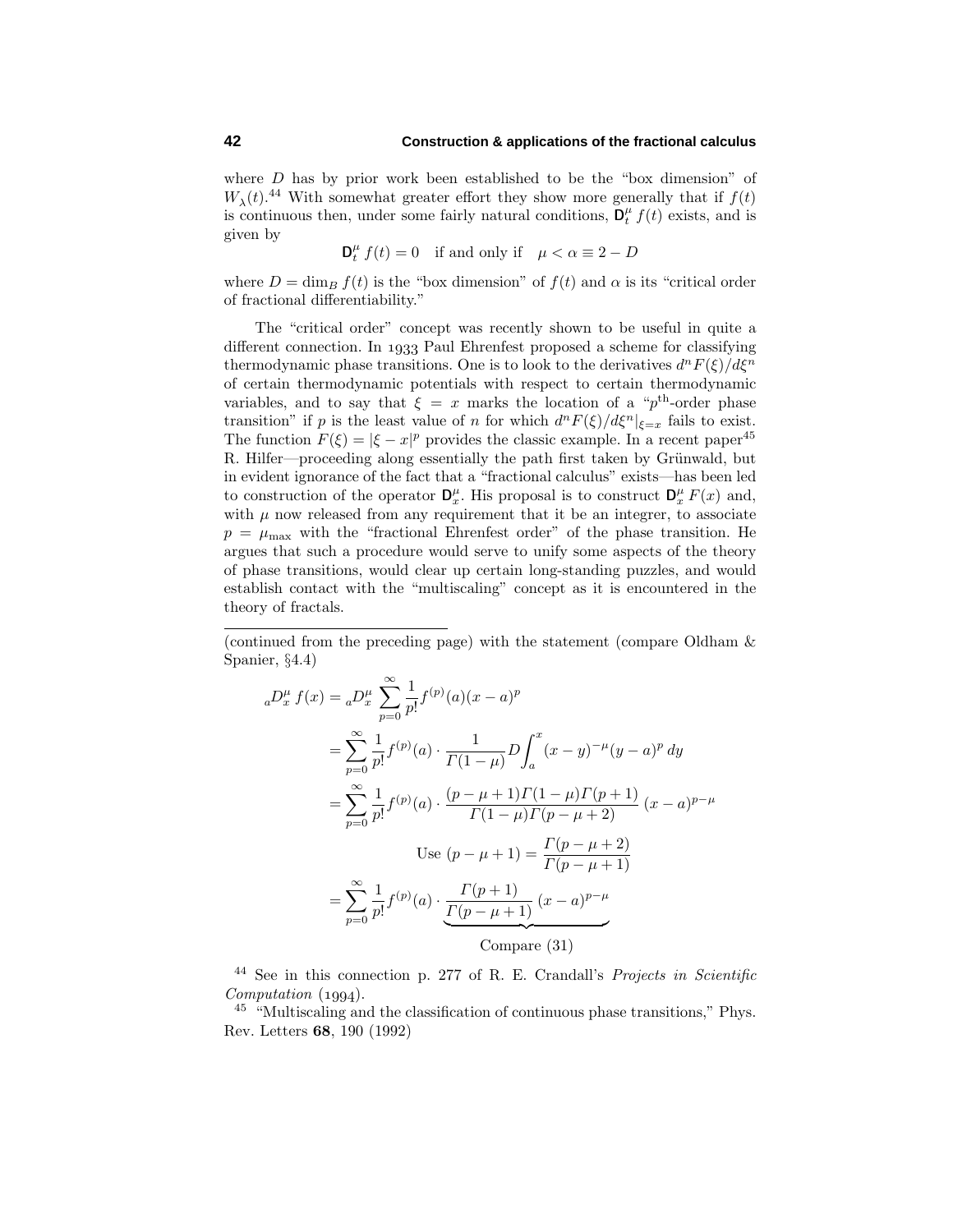where $D$ has by prior work been established to be the "box dimension" of $W_\lambda(t)$.[44] With somewhat greater effort they show more generally that if $f(t)$ is continuous then, under some fairly natural conditions, $\mathsf{D}_t^\mu\, f(t)$ exists, and is given by

$$\mathsf{D}_t^\mu\, f(t) = 0 \quad \text{if and only if} \quad \mu < \alpha \equiv 2 - D$$

where $D = \dim_B f(t)$ is the "box dimension" of $f(t)$ and $\alpha$ is its "critical order of fractional differentiability."

The "critical order" concept was recently shown to be useful in quite a different connection. In 1933 Paul Ehrenfest proposed a scheme for classifying thermodynamic phase transitions. One is to look to the derivatives $d^nF(\xi)/d\xi^n$ of certain thermodynamic potentials with respect to certain thermodynamic variables, and to say that $\xi = x$ marks the location of a "$p^{\text{th}}$-order phase transition" if $p$ is the least value of $n$ for which $d^nF(\xi)/d\xi^n|_{\xi=x}$ fails to exist. The function $F(\xi) = |\xi - x|^p$ provides the classic example. In a recent paper[45] R. Hilfer—proceeding along essentially the path first taken by Grünwald, but in evident ignorance of the fact that a "fractional calculus" exists—has been led to construction of the operator $\mathsf{D}_x^\mu$. His proposal is to construct $\mathsf{D}_x^\mu\, F(x)$ and, with $\mu$ now released from any requirement that it be an integrer, to associate $p = \mu_{\max}$ with the "fractional Ehrenfest order" of the phase transition. He argues that such a procedure would serve to unify some aspects of the theory of phase transitions, would clear up certain long-standing puzzles, and would establish contact with the "multiscaling" concept as it is encountered in the theory of fractals.

---

(continued from the preceding page) with the statement (compare Oldham & Spanier, §4.4)

$$
\begin{aligned}
{}_aD_x^\mu\, f(x) &= {}_aD_x^\mu \sum_{p=0}^\infty \frac{1}{p!} f^{(p)}(a)(x-a)^p \\
&= \sum_{p=0}^\infty \frac{1}{p!} f^{(p)}(a) \cdot \frac{1}{\Gamma(1-\mu)} D \int_a^x (x-y)^{-\mu}(y-a)^p\, dy \\
&= \sum_{p=0}^\infty \frac{1}{p!} f^{(p)}(a) \cdot \frac{(p-\mu+1)\Gamma(1-\mu)\Gamma(p+1)}{\Gamma(1-\mu)\Gamma(p-\mu+2)}\, (x-a)^{p-\mu}
\end{aligned}
$$

$$\text{Use } (p-\mu+1) = \frac{\Gamma(p-\mu+2)}{\Gamma(p-\mu+1)}$$

$$
= \sum_{p=0}^\infty \frac{1}{p!} f^{(p)}(a) \cdot \underbrace{\frac{\Gamma(p+1)}{\Gamma(p-\mu+1)}\, (x-a)^{p-\mu}}_{\text{Compare (31)}}
$$

[44] See in this connection p. 277 of R. E. Crandall's *Projects in Scientific Computation* (1994).

[45] "Multiscaling and the classification of continuous phase transitions," Phys. Rev. Letters **68**, 190 (1992)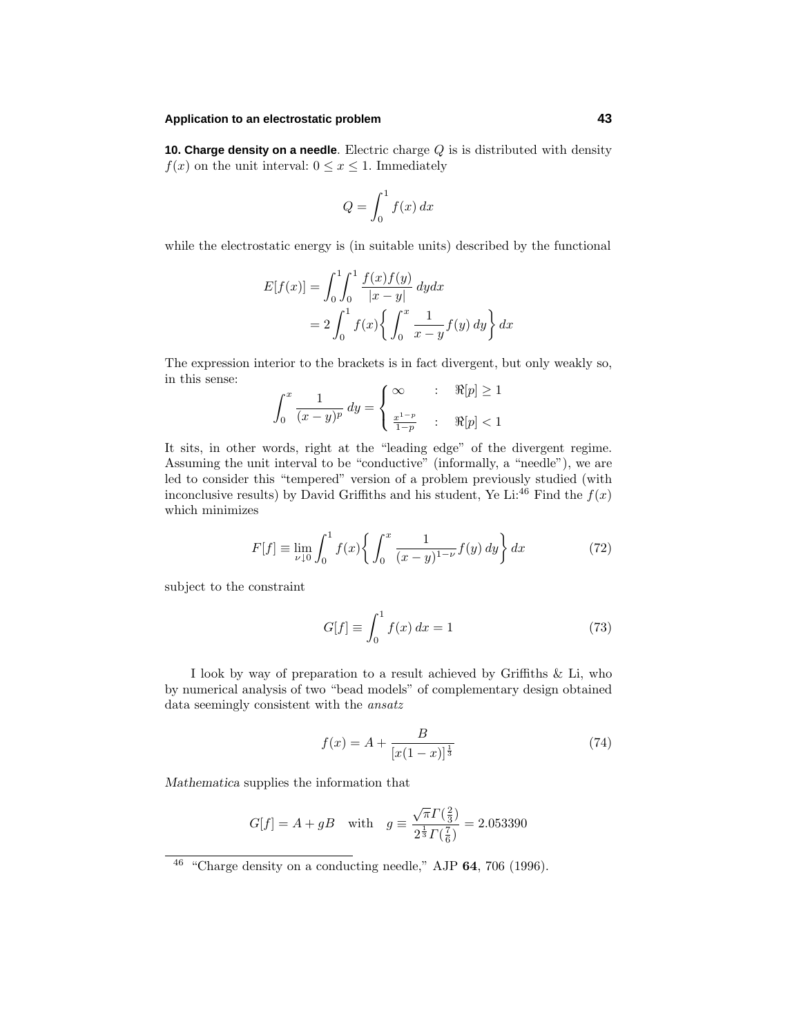**10. Charge density on a needle**. Electric charge $Q$ is is distributed with density $f(x)$ on the unit interval: $0 \le x \le 1$. Immediately

$$Q = \int_0^1 f(x)\,dx$$

while the electrostatic energy is (in suitable units) described by the functional

$$\begin{aligned}
E[f(x)] &= \int_0^1\!\!\int_0^1 \frac{f(x)f(y)}{|x-y|}\,dydx \\
&= 2\int_0^1 f(x)\bigg\{\int_0^x \frac{1}{x-y}f(y)\,dy\bigg\}\,dx
\end{aligned}$$

The expression interior to the brackets is in fact divergent, but only weakly so, in this sense:

$$\int_0^x \frac{1}{(x-y)^p}\,dy = \begin{cases} \infty & : \quad \Re[p] \ge 1 \\[6pt] \frac{x^{1-p}}{1-p} & : \quad \Re[p] < 1 \end{cases}$$

It sits, in other words, right at the "leading edge" of the divergent regime. Assuming the unit interval to be "conductive" (informally, a "needle"), we are led to consider this "tempered" version of a problem previously studied (with inconclusive results) by David Griffiths and his student, Ye Li:[46] Find the $f(x)$ which minimizes

$$F[f] \equiv \lim_{\nu \downarrow 0} \int_0^1 f(x)\bigg\{\int_0^x \frac{1}{(x-y)^{1-\nu}}f(y)\,dy\bigg\}\,dx \tag{72}$$

subject to the constraint

$$G[f] \equiv \int_0^1 f(x)\,dx = 1 \tag{73}$$

I look by way of preparation to a result achieved by Griffiths & Li, who by numerical analysis of two "bead models" of complementary design obtained data seemingly consistent with the *ansatz*

$$f(x) = A + \frac{B}{[x(1-x)]^{\frac{1}{3}}} \tag{74}$$

*Mathematica* supplies the information that

$$G[f] = A + gB \quad \text{with} \quad g \equiv \frac{\sqrt{\pi}\,\Gamma(\frac{2}{3})}{2^{\frac{1}{3}}\,\Gamma(\frac{7}{6})} = 2.053390$$

---

[46] "Charge density on a conducting needle," AJP **64**, 706 (1996).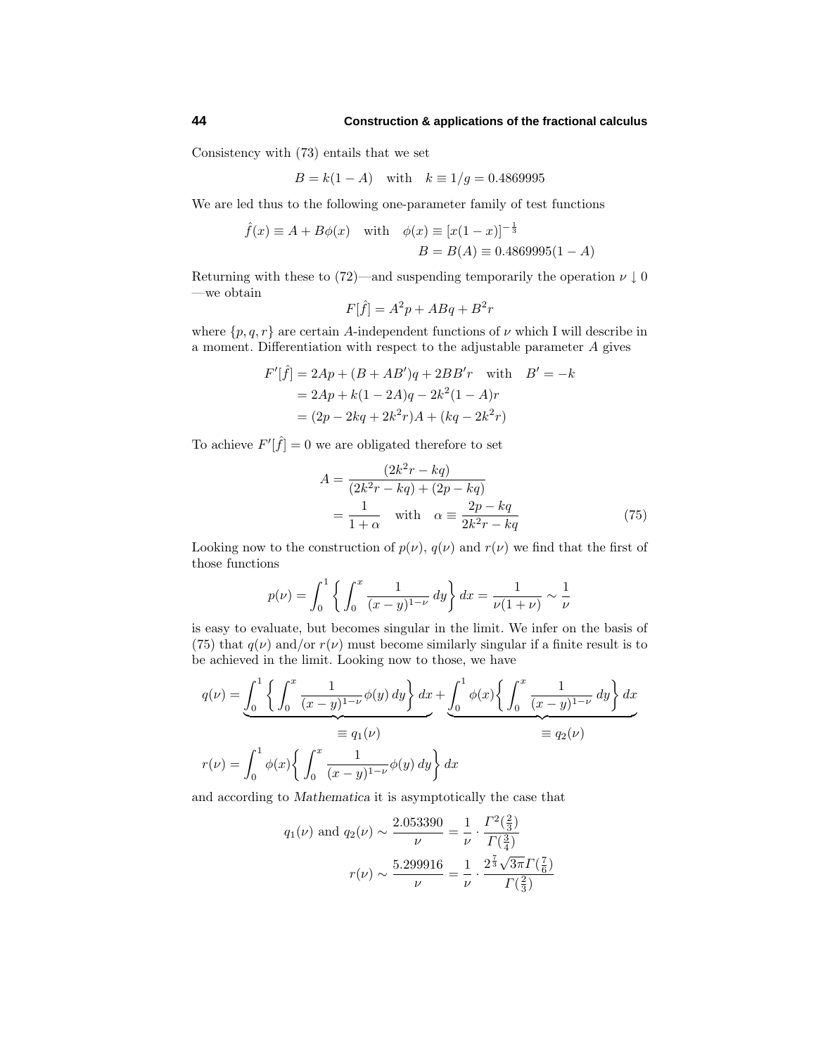Consistency with (73) entails that we set

$$B = k(1-A) \quad \text{with} \quad k \equiv 1/g = 0.4869995$$

We are led thus to the following one-parameter family of test functions

$$\hat{f}(x) \equiv A + B\phi(x) \quad \text{with} \quad \phi(x) \equiv [x(1-x)]^{-\frac{1}{3}}$$
$$B = B(A) \equiv 0.4869995(1-A)$$

Returning with these to (72)—and suspending temporarily the operation $\nu \downarrow 0$ —we obtain

$$F[\hat{f}] = A^2 p + ABq + B^2 r$$

where $\{p, q, r\}$ are certain $A$-independent functions of $\nu$ which I will describe in a moment. Differentiation with respect to the adjustable parameter $A$ gives

$$\begin{aligned} F'[\hat{f}] &= 2Ap + (B + AB')q + 2BB'r \quad \text{with} \quad B' = -k \\ &= 2Ap + k(1-2A)q - 2k^2(1-A)r \\ &= (2p - 2kq + 2k^2 r)A + (kq - 2k^2 r) \end{aligned}$$

To achieve $F'[\hat{f}] = 0$ we are obligated therefore to set

$$\begin{aligned} A &= \frac{(2k^2 r - kq)}{(2k^2 r - kq) + (2p - kq)} \\ &= \frac{1}{1+\alpha} \quad \text{with} \quad \alpha \equiv \frac{2p - kq}{2k^2 r - kq} \end{aligned} \tag{75}$$

Looking now to the construction of $p(\nu)$, $q(\nu)$ and $r(\nu)$ we find that the first of those functions

$$p(\nu) = \int_0^1 \left\{ \int_0^x \frac{1}{(x-y)^{1-\nu}} \, dy \right\} dx = \frac{1}{\nu(1+\nu)} \sim \frac{1}{\nu}$$

is easy to evaluate, but becomes singular in the limit. We infer on the basis of (75) that $q(\nu)$ and/or $r(\nu)$ must become similarly singular if a finite result is to be achieved in the limit. Looking now to those, we have

$$q(\nu) = \underbrace{\int_0^1 \left\{ \int_0^x \frac{1}{(x-y)^{1-\nu}} \phi(y) \, dy \right\} dx}_{\equiv\, q_1(\nu)} + \underbrace{\int_0^1 \phi(x) \left\{ \int_0^x \frac{1}{(x-y)^{1-\nu}} \, dy \right\} dx}_{\equiv\, q_2(\nu)}$$

$$r(\nu) = \int_0^1 \phi(x) \left\{ \int_0^x \frac{1}{(x-y)^{1-\nu}} \phi(y) \, dy \right\} dx$$

and according to *Mathematica* it is asymptotically the case that

$$q_1(\nu) \text{ and } q_2(\nu) \sim \frac{2.053390}{\nu} = \frac{1}{\nu} \cdot \frac{\Gamma^2(\frac{2}{3})}{\Gamma(\frac{3}{4})}$$

$$r(\nu) \sim \frac{5.299916}{\nu} = \frac{1}{\nu} \cdot \frac{2^{\frac{7}{3}}\sqrt{3\pi}\,\Gamma(\frac{7}{6})}{\Gamma(\frac{2}{3})}$$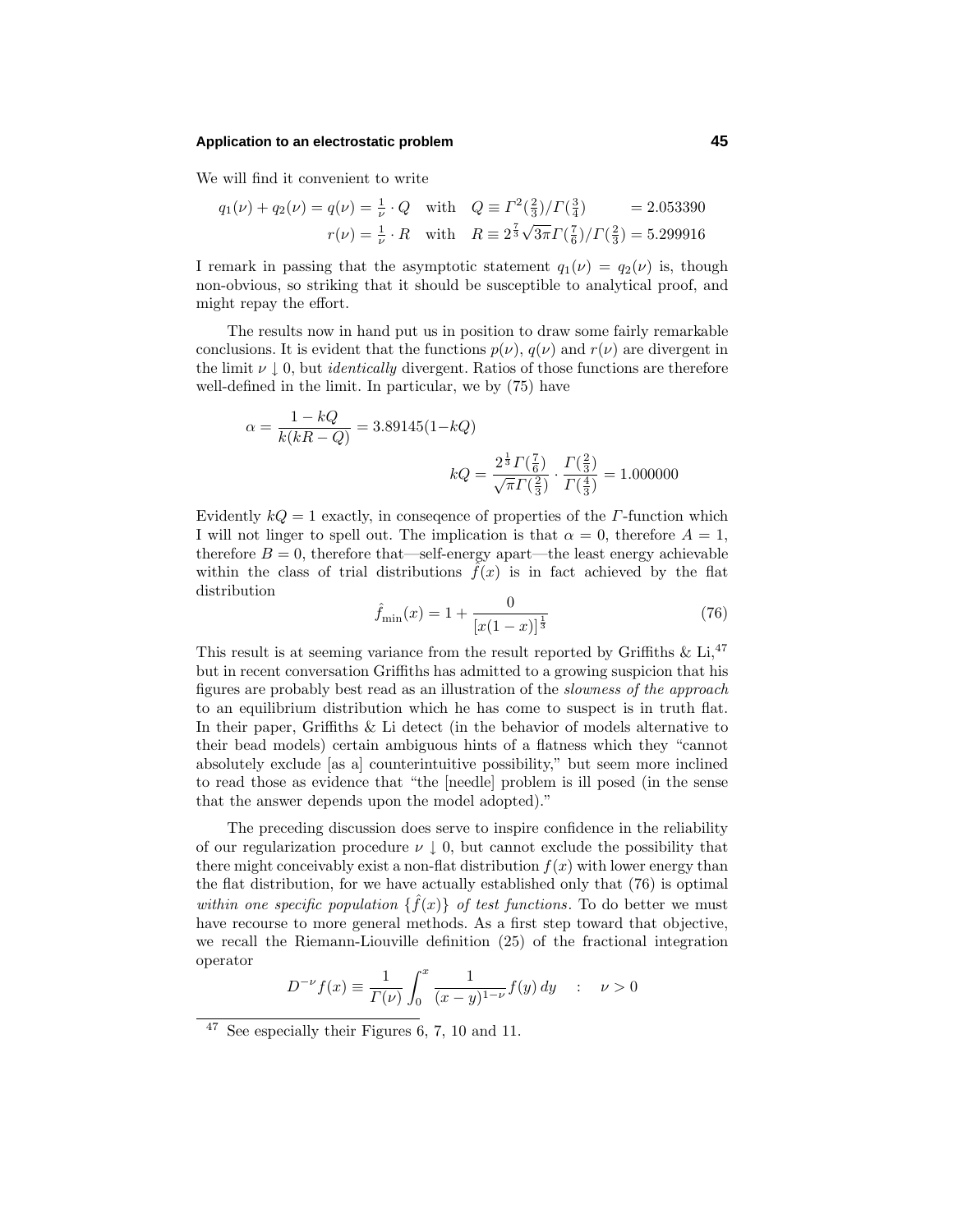We will find it convenient to write

$$
\begin{aligned}
q_1(\nu) + q_2(\nu) = q(\nu) &= \tfrac{1}{\nu}\cdot Q \quad \text{with} \quad Q \equiv \Gamma^2(\tfrac{2}{3})/\Gamma(\tfrac{3}{4}) \qquad\quad = 2.053390\\
r(\nu) &= \tfrac{1}{\nu}\cdot R \quad \text{with} \quad R \equiv 2^{\frac{7}{3}}\sqrt{3\pi}\,\Gamma(\tfrac{7}{6})/\Gamma(\tfrac{2}{3}) = 5.299916
\end{aligned}
$$

I remark in passing that the asymptotic statement $q_1(\nu) = q_2(\nu)$ is, though non-obvious, so striking that it should be susceptible to analytical proof, and might repay the effort.

The results now in hand put us in position to draw some fairly remarkable conclusions. It is evident that the functions $p(\nu)$, $q(\nu)$ and $r(\nu)$ are divergent in the limit $\nu \downarrow 0$, but *identically* divergent. Ratios of those functions are therefore well-defined in the limit. In particular, we by (75) have

$$
\alpha = \frac{1-kQ}{k(kR-Q)} = 3.89145(1-kQ)
$$

$$
kQ = \frac{2^{\frac{1}{3}}\Gamma(\frac{7}{6})}{\sqrt{\pi}\,\Gamma(\frac{2}{3})}\cdot\frac{\Gamma(\frac{2}{3})}{\Gamma(\frac{4}{3})} = 1.000000
$$

Evidently $kQ = 1$ exactly, in conseqence of properties of the $\Gamma$-function which I will not linger to spell out. The implication is that $\alpha = 0$, therefore $A = 1$, therefore $B = 0$, therefore that—self-energy apart—the least energy achievable within the class of trial distributions $\hat{f}(x)$ is in fact achieved by the flat distribution

$$
\hat{f}_{\min}(x) = 1 + \frac{0}{[x(1-x)]^{\frac{1}{3}}} \tag{76}
$$

This result is at seeming variance from the result reported by Griffiths & Li,[47] but in recent conversation Griffiths has admitted to a growing suspicion that his figures are probably best read as an illustration of the *slowness of the approach* to an equilibrium distribution which he has come to suspect is in truth flat. In their paper, Griffiths & Li detect (in the behavior of models alternative to their bead models) certain ambiguous hints of a flatness which they "cannot absolutely exclude [as a] counterintuitive possibility," but seem more inclined to read those as evidence that "the [needle] problem is ill posed (in the sense that the answer depends upon the model adopted)."

The preceding discussion does serve to inspire confidence in the reliability of our regularization procedure $\nu \downarrow 0$, but cannot exclude the possibility that there might conceivably exist a non-flat distribution $f(x)$ with lower energy than the flat distribution, for we have actually established only that (76) is optimal *within one specific population* $\{\hat{f}(x)\}$ *of test functions*. To do better we must have recourse to more general methods. As a first step toward that objective, we recall the Riemann-Liouville definition (25) of the fractional integration operator

$$
D^{-\nu}f(x) \equiv \frac{1}{\Gamma(\nu)}\int_0^x \frac{1}{(x-y)^{1-\nu}}f(y)\,dy \quad : \quad \nu > 0
$$

[47] See especially their Figures 6, 7, 10 and 11.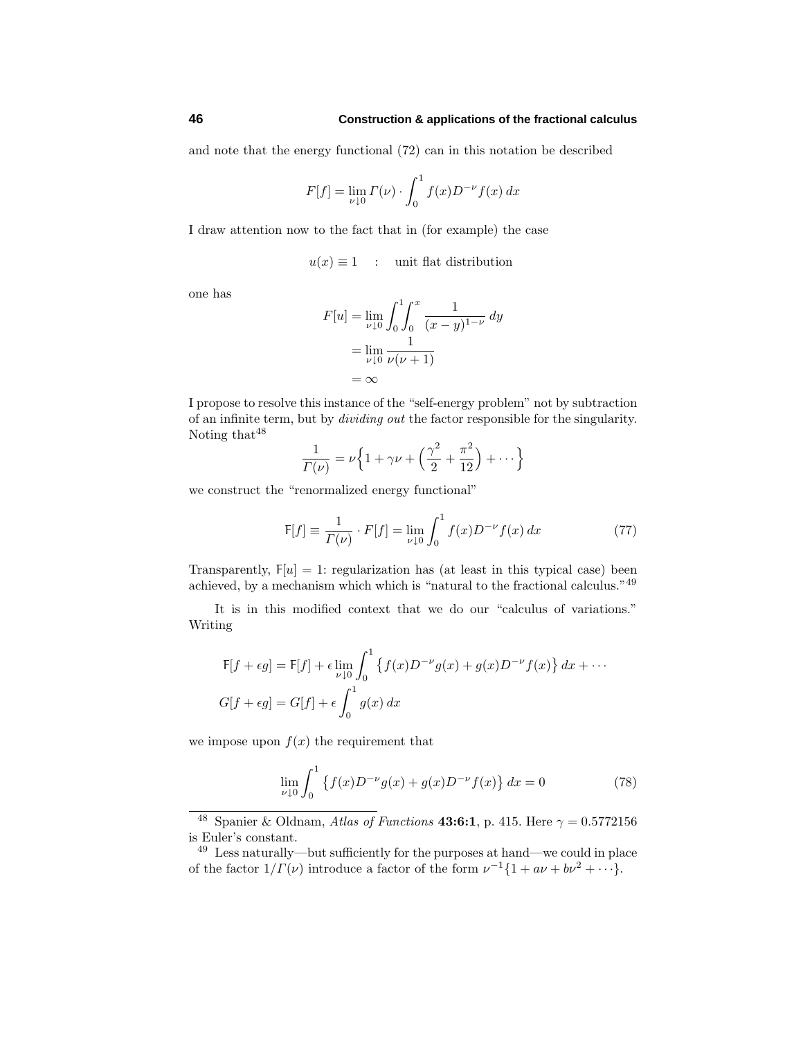and note that the energy functional (72) can in this notation be described

$$F[f] = \lim_{\nu \downarrow 0} \Gamma(\nu) \cdot \int_0^1 f(x) D^{-\nu} f(x)\, dx$$

I draw attention now to the fact that in (for example) the case

$$u(x) \equiv 1 \quad : \quad \text{unit flat distribution}$$

one has

$$\begin{aligned} F[u] &= \lim_{\nu \downarrow 0} \int_0^1 \!\! \int_0^x \frac{1}{(x-y)^{1-\nu}}\, dy \\ &= \lim_{\nu \downarrow 0} \frac{1}{\nu(\nu+1)} \\ &= \infty \end{aligned}$$

I propose to resolve this instance of the "self-energy problem" not by subtraction of an infinite term, but by *dividing out* the factor responsible for the singularity. Noting that[48]

$$\frac{1}{\Gamma(\nu)} = \nu\Big\{1 + \gamma\nu + \Big(\frac{\gamma^2}{2} + \frac{\pi^2}{12}\Big) + \cdots\Big\}$$

we construct the "renormalized energy functional"

$$\mathsf{F}[f] \equiv \frac{1}{\Gamma(\nu)} \cdot F[f] = \lim_{\nu \downarrow 0} \int_0^1 f(x) D^{-\nu} f(x)\, dx \tag{77}$$

Transparently, $\mathsf{F}[u] = 1$: regularization has (at least in this typical case) been achieved, by a mechanism which which is "natural to the fractional calculus."[49]

It is in this modified context that we do our "calculus of variations." Writing

$$\begin{aligned} \mathsf{F}[f + \epsilon g] &= \mathsf{F}[f] + \epsilon \lim_{\nu \downarrow 0} \int_0^1 \big\{ f(x) D^{-\nu} g(x) + g(x) D^{-\nu} f(x) \big\}\, dx + \cdots \\ G[f + \epsilon g] &= G[f] + \epsilon \int_0^1 g(x)\, dx \end{aligned}$$

we impose upon $f(x)$ the requirement that

$$\lim_{\nu \downarrow 0} \int_0^1 \big\{ f(x) D^{-\nu} g(x) + g(x) D^{-\nu} f(x) \big\}\, dx = 0 \tag{78}$$

---

[48] Spanier & Oldnam, *Atlas of Functions* **43:6:1**, p. 415. Here $\gamma = 0.5772156$ is Euler's constant.

[49] Less naturally—but sufficiently for the purposes at hand—we could in place of the factor $1/\Gamma(\nu)$ introduce a factor of the form $\nu^{-1}\{1 + a\nu + b\nu^2 + \cdots\}$.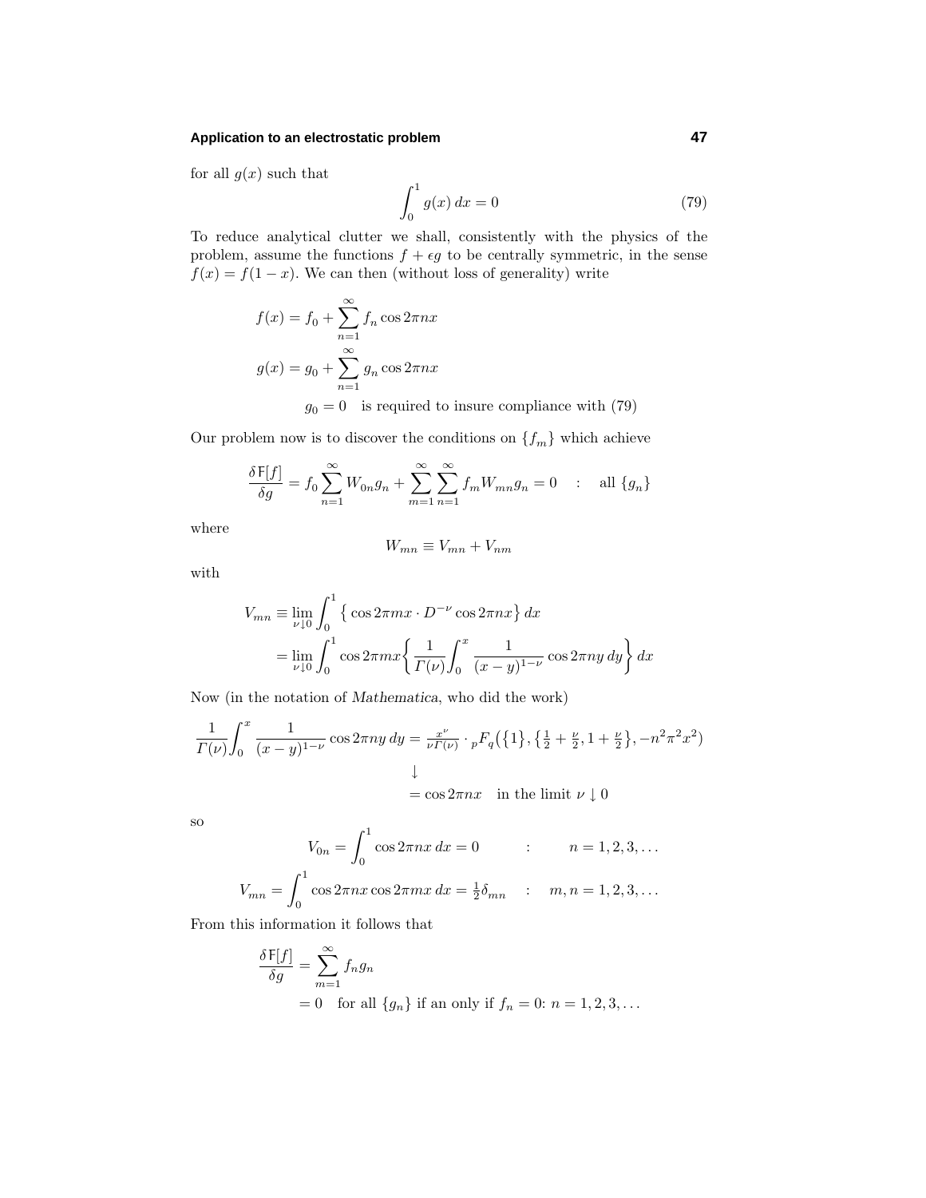for all $g(x)$ such that

$$\int_0^1 g(x)\,dx = 0 \tag{79}$$

To reduce analytical clutter we shall, consistently with the physics of the problem, assume the functions $f + \epsilon g$ to be centrally symmetric, in the sense $f(x) = f(1-x)$. We can then (without loss of generality) write

$$\begin{aligned}
f(x) &= f_0 + \sum_{n=1}^{\infty} f_n \cos 2\pi n x \\
g(x) &= g_0 + \sum_{n=1}^{\infty} g_n \cos 2\pi n x \\
&\quad g_0 = 0 \quad \text{is required to insure compliance with (79)}
\end{aligned}$$

Our problem now is to discover the conditions on $\{f_m\}$ which achieve

$$\frac{\delta\,\mathsf{F}[f]}{\delta g} = f_0 \sum_{n=1}^{\infty} W_{0n} g_n + \sum_{m=1}^{\infty}\sum_{n=1}^{\infty} f_m W_{mn} g_n = 0 \quad : \quad \text{all } \{g_n\}$$

where

$$W_{mn} \equiv V_{mn} + V_{nm}$$

with

$$\begin{aligned}
V_{mn} &\equiv \lim_{\nu\downarrow 0} \int_0^1 \big\{ \cos 2\pi m x \cdot D^{-\nu} \cos 2\pi n x \big\}\,dx \\
&= \lim_{\nu\downarrow 0} \int_0^1 \cos 2\pi m x \bigg\{ \frac{1}{\Gamma(\nu)} \int_0^x \frac{1}{(x-y)^{1-\nu}} \cos 2\pi n y\,dy \bigg\}\,dx
\end{aligned}$$

Now (in the notation of *Mathematica*, who did the work)

$$\begin{aligned}
\frac{1}{\Gamma(\nu)} \int_0^x \frac{1}{(x-y)^{1-\nu}} \cos 2\pi n y\,dy &= \tfrac{x^\nu}{\nu\Gamma(\nu)} \cdot {}_pF_q\big(\{1\}, \{\tfrac{1}{2}+\tfrac{\nu}{2}, 1+\tfrac{\nu}{2}\}, -n^2\pi^2 x^2\big) \\
&\downarrow \\
&= \cos 2\pi n x \quad \text{in the limit } \nu \downarrow 0
\end{aligned}$$

so

$$\begin{aligned}
V_{0n} &= \int_0^1 \cos 2\pi n x\,dx = 0 \qquad &&: \quad n = 1, 2, 3, \ldots \\
V_{mn} &= \int_0^1 \cos 2\pi n x \cos 2\pi m x\,dx = \tfrac{1}{2}\delta_{mn} \quad &&: \quad m, n = 1, 2, 3, \ldots
\end{aligned}$$

From this information it follows that

$$\begin{aligned}
\frac{\delta\,\mathsf{F}[f]}{\delta g} &= \sum_{m=1}^{\infty} f_n g_n \\
&= 0 \quad \text{for all } \{g_n\} \text{ if an only if } f_n = 0\text{: } n = 1, 2, 3, \ldots
\end{aligned}$$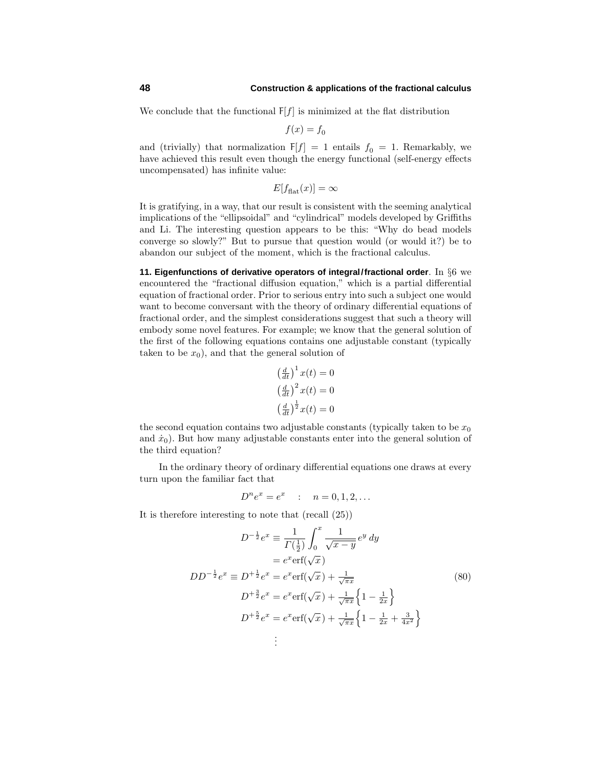We conclude that the functional $\mathsf{F}[f]$ is minimized at the flat distribution

$$f(x) = f_0$$

and (trivially) that normalization $\mathsf{F}[f] = 1$ entails $f_0 = 1$. Remarkably, we have achieved this result even though the energy functional (self-energy effects uncompensated) has infinite value:

$$E[f_{\text{flat}}(x)] = \infty$$

It is gratifying, in a way, that our result is consistent with the seeming analytical implications of the "ellipsoidal" and "cylindrical" models developed by Griffiths and Li. The interesting question appears to be this: "Why do bead models converge so slowly?" But to pursue that question would (or would it?) be to abandon our subject of the moment, which is the fractional calculus.

**11. Eigenfunctions of derivative operators of integral/fractional order**. In §6 we encountered the "fractional diffusion equation," which is a partial differential equation of fractional order. Prior to serious entry into such a subject one would want to become conversant with the theory of ordinary differential equations of fractional order, and the simplest considerations suggest that such a theory will embody some novel features. For example; we know that the general solution of the first of the following equations contains one adjustable constant (typically taken to be $x_0$), and that the general solution of

$$\begin{aligned}
\left(\tfrac{d}{dt}\right)^1 x(t) &= 0\\
\left(\tfrac{d}{dt}\right)^2 x(t) &= 0\\
\left(\tfrac{d}{dt}\right)^{\frac{1}{2}} x(t) &= 0
\end{aligned}$$

the second equation contains two adjustable constants (typically taken to be $x_0$ and $\dot{x}_0$). But how many adjustable constants enter into the general solution of the third equation?

In the ordinary theory of ordinary differential equations one draws at every turn upon the familiar fact that

$$D^n e^x = e^x \quad : \quad n = 0, 1, 2, \ldots$$

It is therefore interesting to note that (recall (25))

$$\begin{aligned}
D^{-\frac{1}{2}} e^x &\equiv \frac{1}{\Gamma(\frac{1}{2})} \int_0^x \frac{1}{\sqrt{x-y}}\, e^y \, dy\\
&= e^x \text{erf}(\sqrt{x}\,)\\
DD^{-\frac{1}{2}} e^x \equiv D^{+\frac{1}{2}} e^x &= e^x \text{erf}(\sqrt{x}\,) + \tfrac{1}{\sqrt{\pi x}}\\
D^{+\frac{3}{2}} e^x &= e^x \text{erf}(\sqrt{x}\,) + \tfrac{1}{\sqrt{\pi x}}\Big\{1 - \tfrac{1}{2x}\Big\}\\
D^{+\frac{5}{2}} e^x &= e^x \text{erf}(\sqrt{x}\,) + \tfrac{1}{\sqrt{\pi x}}\Big\{1 - \tfrac{1}{2x} + \tfrac{3}{4x^2}\Big\}\\
&\;\;\vdots
\end{aligned} \tag{80}$$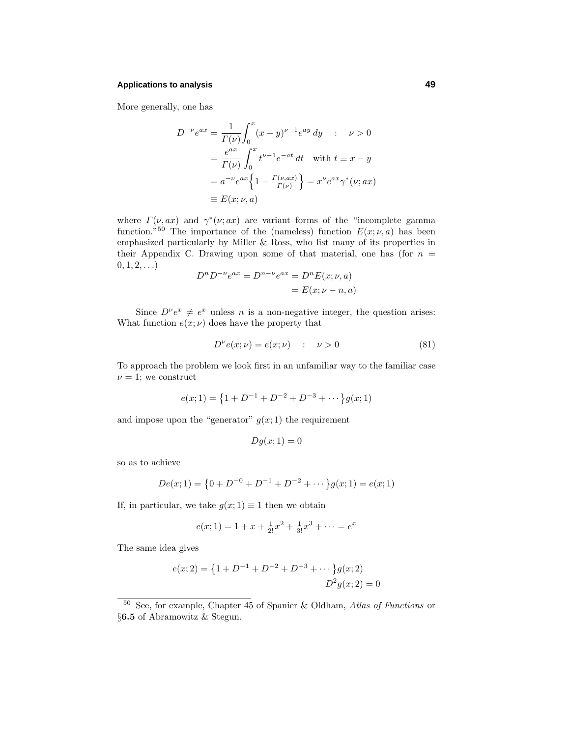More generally, one has

$$
\begin{aligned}
D^{-\nu}e^{ax} &= \frac{1}{\Gamma(\nu)}\int_0^x (x-y)^{\nu-1}e^{ay}\,dy \quad : \quad \nu > 0\\
&= \frac{e^{ax}}{\Gamma(\nu)}\int_0^x t^{\nu-1}e^{-at}\,dt \quad \text{with } t \equiv x - y\\
&= a^{-\nu}e^{ax}\Big\{1 - \tfrac{\Gamma(\nu,ax)}{\Gamma(\nu)}\Big\} = x^\nu e^{ax}\gamma^*(\nu;ax)\\
&\equiv E(x;\nu,a)
\end{aligned}
$$

where $\Gamma(\nu, ax)$ and $\gamma^*(\nu;ax)$ are variant forms of the "incomplete gamma function."[50] The importance of the (nameless) function $E(x;\nu,a)$ has been emphasized particularly by Miller & Ross, who list many of its properties in their Appendix C. Drawing upon some of that material, one has (for $n = 0, 1, 2, \ldots$)

$$
\begin{aligned}
D^n D^{-\nu}e^{ax} = D^{n-\nu}e^{ax} &= D^n E(x;\nu,a)\\
&= E(x;\nu - n, a)
\end{aligned}
$$

Since $D^\nu e^x \neq e^x$ unless $n$ is a non-negative integer, the question arises: What function $e(x;\nu)$ does have the property that

$$
D^\nu e(x;\nu) = e(x;\nu) \quad : \quad \nu > 0 \tag{81}
$$

To approach the problem we look first in an unfamiliar way to the familiar case $\nu = 1$; we construct

$$
e(x;1) = \big\{1 + D^{-1} + D^{-2} + D^{-3} + \cdots\big\}g(x;1)
$$

and impose upon the "generator" $g(x;1)$ the requirement

$$
Dg(x;1) = 0
$$

so as to achieve

$$
De(x;1) = \big\{0 + D^{-0} + D^{-1} + D^{-2} + \cdots\big\}g(x;1) = e(x;1)
$$

If, in particular, we take $g(x;1) \equiv 1$ then we obtain

$$
e(x;1) = 1 + x + \tfrac{1}{2!}x^2 + \tfrac{1}{3!}x^3 + \cdots = e^x
$$

The same idea gives

$$
\begin{aligned}
e(x;2) = \big\{1 + D^{-1} + D^{-2} + D^{-3} + \cdots\big\}&g(x;2)\\
D^2&g(x;2) = 0
\end{aligned}
$$

---

[50] See, for example, Chapter 45 of Spanier & Oldham, *Atlas of Functions* or §**6.5** of Abramowitz & Stegun.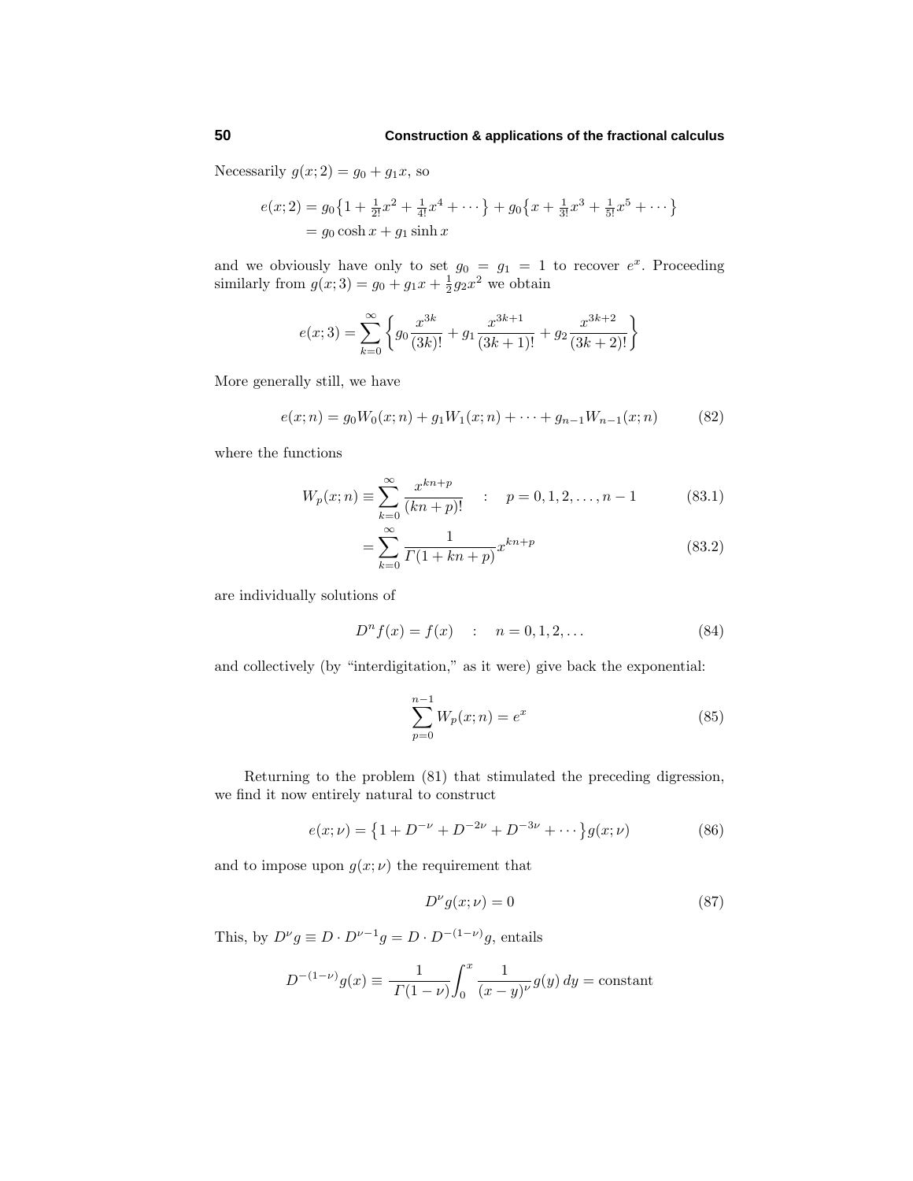Necessarily $g(x;2) = g_0 + g_1 x$, so

$$
\begin{aligned}
e(x;2) &= g_0\big\{1 + \tfrac{1}{2!}x^2 + \tfrac{1}{4!}x^4 + \cdots\big\} + g_0\big\{x + \tfrac{1}{3!}x^3 + \tfrac{1}{5!}x^5 + \cdots\big\} \\
&= g_0 \cosh x + g_1 \sinh x
\end{aligned}
$$

and we obviously have only to set $g_0 = g_1 = 1$ to recover $e^x$. Proceeding similarly from $g(x;3) = g_0 + g_1 x + \frac{1}{2}g_2 x^2$ we obtain

$$
e(x;3) = \sum_{k=0}^{\infty}\left\{ g_0 \frac{x^{3k}}{(3k)!} + g_1 \frac{x^{3k+1}}{(3k+1)!} + g_2 \frac{x^{3k+2}}{(3k+2)!} \right\}
$$

More generally still, we have

$$
e(x;n) = g_0 W_0(x;n) + g_1 W_1(x;n) + \cdots + g_{n-1} W_{n-1}(x;n) \tag{82}
$$

where the functions

$$
\begin{aligned}
W_p(x;n) &\equiv \sum_{k=0}^{\infty} \frac{x^{kn+p}}{(kn+p)!} \quad : \quad p = 0,1,2,\ldots,n-1 && (83.1) \\
&= \sum_{k=0}^{\infty} \frac{1}{\Gamma(1+kn+p)} x^{kn+p} && (83.2)
\end{aligned}
$$

are individually solutions of

$$
D^n f(x) = f(x) \quad : \quad n = 0,1,2,\ldots \tag{84}
$$

and collectively (by "interdigitation," as it were) give back the exponential:

$$
\sum_{p=0}^{n-1} W_p(x;n) = e^x \tag{85}
$$

Returning to the problem (81) that stimulated the preceding digression, we find it now entirely natural to construct

$$
e(x;\nu) = \big\{1 + D^{-\nu} + D^{-2\nu} + D^{-3\nu} + \cdots\big\} g(x;\nu) \tag{86}
$$

and to impose upon $g(x;\nu)$ the requirement that

$$
D^{\nu} g(x;\nu) = 0 \tag{87}
$$

This, by $D^{\nu} g \equiv D \cdot D^{\nu-1} g = D \cdot D^{-(1-\nu)} g$, entails

$$
D^{-(1-\nu)} g(x) \equiv \frac{1}{\Gamma(1-\nu)} \int_0^x \frac{1}{(x-y)^{\nu}} g(y)\, dy = \text{constant}
$$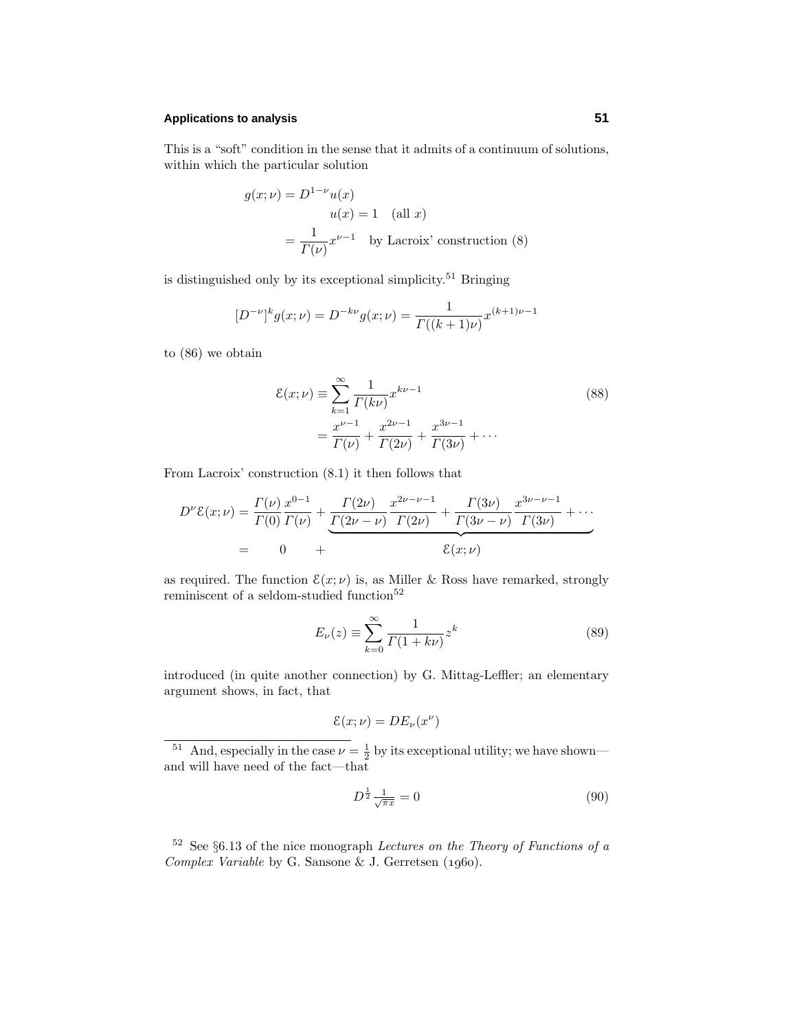This is a "soft" condition in the sense that it admits of a continuum of solutions, within which the particular solution

$$
\begin{aligned}
g(x;\nu) &= D^{1-\nu}u(x) \\
&\qquad u(x) = 1 \quad \text{(all } x\text{)} \\
&= \frac{1}{\Gamma(\nu)}x^{\nu-1} \quad \text{by Lacroix' construction (8)}
\end{aligned}
$$

is distinguished only by its exceptional simplicity.[51] Bringing

$$
[D^{-\nu}]^k g(x;\nu) = D^{-k\nu}g(x;\nu) = \frac{1}{\Gamma((k+1)\nu)}x^{(k+1)\nu-1}
$$

to (86) we obtain

$$
\begin{aligned}
\mathcal{E}(x;\nu) &\equiv \sum_{k=1}^{\infty}\frac{1}{\Gamma(k\nu)}x^{k\nu-1} \\
&= \frac{x^{\nu-1}}{\Gamma(\nu)} + \frac{x^{2\nu-1}}{\Gamma(2\nu)} + \frac{x^{3\nu-1}}{\Gamma(3\nu)} + \cdots
\end{aligned}
\tag{88}
$$

From Lacroix' construction (8.1) it then follows that

$$
\begin{aligned}
D^{\nu}\mathcal{E}(x;\nu) &= \frac{\Gamma(\nu)}{\Gamma(0)}\frac{x^{0-1}}{\Gamma(\nu)} + \underbrace{\frac{\Gamma(2\nu)}{\Gamma(2\nu-\nu)}\frac{x^{2\nu-\nu-1}}{\Gamma(2\nu)} + \frac{\Gamma(3\nu)}{\Gamma(3\nu-\nu)}\frac{x^{3\nu-\nu-1}}{\Gamma(3\nu)} + \cdots}_{\mathcal{E}(x;\nu)} \\
&= \qquad 0 \qquad + 
\end{aligned}
$$

as required. The function $\mathcal{E}(x;\nu)$ is, as Miller & Ross have remarked, strongly reminiscent of a seldom-studied function[52]

$$
E_{\nu}(z) \equiv \sum_{k=0}^{\infty}\frac{1}{\Gamma(1+k\nu)}z^k \tag{89}
$$

introduced (in quite another connection) by G. Mittag-Leffler; an elementary argument shows, in fact, that

$$
\mathcal{E}(x;\nu) = DE_{\nu}(x^{\nu})
$$

---

[51] And, especially in the case $\nu = \frac{1}{2}$ by its exceptional utility; we have shown—and will have need of the fact—that

$$
D^{\frac{1}{2}}\tfrac{1}{\sqrt{\pi x}} = 0 \tag{90}
$$

[52] See §6.13 of the nice monograph *Lectures on the Theory of Functions of a Complex Variable* by G. Sansone & J. Gerretsen (1960).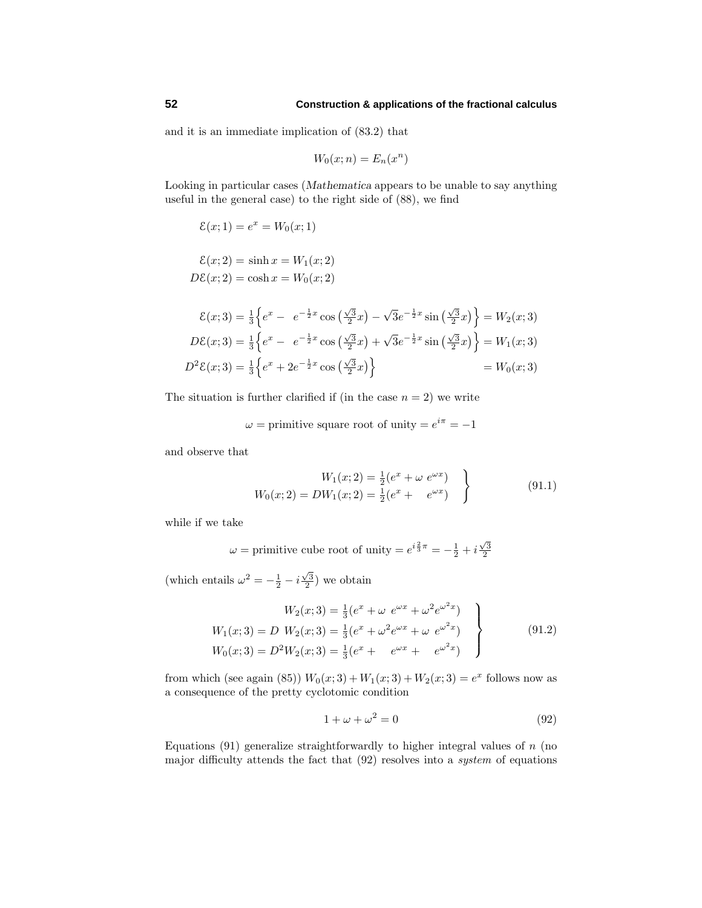and it is an immediate implication of (83.2) that

$$W_0(x;n) = E_n(x^n)$$

Looking in particular cases (*Mathematica* appears to be unable to say anything useful in the general case) to the right side of (88), we find

$$\mathcal{E}(x;1) = e^x = W_0(x;1)$$

$$\begin{aligned}
\mathcal{E}(x;2) &= \sinh x = W_1(x;2)\\
D\mathcal{E}(x;2) &= \cosh x = W_0(x;2)
\end{aligned}$$

$$\begin{aligned}
\mathcal{E}(x;3) &= \tfrac{1}{3}\Big\{e^x - \ e^{-\frac{1}{2}x}\cos\big(\tfrac{\sqrt{3}}{2}x\big) - \sqrt{3}e^{-\frac{1}{2}x}\sin\big(\tfrac{\sqrt{3}}{2}x\big)\Big\} = W_2(x;3)\\
D\mathcal{E}(x;3) &= \tfrac{1}{3}\Big\{e^x - \ e^{-\frac{1}{2}x}\cos\big(\tfrac{\sqrt{3}}{2}x\big) + \sqrt{3}e^{-\frac{1}{2}x}\sin\big(\tfrac{\sqrt{3}}{2}x\big)\Big\} = W_1(x;3)\\
D^2\mathcal{E}(x;3) &= \tfrac{1}{3}\Big\{e^x + 2e^{-\frac{1}{2}x}\cos\big(\tfrac{\sqrt{3}}{2}x\big)\Big\} = W_0(x;3)
\end{aligned}$$

The situation is further clarified if (in the case $n=2$) we write

$$\omega = \text{primitive square root of unity} = e^{i\pi} = -1$$

and observe that

$$\left.\begin{aligned}
W_1(x;2) &= \tfrac{1}{2}(e^x + \omega\ e^{\omega x})\\
W_0(x;2) = DW_1(x;2) &= \tfrac{1}{2}(e^x + \quad e^{\omega x})
\end{aligned}\right\}\tag{91.1}$$

while if we take

$$\omega = \text{primitive cube root of unity} = e^{i\frac{2}{3}\pi} = -\tfrac{1}{2} + i\tfrac{\sqrt{3}}{2}$$

(which entails $\omega^2 = -\frac{1}{2} - i\frac{\sqrt{3}}{2}$) we obtain

$$\left.\begin{aligned}
W_2(x;3) &= \tfrac{1}{3}(e^x + \omega\ e^{\omega x} + \omega^2 e^{\omega^2 x})\\
W_1(x;3) = D\ W_2(x;3) &= \tfrac{1}{3}(e^x + \omega^2 e^{\omega x} + \omega\ e^{\omega^2 x})\\
W_0(x;3) = D^2 W_2(x;3) &= \tfrac{1}{3}(e^x + \quad e^{\omega x} + \quad e^{\omega^2 x})
\end{aligned}\right\}\tag{91.2}$$

from which (see again (85)) $W_0(x;3) + W_1(x;3) + W_2(x;3) = e^x$ follows now as a consequence of the pretty cyclotomic condition

$$1 + \omega + \omega^2 = 0\tag{92}$$

Equations (91) generalize straightforwardly to higher integral values of $n$ (no major difficulty attends the fact that (92) resolves into a *system* of equations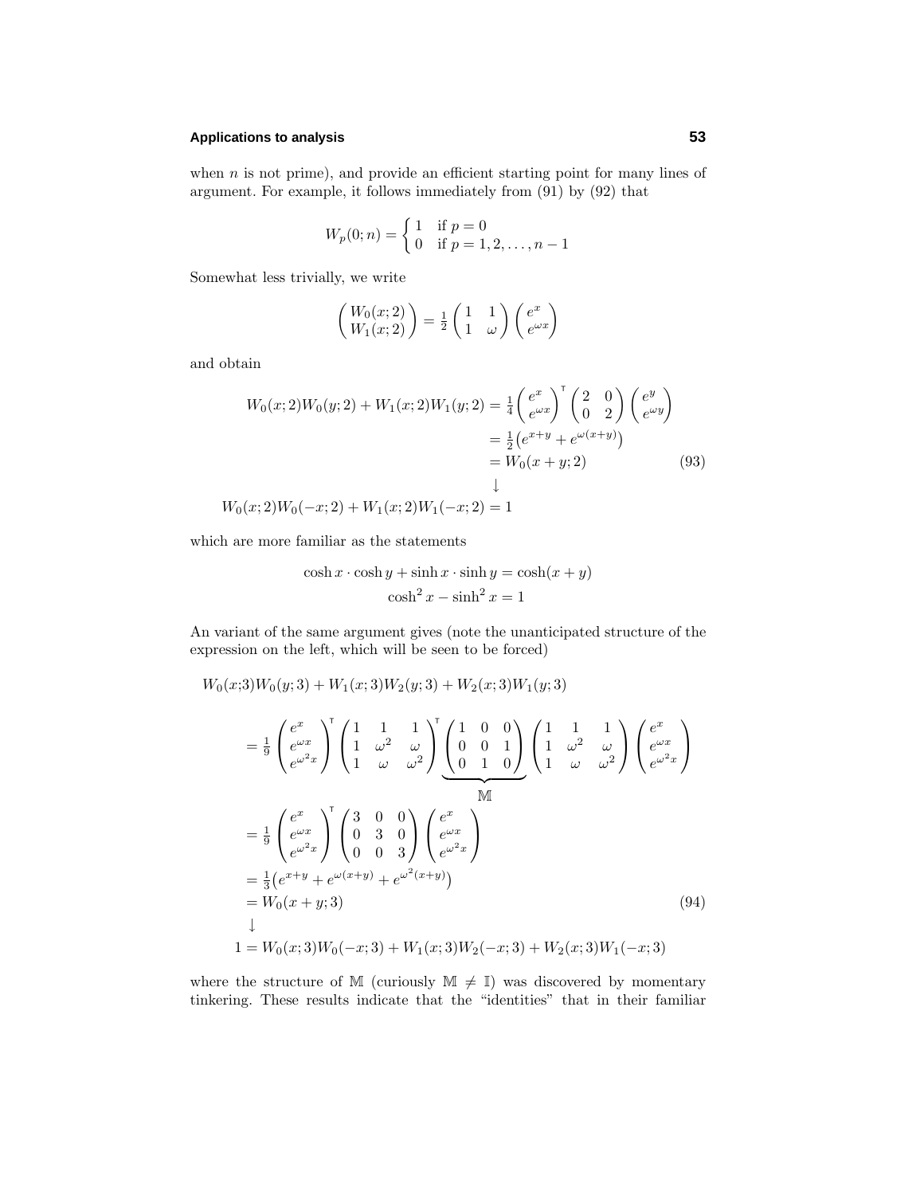when $n$ is not prime), and provide an efficient starting point for many lines of argument. For example, it follows immediately from (91) by (92) that

$$W_p(0;n) = \begin{cases} 1 & \text{if } p = 0 \\ 0 & \text{if } p = 1, 2, \ldots, n-1 \end{cases}$$

Somewhat less trivially, we write

$$\begin{pmatrix} W_0(x;2) \\ W_1(x;2) \end{pmatrix} = \tfrac{1}{2}\begin{pmatrix} 1 & 1 \\ 1 & \omega \end{pmatrix}\begin{pmatrix} e^x \\ e^{\omega x} \end{pmatrix}$$

and obtain

$$\begin{aligned}
W_0(x;2)W_0(y;2) + W_1(x;2)W_1(y;2) &= \tfrac{1}{4}\begin{pmatrix} e^x \\ e^{\omega x} \end{pmatrix}^{\mathsf{T}}\begin{pmatrix} 2 & 0 \\ 0 & 2 \end{pmatrix}\begin{pmatrix} e^y \\ e^{\omega y} \end{pmatrix} \\
&= \tfrac{1}{2}\big(e^{x+y} + e^{\omega(x+y)}\big) \\
&= W_0(x+y;2) \qquad\qquad (93) \\
&\quad\downarrow \\
W_0(x;2)W_0(-x;2) + W_1(x;2)W_1(-x;2) &= 1
\end{aligned}$$

which are more familiar as the statements

$$\cosh x \cdot \cosh y + \sinh x \cdot \sinh y = \cosh(x+y)$$
$$\cosh^2 x - \sinh^2 x = 1$$

An variant of the same argument gives (note the unanticipated structure of the expression on the left, which will be seen to be forced)

$$\begin{aligned}
&W_0(x;3)W_0(y;3) + W_1(x;3)W_2(y;3) + W_2(x;3)W_1(y;3) \\
&\quad = \tfrac{1}{9}\begin{pmatrix} e^x \\ e^{\omega x} \\ e^{\omega^2 x} \end{pmatrix}^{\mathsf{T}} \begin{pmatrix} 1 & 1 & 1 \\ 1 & \omega^2 & \omega \\ 1 & \omega & \omega^2 \end{pmatrix}^{\mathsf{T}} \underbrace{\begin{pmatrix} 1 & 0 & 0 \\ 0 & 0 & 1 \\ 0 & 1 & 0 \end{pmatrix}}_{\mathbb{M}} \begin{pmatrix} 1 & 1 & 1 \\ 1 & \omega^2 & \omega \\ 1 & \omega & \omega^2 \end{pmatrix} \begin{pmatrix} e^x \\ e^{\omega x} \\ e^{\omega^2 x} \end{pmatrix} \\
&\quad = \tfrac{1}{9}\begin{pmatrix} e^x \\ e^{\omega x} \\ e^{\omega^2 x} \end{pmatrix}^{\mathsf{T}} \begin{pmatrix} 3 & 0 & 0 \\ 0 & 3 & 0 \\ 0 & 0 & 3 \end{pmatrix} \begin{pmatrix} e^x \\ e^{\omega x} \\ e^{\omega^2 x} \end{pmatrix} \\
&\quad = \tfrac{1}{3}\big(e^{x+y} + e^{\omega(x+y)} + e^{\omega^2(x+y)}\big) \\
&\quad = W_0(x+y;3) \qquad\qquad (94) \\
&\quad \downarrow \\
&\quad 1 = W_0(x;3)W_0(-x;3) + W_1(x;3)W_2(-x;3) + W_2(x;3)W_1(-x;3)
\end{aligned}$$

where the structure of $\mathbb{M}$ (curiously $\mathbb{M} \neq \mathbb{I}$) was discovered by momentary tinkering. These results indicate that the "identities" that in their familiar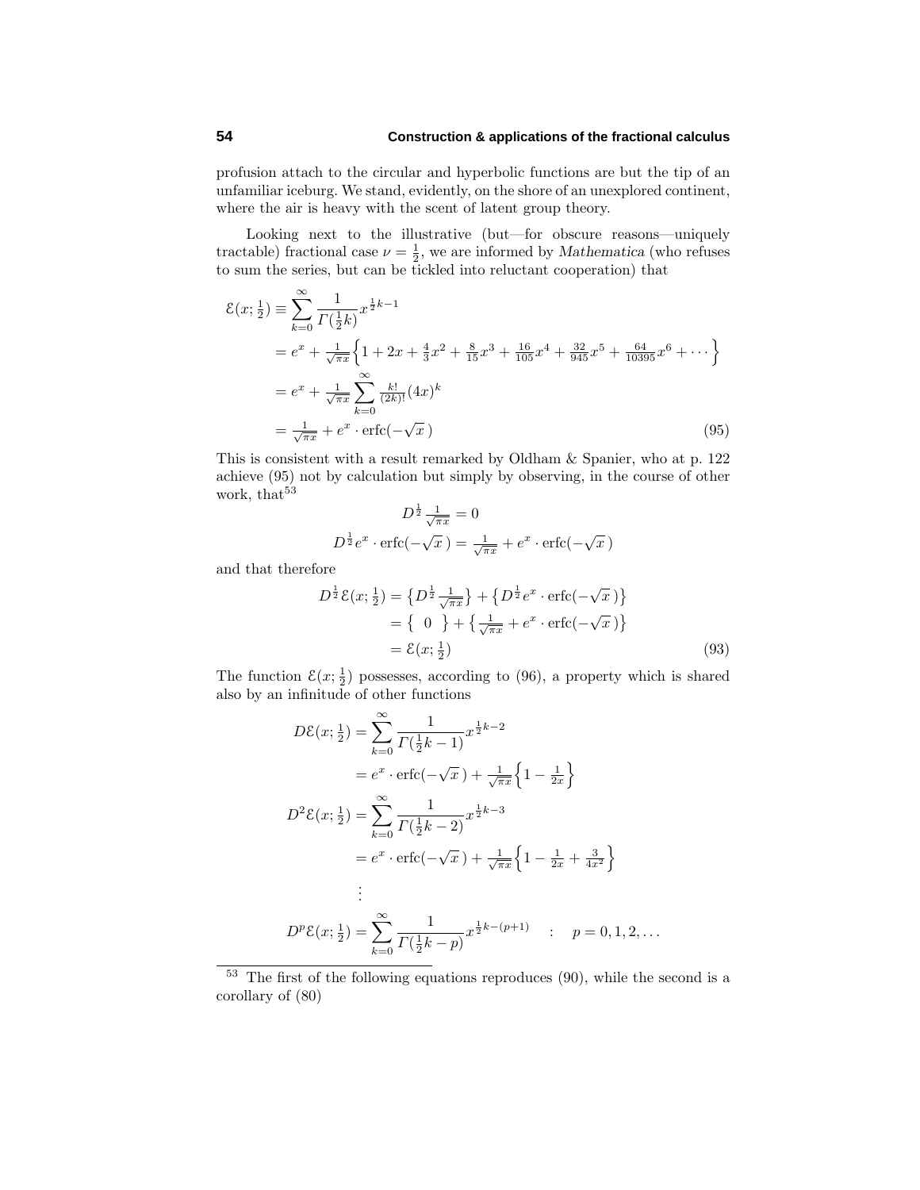profusion attach to the circular and hyperbolic functions are but the tip of an unfamiliar iceburg. We stand, evidently, on the shore of an unexplored continent, where the air is heavy with the scent of latent group theory.

Looking next to the illustrative (but—for obscure reasons—uniquely tractable) fractional case $\nu = \frac{1}{2}$, we are informed by *Mathematica* (who refuses to sum the series, but can be tickled into reluctant cooperation) that

$$
\begin{aligned}
\mathcal{E}(x;\tfrac{1}{2}) &\equiv \sum_{k=0}^{\infty} \frac{1}{\Gamma(\frac{1}{2}k)} x^{\frac{1}{2}k-1} \\
&= e^x + \tfrac{1}{\sqrt{\pi x}}\Big\{1 + 2x + \tfrac{4}{3}x^2 + \tfrac{8}{15}x^3 + \tfrac{16}{105}x^4 + \tfrac{32}{945}x^5 + \tfrac{64}{10395}x^6 + \cdots\Big\} \\
&= e^x + \tfrac{1}{\sqrt{\pi x}} \sum_{k=0}^{\infty} \tfrac{k!}{(2k)!}(4x)^k \\
&= \tfrac{1}{\sqrt{\pi x}} + e^x \cdot \mathrm{erfc}(-\sqrt{x}\,)
\end{aligned} \tag{95}
$$

This is consistent with a result remarked by Oldham & Spanier, who at p. 122 achieve (95) not by calculation but simply by observing, in the course of other work, that[53]

$$
D^{\frac{1}{2}} \tfrac{1}{\sqrt{\pi x}} = 0
$$

$$
D^{\frac{1}{2}} e^x \cdot \mathrm{erfc}(-\sqrt{x}\,) = \tfrac{1}{\sqrt{\pi x}} + e^x \cdot \mathrm{erfc}(-\sqrt{x}\,)
$$

and that therefore

$$
\begin{aligned}
D^{\frac{1}{2}} \mathcal{E}(x;\tfrac{1}{2}) &= \big\{D^{\frac{1}{2}} \tfrac{1}{\sqrt{\pi x}}\big\} + \big\{D^{\frac{1}{2}} e^x \cdot \mathrm{erfc}(-\sqrt{x}\,)\big\} \\
&= \big\{\ \ 0\ \ \big\} + \big\{\tfrac{1}{\sqrt{\pi x}} + e^x \cdot \mathrm{erfc}(-\sqrt{x}\,)\big\} \\
&= \mathcal{E}(x;\tfrac{1}{2})
\end{aligned} \tag{93}
$$

The function $\mathcal{E}(x;\frac{1}{2})$ possesses, according to (96), a property which is shared also by an infinitude of other functions

$$
\begin{aligned}
D\mathcal{E}(x;\tfrac{1}{2}) &= \sum_{k=0}^{\infty} \frac{1}{\Gamma(\frac{1}{2}k-1)} x^{\frac{1}{2}k-2} \\
&= e^x \cdot \mathrm{erfc}(-\sqrt{x}\,) + \tfrac{1}{\sqrt{\pi x}}\Big\{1 - \tfrac{1}{2x}\Big\} \\
D^2\mathcal{E}(x;\tfrac{1}{2}) &= \sum_{k=0}^{\infty} \frac{1}{\Gamma(\frac{1}{2}k-2)} x^{\frac{1}{2}k-3} \\
&= e^x \cdot \mathrm{erfc}(-\sqrt{x}\,) + \tfrac{1}{\sqrt{\pi x}}\Big\{1 - \tfrac{1}{2x} + \tfrac{3}{4x^2}\Big\} \\
&\ \,\vdots \\
D^p\mathcal{E}(x;\tfrac{1}{2}) &= \sum_{k=0}^{\infty} \frac{1}{\Gamma(\frac{1}{2}k-p)} x^{\frac{1}{2}k-(p+1)} \quad : \quad p = 0, 1, 2, \ldots
\end{aligned}
$$

---

[53] The first of the following equations reproduces (90), while the second is a corollary of (80)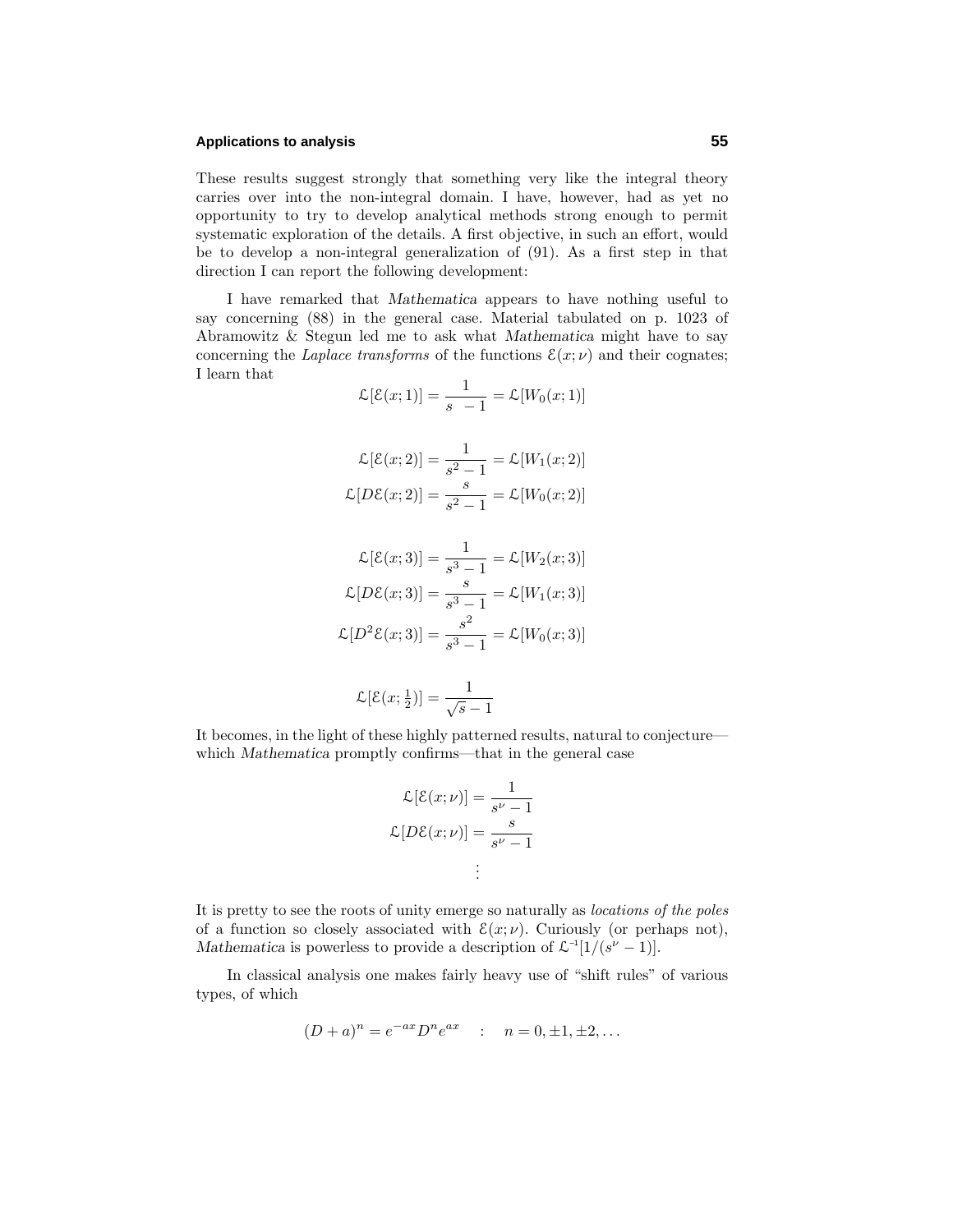These results suggest strongly that something very like the integral theory carries over into the non-integral domain. I have, however, had as yet no opportunity to try to develop analytical methods strong enough to permit systematic exploration of the details. A first objective, in such an effort, would be to develop a non-integral generalization of (91). As a first step in that direction I can report the following development:

I have remarked that *Mathematica* appears to have nothing useful to say concerning (88) in the general case. Material tabulated on p. 1023 of Abramowitz & Stegun led me to ask what *Mathematica* might have to say concerning the *Laplace transforms* of the functions $\mathcal{E}(x;\nu)$ and their cognates; I learn that

$$\mathcal{L}[\mathcal{E}(x;1)] = \frac{1}{s\ \ -1} = \mathcal{L}[W_0(x;1)]$$

$$\mathcal{L}[\mathcal{E}(x;2)] = \frac{1}{s^2-1} = \mathcal{L}[W_1(x;2)]$$
$$\mathcal{L}[D\mathcal{E}(x;2)] = \frac{s}{s^2-1} = \mathcal{L}[W_0(x;2)]$$

$$\mathcal{L}[\mathcal{E}(x;3)] = \frac{1}{s^3-1} = \mathcal{L}[W_2(x;3)]$$
$$\mathcal{L}[D\mathcal{E}(x;3)] = \frac{s}{s^3-1} = \mathcal{L}[W_1(x;3)]$$
$$\mathcal{L}[D^2\mathcal{E}(x;3)] = \frac{s^2}{s^3-1} = \mathcal{L}[W_0(x;3)]$$

$$\mathcal{L}[\mathcal{E}(x;\tfrac{1}{2})] = \frac{1}{\sqrt{s}-1}$$

It becomes, in the light of these highly patterned results, natural to conjecture—which *Mathematica* promptly confirms—that in the general case

$$\mathcal{L}[\mathcal{E}(x;\nu)] = \frac{1}{s^\nu-1}$$
$$\mathcal{L}[D\mathcal{E}(x;\nu)] = \frac{s}{s^\nu-1}$$
$$\vdots$$

It is pretty to see the roots of unity emerge so naturally as *locations of the poles* of a function so closely associated with $\mathcal{E}(x;\nu)$. Curiously (or perhaps not), *Mathematica* is powerless to provide a description of $\mathcal{L}^{-1}[1/(s^\nu-1)]$.

In classical analysis one makes fairly heavy use of "shift rules" of various types, of which

$$(D+a)^n = e^{-ax}D^n e^{ax} \quad : \quad n = 0, \pm1, \pm2, \ldots$$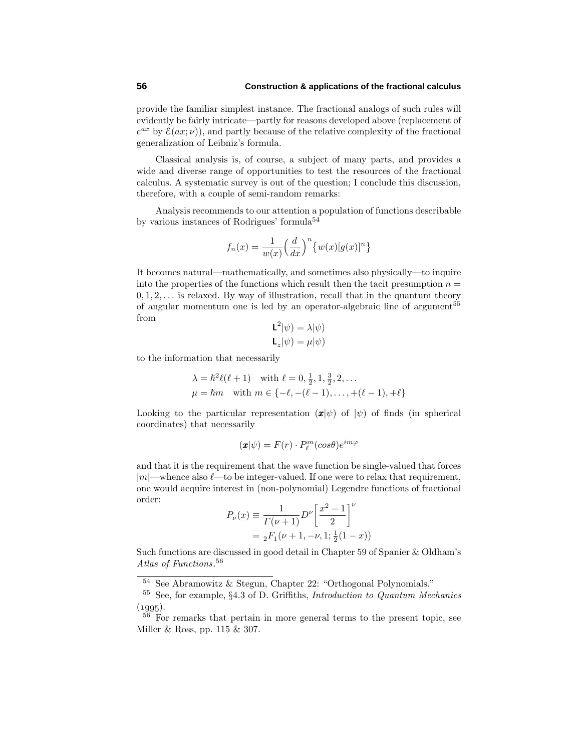provide the familiar simplest instance. The fractional analogs of such rules will evidently be fairly intricate—partly for reasons developed above (replacement of $e^{ax}$ by $\mathcal{E}(ax;\nu)$), and partly because of the relative complexity of the fractional generalization of Leibniz's formula.

Classical analysis is, of course, a subject of many parts, and provides a wide and diverse range of opportunities to test the resources of the fractional calculus. A systematic survey is out of the question; I conclude this discussion, therefore, with a couple of semi-random remarks:

Analysis recommends to our attention a population of functions describable by various instances of Rodrigues' formula[54]

$$f_n(x) = \frac{1}{w(x)}\Big(\frac{d}{dx}\Big)^n\big\{w(x)[g(x)]^n\big\}$$

It becomes natural—mathematically, and sometimes also physically—to inquire into the properties of the functions which result then the tacit presumption $n = 0, 1, 2, \ldots$ is relaxed. By way of illustration, recall that in the quantum theory of angular momentum one is led by an operator-algebraic line of argument[55] from

$$\begin{aligned}\mathsf{L}^2|\psi) &= \lambda|\psi)\\ \mathsf{L}_z|\psi) &= \mu|\psi)\end{aligned}$$

to the information that necessarily

$$\begin{aligned}\lambda &= \hbar^2\ell(\ell+1) \quad \text{with } \ell = 0, \tfrac{1}{2}, 1, \tfrac{3}{2}, 2, \ldots\\ \mu &= \hbar m \quad \text{with } m \in \{-\ell, -(\ell-1), \ldots, +(\ell-1), +\ell\}\end{aligned}$$

Looking to the particular representation $(\boldsymbol{x}|\psi)$ of $|\psi)$ of finds (in spherical coordinates) that necessarily

$$(\boldsymbol{x}|\psi) = F(r)\cdot P_\ell^m(cos\theta)e^{im\varphi}$$

and that it is the requirement that the wave function be single-valued that forces $|m|$—whence also $\ell$—to be integer-valued. If one were to relax that requirement, one would acquire interest in (non-polynomial) Legendre functions of fractional order:

$$\begin{aligned}P_\nu(x) &\equiv \frac{1}{\Gamma(\nu+1)}D^\nu\bigg[\frac{x^2-1}{2}\bigg]^\nu\\ &= {}_2F_1(\nu+1, -\nu, 1; \tfrac{1}{2}(1-x))\end{aligned}$$

Such functions are discussed in good detail in Chapter 59 of Spanier & Oldham's *Atlas of Functions*.[56]

---

[54] See Abramowitz & Stegun, Chapter 22: "Orthogonal Polynomials."

[55] See, for example, §4.3 of D. Griffiths, *Introduction to Quantum Mechanics* (1995).

[56] For remarks that pertain in more general terms to the present topic, see Miller & Ross, pp. 115 & 307.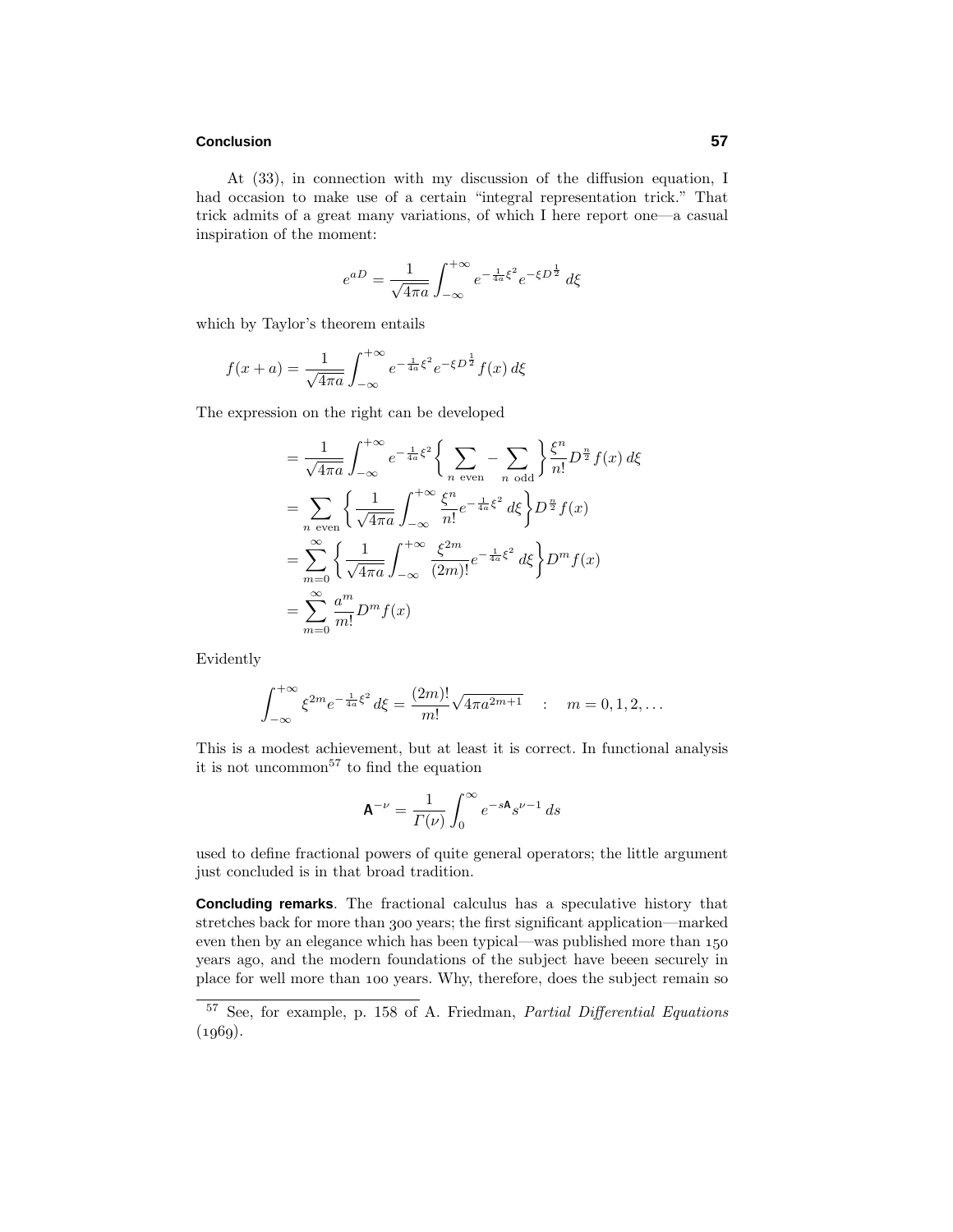At (33), in connection with my discussion of the diffusion equation, I had occasion to make use of a certain "integral representation trick." That trick admits of a great many variations, of which I here report one—a casual inspiration of the moment:

$$e^{aD} = \frac{1}{\sqrt{4\pi a}} \int_{-\infty}^{+\infty} e^{-\frac{1}{4a}\xi^2} e^{-\xi D^{\frac{1}{2}}} \, d\xi$$

which by Taylor's theorem entails

$$f(x+a) = \frac{1}{\sqrt{4\pi a}} \int_{-\infty}^{+\infty} e^{-\frac{1}{4a}\xi^2} e^{-\xi D^{\frac{1}{2}}} f(x) \, d\xi$$

The expression on the right can be developed

$$\begin{aligned}
&= \frac{1}{\sqrt{4\pi a}} \int_{-\infty}^{+\infty} e^{-\frac{1}{4a}\xi^2} \Big\{ \sum_{n \text{ even}} - \sum_{n \text{ odd}} \Big\} \frac{\xi^n}{n!} D^{\frac{n}{2}} f(x) \, d\xi \\
&= \sum_{n \text{ even}} \left\{ \frac{1}{\sqrt{4\pi a}} \int_{-\infty}^{+\infty} \frac{\xi^n}{n!} e^{-\frac{1}{4a}\xi^2} \, d\xi \right\} D^{\frac{n}{2}} f(x) \\
&= \sum_{m=0}^{\infty} \left\{ \frac{1}{\sqrt{4\pi a}} \int_{-\infty}^{+\infty} \frac{\xi^{2m}}{(2m)!} e^{-\frac{1}{4a}\xi^2} \, d\xi \right\} D^m f(x) \\
&= \sum_{m=0}^{\infty} \frac{a^m}{m!} D^m f(x)
\end{aligned}$$

Evidently

$$\int_{-\infty}^{+\infty} \xi^{2m} e^{-\frac{1}{4a}\xi^2} \, d\xi = \frac{(2m)!}{m!} \sqrt{4\pi a^{2m+1}} \quad : \quad m = 0, 1, 2, \ldots$$

This is a modest achievement, but at least it is correct. In functional analysis it is not uncommon[57] to find the equation

$$\mathsf{A}^{-\nu} = \frac{1}{\Gamma(\nu)} \int_0^{\infty} e^{-s\mathsf{A}} s^{\nu-1} \, ds$$

used to define fractional powers of quite general operators; the little argument just concluded is in that broad tradition.

**Concluding remarks**. The fractional calculus has a speculative history that stretches back for more than 300 years; the first significant application—marked even then by an elegance which has been typical—was published more than 150 years ago, and the modern foundations of the subject have beeen securely in place for well more than 100 years. Why, therefore, does the subject remain so

[57] See, for example, p. 158 of A. Friedman, *Partial Differential Equations* (1969).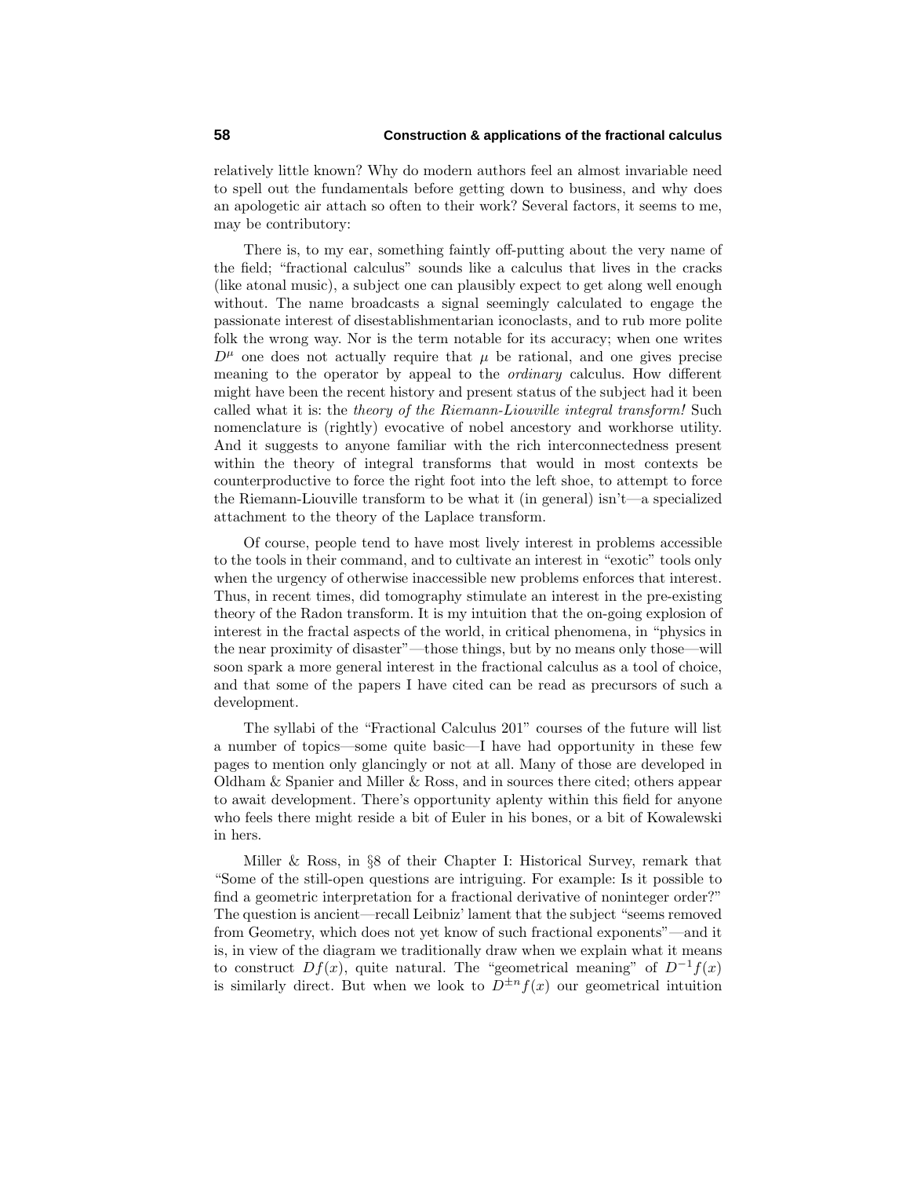relatively little known? Why do modern authors feel an almost invariable need to spell out the fundamentals before getting down to business, and why does an apologetic air attach so often to their work? Several factors, it seems to me, may be contributory:

There is, to my ear, something faintly off-putting about the very name of the field; "fractional calculus" sounds like a calculus that lives in the cracks (like atonal music), a subject one can plausibly expect to get along well enough without. The name broadcasts a signal seemingly calculated to engage the passionate interest of disestablishmentarian iconoclasts, and to rub more polite folk the wrong way. Nor is the term notable for its accuracy; when one writes $D^{\mu}$ one does not actually require that $\mu$ be rational, and one gives precise meaning to the operator by appeal to the *ordinary* calculus. How different might have been the recent history and present status of the subject had it been called what it is: the *theory of the Riemann-Liouville integral transform!* Such nomenclature is (rightly) evocative of nobel ancestory and workhorse utility. And it suggests to anyone familiar with the rich interconnectedness present within the theory of integral transforms that would in most contexts be counterproductive to force the right foot into the left shoe, to attempt to force the Riemann-Liouville transform to be what it (in general) isn't—a specialized attachment to the theory of the Laplace transform.

Of course, people tend to have most lively interest in problems accessible to the tools in their command, and to cultivate an interest in "exotic" tools only when the urgency of otherwise inaccessible new problems enforces that interest. Thus, in recent times, did tomography stimulate an interest in the pre-existing theory of the Radon transform. It is my intuition that the on-going explosion of interest in the fractal aspects of the world, in critical phenomena, in "physics in the near proximity of disaster"—those things, but by no means only those—will soon spark a more general interest in the fractional calculus as a tool of choice, and that some of the papers I have cited can be read as precursors of such a development.

The syllabi of the "Fractional Calculus 201" courses of the future will list a number of topics—some quite basic—I have had opportunity in these few pages to mention only glancingly or not at all. Many of those are developed in Oldham & Spanier and Miller & Ross, and in sources there cited; others appear to await development. There's opportunity aplenty within this field for anyone who feels there might reside a bit of Euler in his bones, or a bit of Kowalewski in hers.

Miller & Ross, in §8 of their Chapter I: Historical Survey, remark that "Some of the still-open questions are intriguing. For example: Is it possible to find a geometric interpretation for a fractional derivative of noninteger order?" The question is ancient—recall Leibniz' lament that the subject "seems removed from Geometry, which does not yet know of such fractional exponents"—and it is, in view of the diagram we traditionally draw when we explain what it means to construct $Df(x)$, quite natural. The "geometrical meaning" of $D^{-1}f(x)$ is similarly direct. But when we look to $D^{\pm n}f(x)$ our geometrical intuition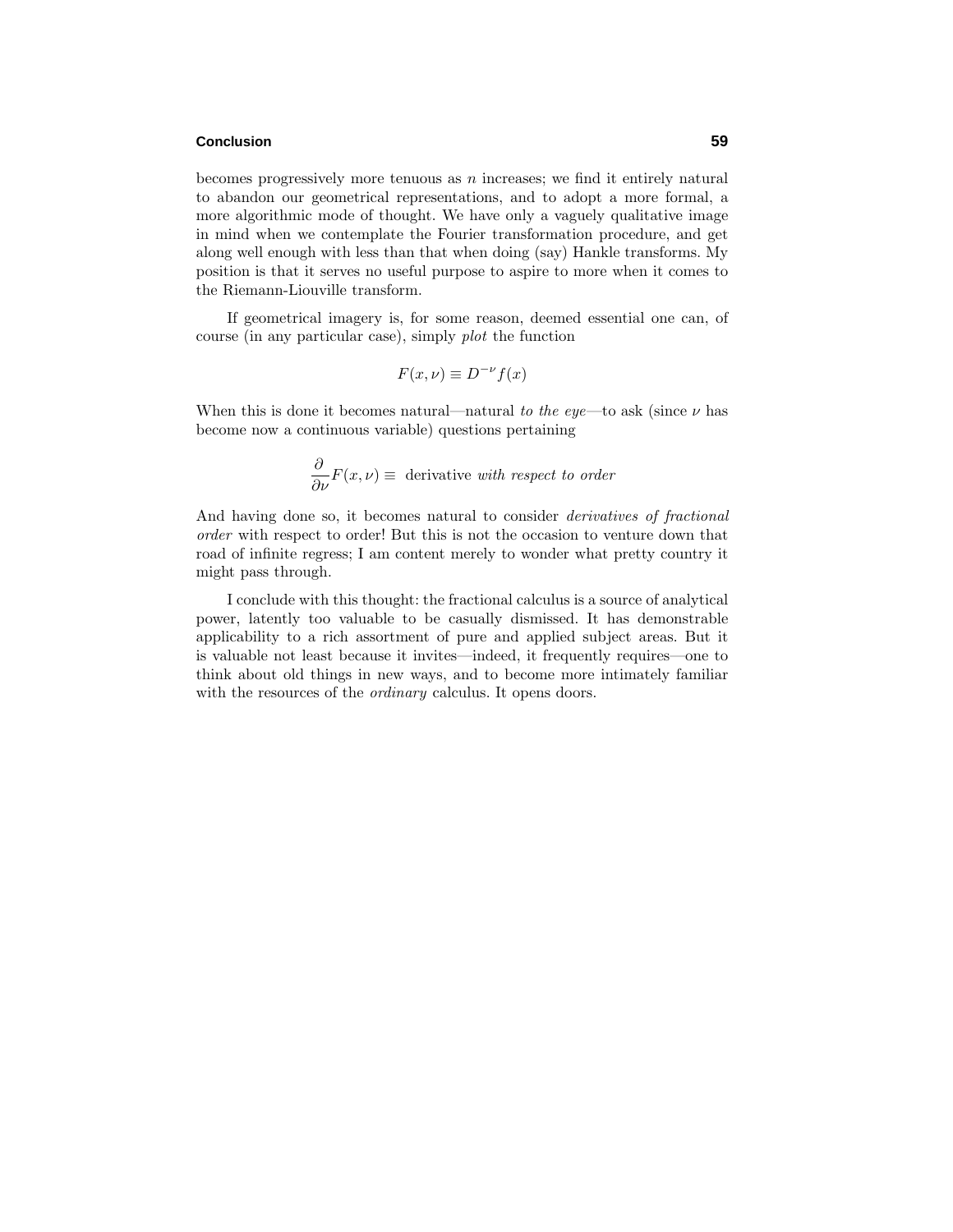becomes progressively more tenuous as $n$ increases; we find it entirely natural to abandon our geometrical representations, and to adopt a more formal, a more algorithmic mode of thought. We have only a vaguely qualitative image in mind when we contemplate the Fourier transformation procedure, and get along well enough with less than that when doing (say) Hankle transforms. My position is that it serves no useful purpose to aspire to more when it comes to the Riemann-Liouville transform.

If geometrical imagery is, for some reason, deemed essential one can, of course (in any particular case), simply *plot* the function

$$F(x,\nu) \equiv D^{-\nu} f(x)$$

When this is done it becomes natural—natural *to the eye*—to ask (since $\nu$ has become now a continuous variable) questions pertaining

$$\frac{\partial}{\partial \nu} F(x,\nu) \equiv \text{ derivative } \textit{with respect to order}$$

And having done so, it becomes natural to consider *derivatives of fractional order* with respect to order! But this is not the occasion to venture down that road of infinite regress; I am content merely to wonder what pretty country it might pass through.

I conclude with this thought: the fractional calculus is a source of analytical power, latently too valuable to be casually dismissed. It has demonstrable applicability to a rich assortment of pure and applied subject areas. But it is valuable not least because it invites—indeed, it frequently requires—one to think about old things in new ways, and to become more intimately familiar with the resources of the *ordinary* calculus. It opens doors.